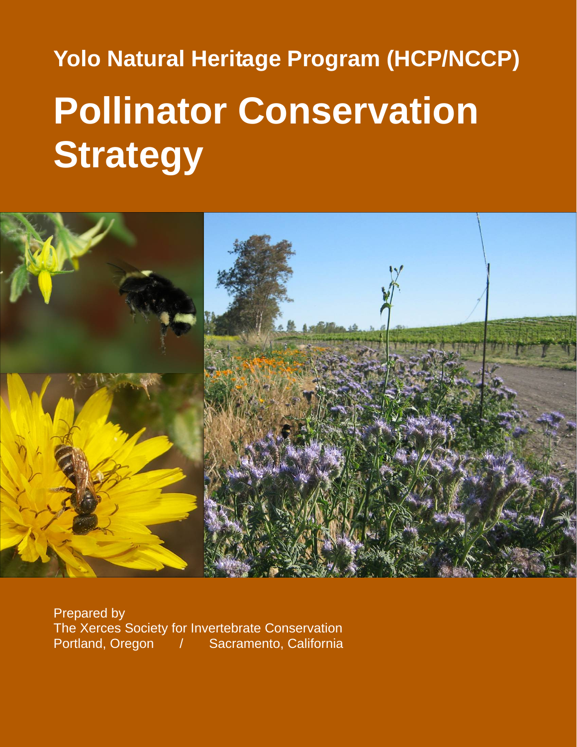## Yolo Natural Heritage Program (HCP/NCCP)

# Pollinator Conservation Strategy

Prepared by
The Xerces Society for Invertebrate Conservation
Portland, Oregon / Sacramento, California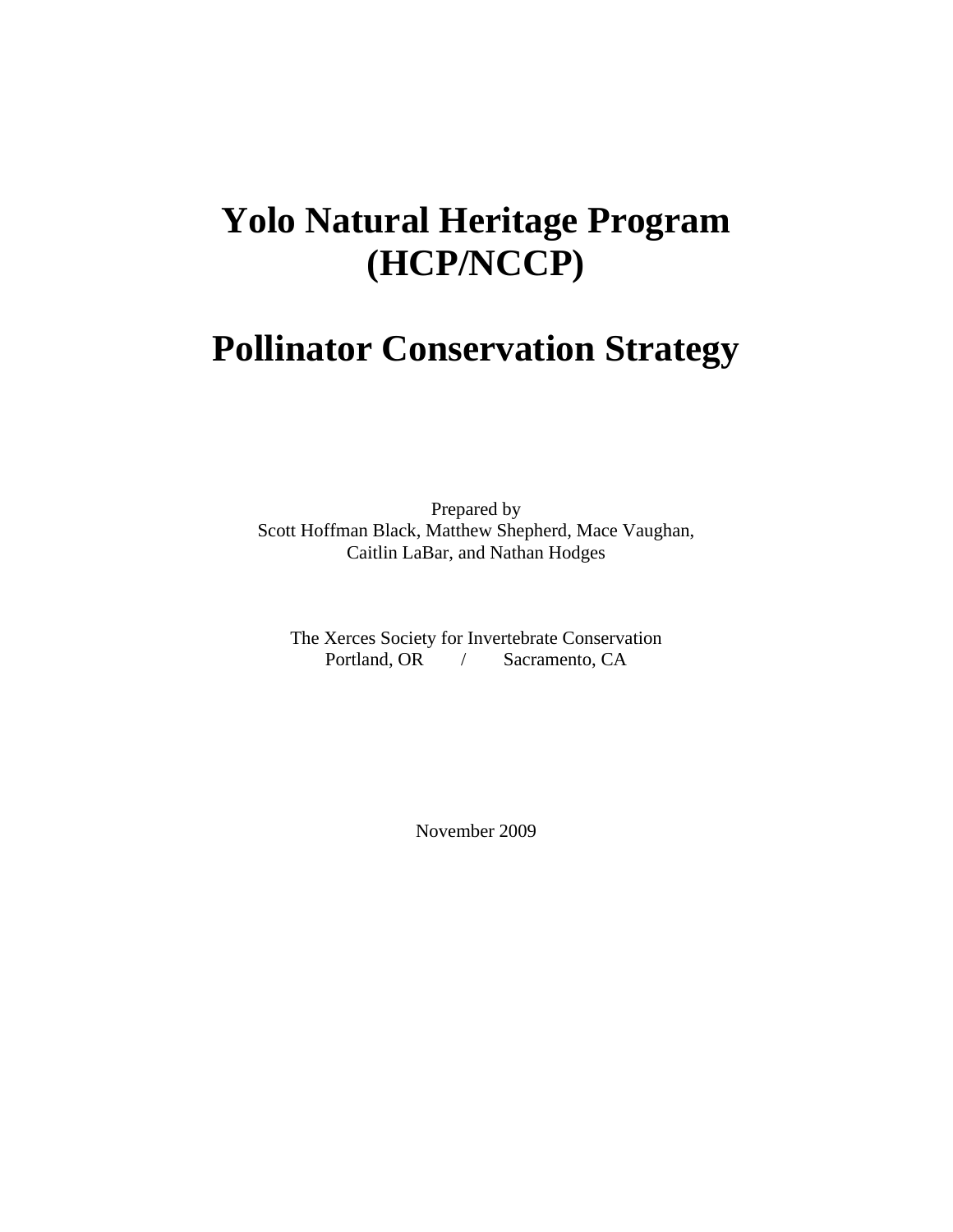# Yolo Natural Heritage Program (HCP/NCCP)

# Pollinator Conservation Strategy

Prepared by
Scott Hoffman Black, Matthew Shepherd, Mace Vaughan,
Caitlin LaBar, and Nathan Hodges

The Xerces Society for Invertebrate Conservation
Portland, OR / Sacramento, CA

November 2009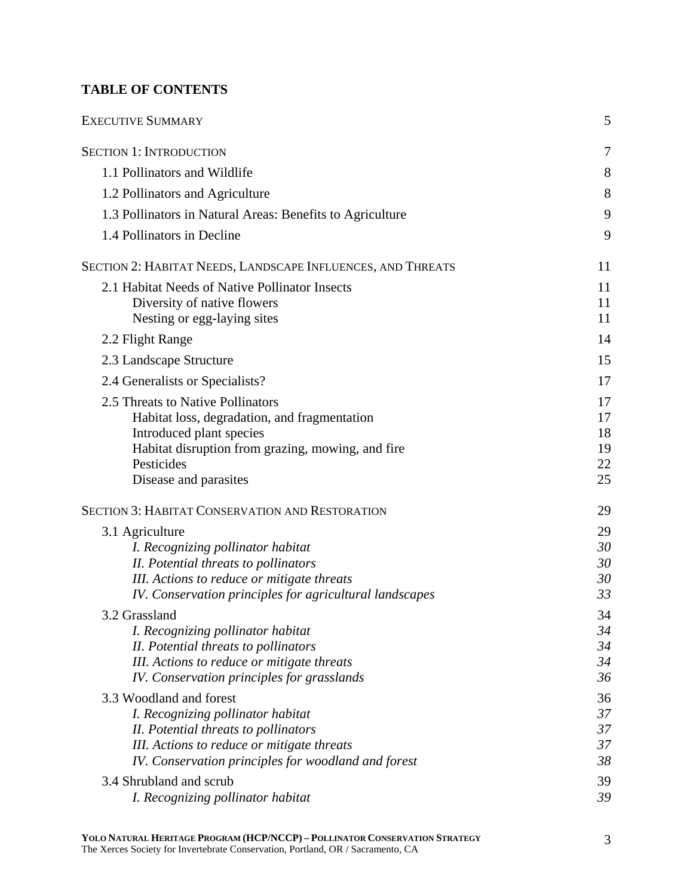## TABLE OF CONTENTS

| | |
|---|---|
| EXECUTIVE SUMMARY | 5 |
| SECTION 1: INTRODUCTION | 7 |
| 1.1 Pollinators and Wildlife | 8 |
| 1.2 Pollinators and Agriculture | 8 |
| 1.3 Pollinators in Natural Areas: Benefits to Agriculture | 9 |
| 1.4 Pollinators in Decline | 9 |
| SECTION 2: HABITAT NEEDS, LANDSCAPE INFLUENCES, AND THREATS | 11 |
| 2.1 Habitat Needs of Native Pollinator Insects | 11 |
| Diversity of native flowers | 11 |
| Nesting or egg-laying sites | 11 |
| 2.2 Flight Range | 14 |
| 2.3 Landscape Structure | 15 |
| 2.4 Generalists or Specialists? | 17 |
| 2.5 Threats to Native Pollinators | 17 |
| Habitat loss, degradation, and fragmentation | 17 |
| Introduced plant species | 18 |
| Habitat disruption from grazing, mowing, and fire | 19 |
| Pesticides | 22 |
| Disease and parasites | 25 |
| SECTION 3: HABITAT CONSERVATION AND RESTORATION | 29 |
| 3.1 Agriculture | 29 |
| *I. Recognizing pollinator habitat* | *30* |
| *II. Potential threats to pollinators* | *30* |
| *III. Actions to reduce or mitigate threats* | *30* |
| *IV. Conservation principles for agricultural landscapes* | *33* |
| 3.2 Grassland | 34 |
| *I. Recognizing pollinator habitat* | *34* |
| *II. Potential threats to pollinators* | *34* |
| *III. Actions to reduce or mitigate threats* | *34* |
| *IV. Conservation principles for grasslands* | *36* |
| 3.3 Woodland and forest | 36 |
| *I. Recognizing pollinator habitat* | *37* |
| *II. Potential threats to pollinators* | *37* |
| *III. Actions to reduce or mitigate threats* | *37* |
| *IV. Conservation principles for woodland and forest* | *38* |
| 3.4 Shrubland and scrub | 39 |
| *I. Recognizing pollinator habitat* | *39* |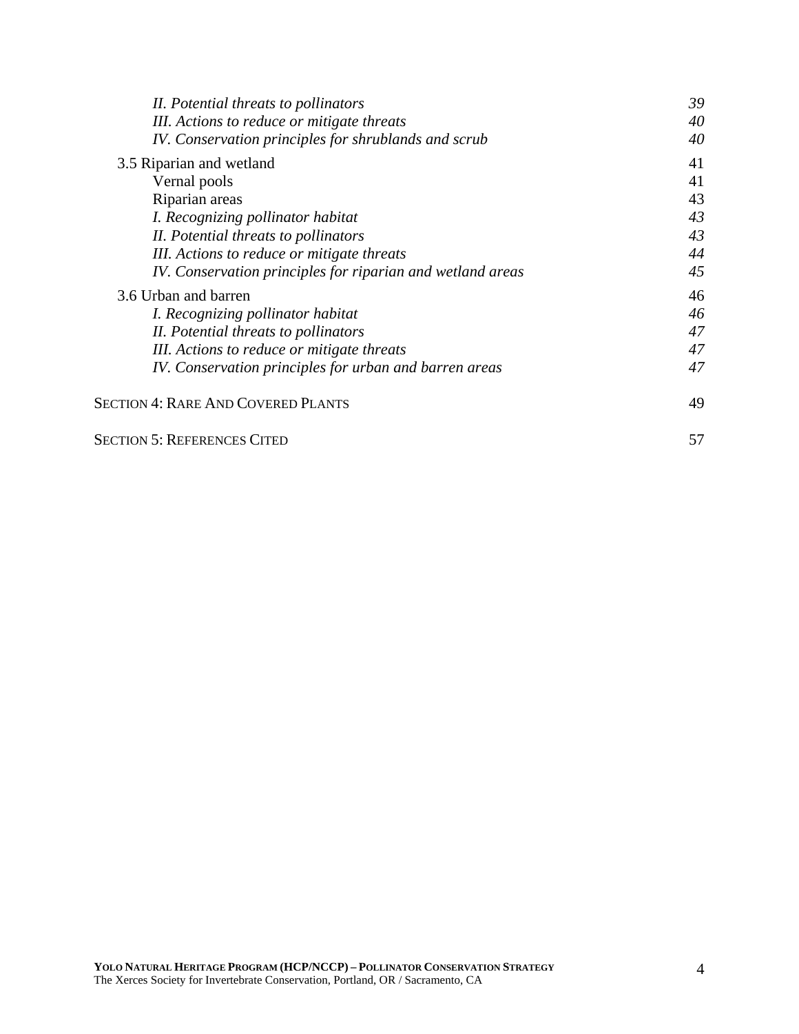*II. Potential threats to pollinators* *39*
*III. Actions to reduce or mitigate threats* *40*
*IV. Conservation principles for shrublands and scrub* *40*

3.5 Riparian and wetland 41
Vernal pools 41
Riparian areas 43
*I. Recognizing pollinator habitat* *43*
*II. Potential threats to pollinators* *43*
*III. Actions to reduce or mitigate threats* *44*
*IV. Conservation principles for riparian and wetland areas* *45*

3.6 Urban and barren 46
*I. Recognizing pollinator habitat* *46*
*II. Potential threats to pollinators* *47*
*III. Actions to reduce or mitigate threats* *47*
*IV. Conservation principles for urban and barren areas* *47*

SECTION 4: RARE AND COVERED PLANTS 49

SECTION 5: REFERENCES CITED 57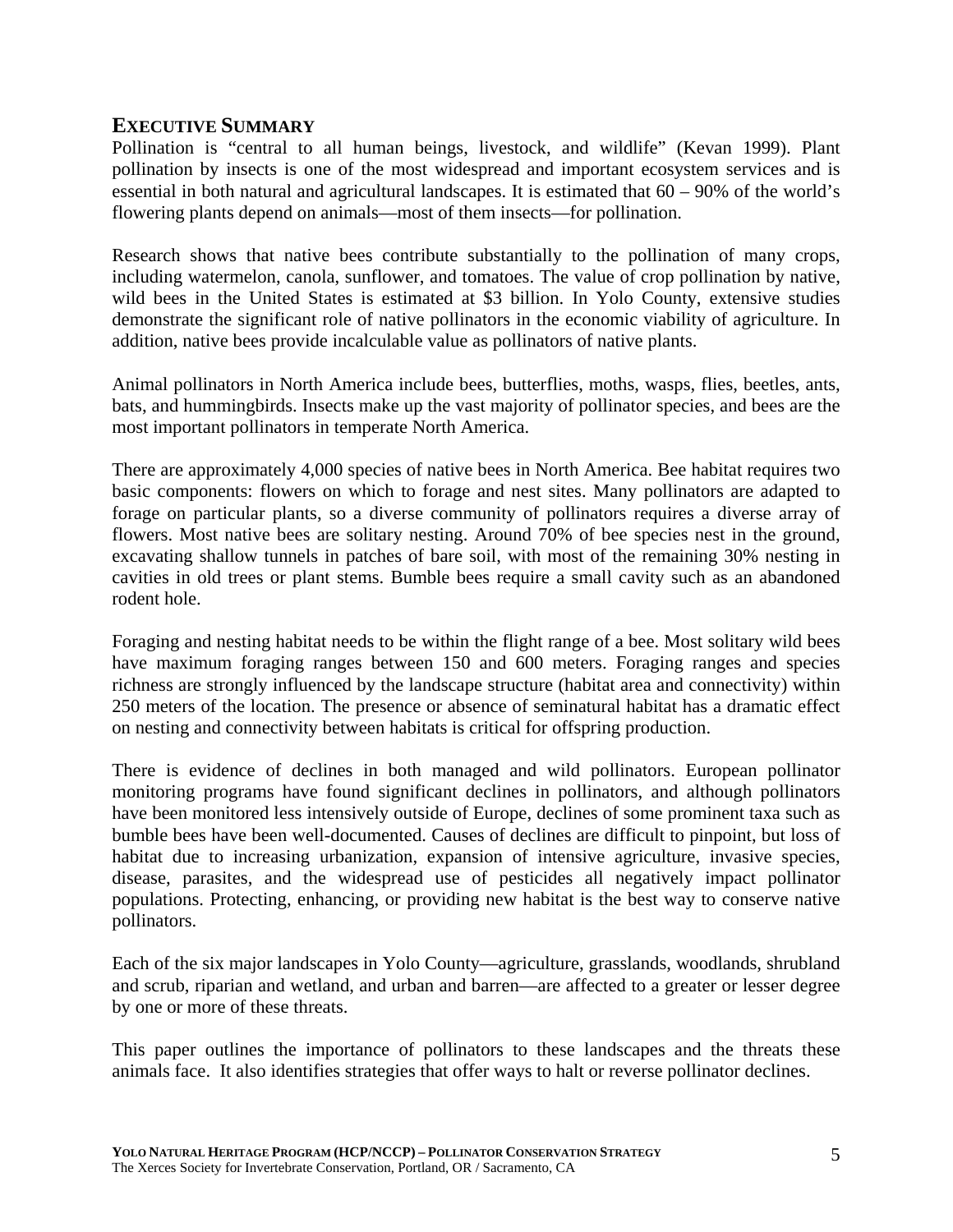# EXECUTIVE SUMMARY

Pollination is "central to all human beings, livestock, and wildlife" (Kevan 1999). Plant pollination by insects is one of the most widespread and important ecosystem services and is essential in both natural and agricultural landscapes. It is estimated that 60 – 90% of the world's flowering plants depend on animals—most of them insects—for pollination.

Research shows that native bees contribute substantially to the pollination of many crops, including watermelon, canola, sunflower, and tomatoes. The value of crop pollination by native, wild bees in the United States is estimated at $3 billion. In Yolo County, extensive studies demonstrate the significant role of native pollinators in the economic viability of agriculture. In addition, native bees provide incalculable value as pollinators of native plants.

Animal pollinators in North America include bees, butterflies, moths, wasps, flies, beetles, ants, bats, and hummingbirds. Insects make up the vast majority of pollinator species, and bees are the most important pollinators in temperate North America.

There are approximately 4,000 species of native bees in North America. Bee habitat requires two basic components: flowers on which to forage and nest sites. Many pollinators are adapted to forage on particular plants, so a diverse community of pollinators requires a diverse array of flowers. Most native bees are solitary nesting. Around 70% of bee species nest in the ground, excavating shallow tunnels in patches of bare soil, with most of the remaining 30% nesting in cavities in old trees or plant stems. Bumble bees require a small cavity such as an abandoned rodent hole.

Foraging and nesting habitat needs to be within the flight range of a bee. Most solitary wild bees have maximum foraging ranges between 150 and 600 meters. Foraging ranges and species richness are strongly influenced by the landscape structure (habitat area and connectivity) within 250 meters of the location. The presence or absence of seminatural habitat has a dramatic effect on nesting and connectivity between habitats is critical for offspring production.

There is evidence of declines in both managed and wild pollinators. European pollinator monitoring programs have found significant declines in pollinators, and although pollinators have been monitored less intensively outside of Europe, declines of some prominent taxa such as bumble bees have been well-documented. Causes of declines are difficult to pinpoint, but loss of habitat due to increasing urbanization, expansion of intensive agriculture, invasive species, disease, parasites, and the widespread use of pesticides all negatively impact pollinator populations. Protecting, enhancing, or providing new habitat is the best way to conserve native pollinators.

Each of the six major landscapes in Yolo County—agriculture, grasslands, woodlands, shrubland and scrub, riparian and wetland, and urban and barren—are affected to a greater or lesser degree by one or more of these threats.

This paper outlines the importance of pollinators to these landscapes and the threats these animals face. It also identifies strategies that offer ways to halt or reverse pollinator declines.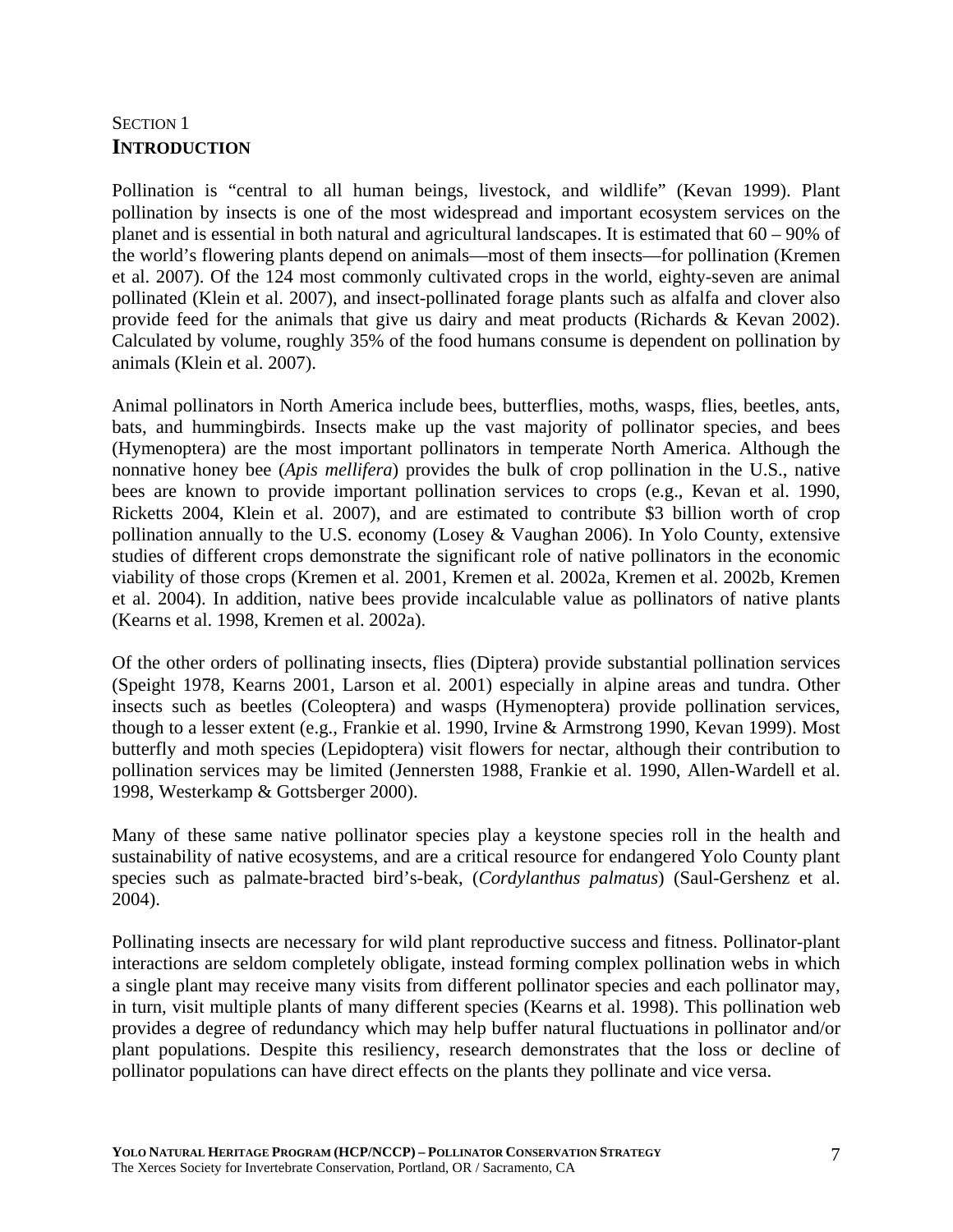SECTION 1

## INTRODUCTION

Pollination is "central to all human beings, livestock, and wildlife" (Kevan 1999). Plant pollination by insects is one of the most widespread and important ecosystem services on the planet and is essential in both natural and agricultural landscapes. It is estimated that 60 – 90% of the world's flowering plants depend on animals—most of them insects—for pollination (Kremen et al. 2007). Of the 124 most commonly cultivated crops in the world, eighty-seven are animal pollinated (Klein et al. 2007), and insect-pollinated forage plants such as alfalfa and clover also provide feed for the animals that give us dairy and meat products (Richards & Kevan 2002). Calculated by volume, roughly 35% of the food humans consume is dependent on pollination by animals (Klein et al. 2007).

Animal pollinators in North America include bees, butterflies, moths, wasps, flies, beetles, ants, bats, and hummingbirds. Insects make up the vast majority of pollinator species, and bees (Hymenoptera) are the most important pollinators in temperate North America. Although the nonnative honey bee (*Apis mellifera*) provides the bulk of crop pollination in the U.S., native bees are known to provide important pollination services to crops (e.g., Kevan et al. 1990, Ricketts 2004, Klein et al. 2007), and are estimated to contribute $3 billion worth of crop pollination annually to the U.S. economy (Losey & Vaughan 2006). In Yolo County, extensive studies of different crops demonstrate the significant role of native pollinators in the economic viability of those crops (Kremen et al. 2001, Kremen et al. 2002a, Kremen et al. 2002b, Kremen et al. 2004). In addition, native bees provide incalculable value as pollinators of native plants (Kearns et al. 1998, Kremen et al. 2002a).

Of the other orders of pollinating insects, flies (Diptera) provide substantial pollination services (Speight 1978, Kearns 2001, Larson et al. 2001) especially in alpine areas and tundra. Other insects such as beetles (Coleoptera) and wasps (Hymenoptera) provide pollination services, though to a lesser extent (e.g., Frankie et al. 1990, Irvine & Armstrong 1990, Kevan 1999). Most butterfly and moth species (Lepidoptera) visit flowers for nectar, although their contribution to pollination services may be limited (Jennersten 1988, Frankie et al. 1990, Allen-Wardell et al. 1998, Westerkamp & Gottsberger 2000).

Many of these same native pollinator species play a keystone species roll in the health and sustainability of native ecosystems, and are a critical resource for endangered Yolo County plant species such as palmate-bracted bird's-beak, (*Cordylanthus palmatus*) (Saul-Gershenz et al. 2004).

Pollinating insects are necessary for wild plant reproductive success and fitness. Pollinator-plant interactions are seldom completely obligate, instead forming complex pollination webs in which a single plant may receive many visits from different pollinator species and each pollinator may, in turn, visit multiple plants of many different species (Kearns et al. 1998). This pollination web provides a degree of redundancy which may help buffer natural fluctuations in pollinator and/or plant populations. Despite this resiliency, research demonstrates that the loss or decline of pollinator populations can have direct effects on the plants they pollinate and vice versa.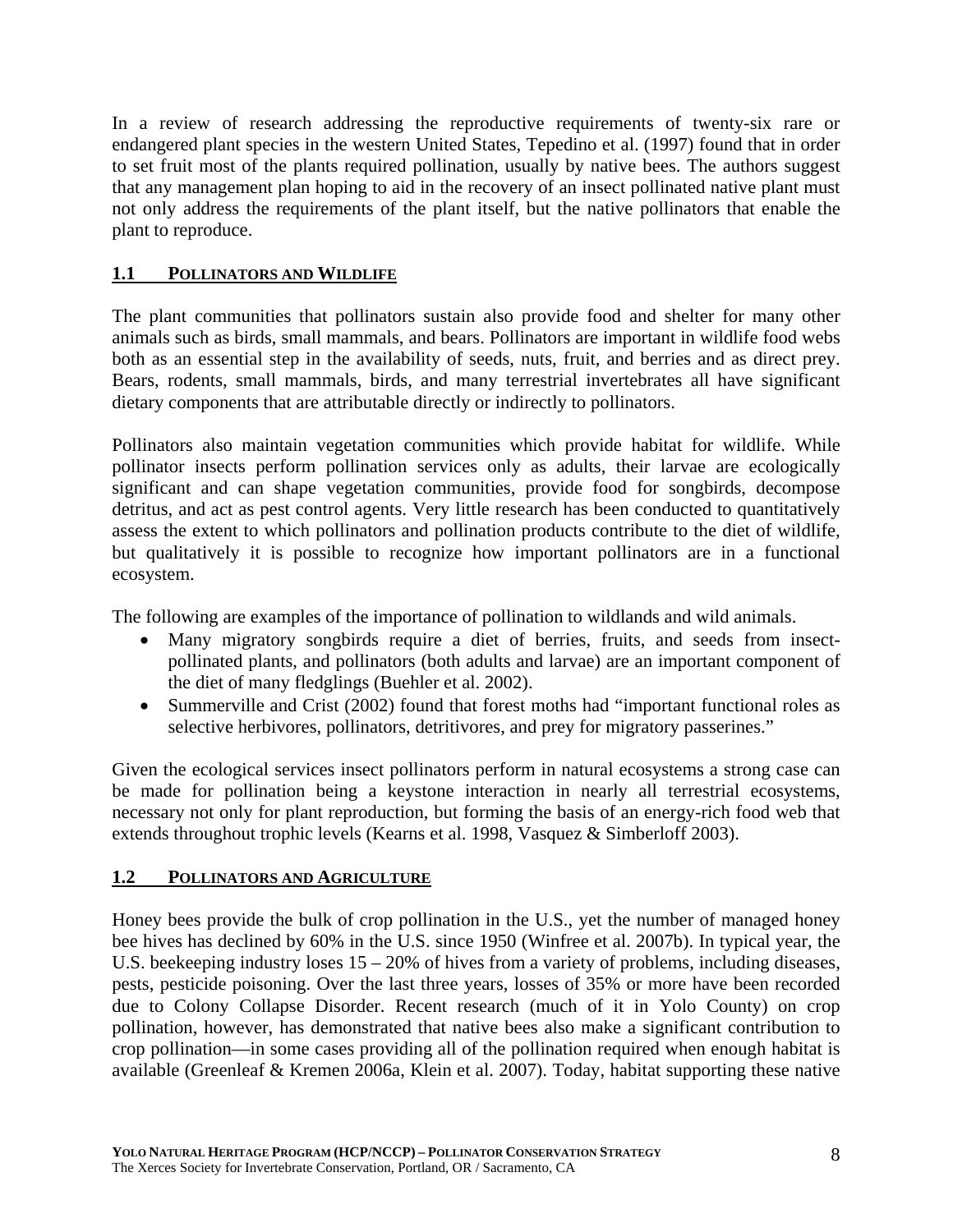In a review of research addressing the reproductive requirements of twenty-six rare or endangered plant species in the western United States, Tepedino et al. (1997) found that in order to set fruit most of the plants required pollination, usually by native bees. The authors suggest that any management plan hoping to aid in the recovery of an insect pollinated native plant must not only address the requirements of the plant itself, but the native pollinators that enable the plant to reproduce.

## 1.1 POLLINATORS AND WILDLIFE

The plant communities that pollinators sustain also provide food and shelter for many other animals such as birds, small mammals, and bears. Pollinators are important in wildlife food webs both as an essential step in the availability of seeds, nuts, fruit, and berries and as direct prey. Bears, rodents, small mammals, birds, and many terrestrial invertebrates all have significant dietary components that are attributable directly or indirectly to pollinators.

Pollinators also maintain vegetation communities which provide habitat for wildlife. While pollinator insects perform pollination services only as adults, their larvae are ecologically significant and can shape vegetation communities, provide food for songbirds, decompose detritus, and act as pest control agents. Very little research has been conducted to quantitatively assess the extent to which pollinators and pollination products contribute to the diet of wildlife, but qualitatively it is possible to recognize how important pollinators are in a functional ecosystem.

The following are examples of the importance of pollination to wildlands and wild animals.

- Many migratory songbirds require a diet of berries, fruits, and seeds from insect-pollinated plants, and pollinators (both adults and larvae) are an important component of the diet of many fledglings (Buehler et al. 2002).
- Summerville and Crist (2002) found that forest moths had "important functional roles as selective herbivores, pollinators, detritivores, and prey for migratory passerines."

Given the ecological services insect pollinators perform in natural ecosystems a strong case can be made for pollination being a keystone interaction in nearly all terrestrial ecosystems, necessary not only for plant reproduction, but forming the basis of an energy-rich food web that extends throughout trophic levels (Kearns et al. 1998, Vasquez & Simberloff 2003).

## 1.2 POLLINATORS AND AGRICULTURE

Honey bees provide the bulk of crop pollination in the U.S., yet the number of managed honey bee hives has declined by 60% in the U.S. since 1950 (Winfree et al. 2007b). In typical year, the U.S. beekeeping industry loses 15 – 20% of hives from a variety of problems, including diseases, pests, pesticide poisoning. Over the last three years, losses of 35% or more have been recorded due to Colony Collapse Disorder. Recent research (much of it in Yolo County) on crop pollination, however, has demonstrated that native bees also make a significant contribution to crop pollination—in some cases providing all of the pollination required when enough habitat is available (Greenleaf & Kremen 2006a, Klein et al. 2007). Today, habitat supporting these native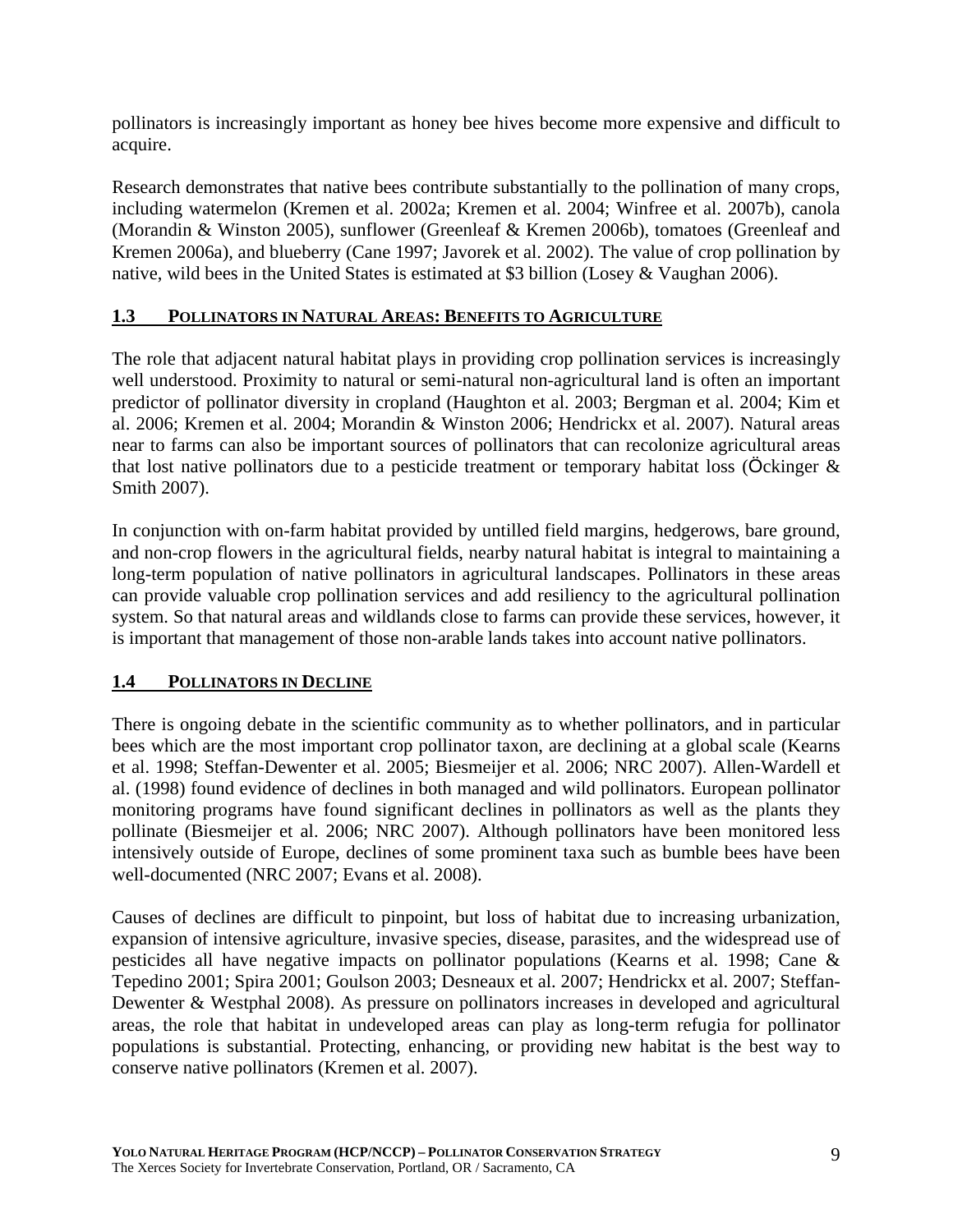pollinators is increasingly important as honey bee hives become more expensive and difficult to acquire.

Research demonstrates that native bees contribute substantially to the pollination of many crops, including watermelon (Kremen et al. 2002a; Kremen et al. 2004; Winfree et al. 2007b), canola (Morandin & Winston 2005), sunflower (Greenleaf & Kremen 2006b), tomatoes (Greenleaf and Kremen 2006a), and blueberry (Cane 1997; Javorek et al. 2002). The value of crop pollination by native, wild bees in the United States is estimated at $3 billion (Losey & Vaughan 2006).

## 1.3 Pollinators in Natural Areas: Benefits to Agriculture

The role that adjacent natural habitat plays in providing crop pollination services is increasingly well understood. Proximity to natural or semi-natural non-agricultural land is often an important predictor of pollinator diversity in cropland (Haughton et al. 2003; Bergman et al. 2004; Kim et al. 2006; Kremen et al. 2004; Morandin & Winston 2006; Hendrickx et al. 2007). Natural areas near to farms can also be important sources of pollinators that can recolonize agricultural areas that lost native pollinators due to a pesticide treatment or temporary habitat loss (Öckinger & Smith 2007).

In conjunction with on-farm habitat provided by untilled field margins, hedgerows, bare ground, and non-crop flowers in the agricultural fields, nearby natural habitat is integral to maintaining a long-term population of native pollinators in agricultural landscapes. Pollinators in these areas can provide valuable crop pollination services and add resiliency to the agricultural pollination system. So that natural areas and wildlands close to farms can provide these services, however, it is important that management of those non-arable lands takes into account native pollinators.

## 1.4 Pollinators in Decline

There is ongoing debate in the scientific community as to whether pollinators, and in particular bees which are the most important crop pollinator taxon, are declining at a global scale (Kearns et al. 1998; Steffan-Dewenter et al. 2005; Biesmeijer et al. 2006; NRC 2007). Allen-Wardell et al. (1998) found evidence of declines in both managed and wild pollinators. European pollinator monitoring programs have found significant declines in pollinators as well as the plants they pollinate (Biesmeijer et al. 2006; NRC 2007). Although pollinators have been monitored less intensively outside of Europe, declines of some prominent taxa such as bumble bees have been well-documented (NRC 2007; Evans et al. 2008).

Causes of declines are difficult to pinpoint, but loss of habitat due to increasing urbanization, expansion of intensive agriculture, invasive species, disease, parasites, and the widespread use of pesticides all have negative impacts on pollinator populations (Kearns et al. 1998; Cane & Tepedino 2001; Spira 2001; Goulson 2003; Desneaux et al. 2007; Hendrickx et al. 2007; Steffan-Dewenter & Westphal 2008). As pressure on pollinators increases in developed and agricultural areas, the role that habitat in undeveloped areas can play as long-term refugia for pollinator populations is substantial. Protecting, enhancing, or providing new habitat is the best way to conserve native pollinators (Kremen et al. 2007).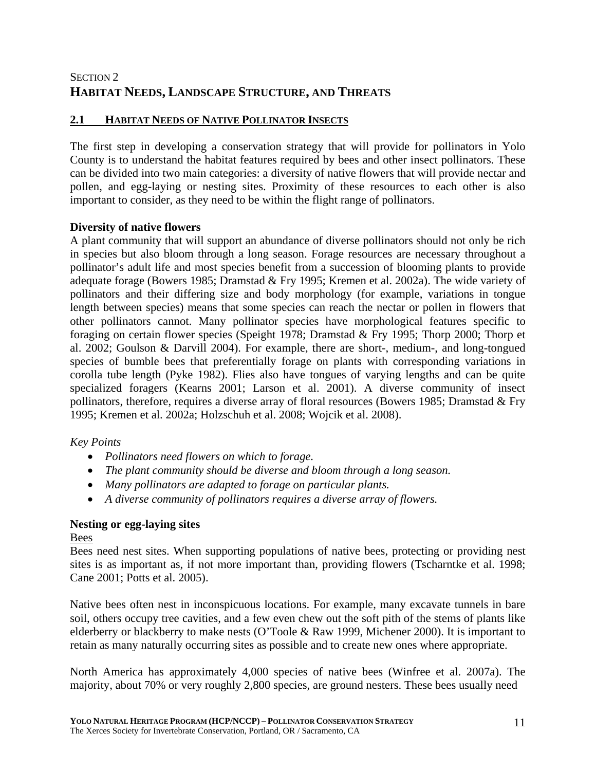# SECTION 2
# HABITAT NEEDS, LANDSCAPE STRUCTURE, AND THREATS

## 2.1 HABITAT NEEDS OF NATIVE POLLINATOR INSECTS

The first step in developing a conservation strategy that will provide for pollinators in Yolo County is to understand the habitat features required by bees and other insect pollinators. These can be divided into two main categories: a diversity of native flowers that will provide nectar and pollen, and egg-laying or nesting sites. Proximity of these resources to each other is also important to consider, as they need to be within the flight range of pollinators.

### Diversity of native flowers

A plant community that will support an abundance of diverse pollinators should not only be rich in species but also bloom through a long season. Forage resources are necessary throughout a pollinator's adult life and most species benefit from a succession of blooming plants to provide adequate forage (Bowers 1985; Dramstad & Fry 1995; Kremen et al. 2002a). The wide variety of pollinators and their differing size and body morphology (for example, variations in tongue length between species) means that some species can reach the nectar or pollen in flowers that other pollinators cannot. Many pollinator species have morphological features specific to foraging on certain flower species (Speight 1978; Dramstad & Fry 1995; Thorp 2000; Thorp et al. 2002; Goulson & Darvill 2004). For example, there are short-, medium-, and long-tongued species of bumble bees that preferentially forage on plants with corresponding variations in corolla tube length (Pyke 1982). Flies also have tongues of varying lengths and can be quite specialized foragers (Kearns 2001; Larson et al. 2001). A diverse community of insect pollinators, therefore, requires a diverse array of floral resources (Bowers 1985; Dramstad & Fry 1995; Kremen et al. 2002a; Holzschuh et al. 2008; Wojcik et al. 2008).

*Key Points*

- *Pollinators need flowers on which to forage.*
- *The plant community should be diverse and bloom through a long season.*
- *Many pollinators are adapted to forage on particular plants.*
- *A diverse community of pollinators requires a diverse array of flowers.*

### Nesting or egg-laying sites

<u>Bees</u>

Bees need nest sites. When supporting populations of native bees, protecting or providing nest sites is as important as, if not more important than, providing flowers (Tscharntke et al. 1998; Cane 2001; Potts et al. 2005).

Native bees often nest in inconspicuous locations. For example, many excavate tunnels in bare soil, others occupy tree cavities, and a few even chew out the soft pith of the stems of plants like elderberry or blackberry to make nests (O'Toole & Raw 1999, Michener 2000). It is important to retain as many naturally occurring sites as possible and to create new ones where appropriate.

North America has approximately 4,000 species of native bees (Winfree et al. 2007a). The majority, about 70% or very roughly 2,800 species, are ground nesters. These bees usually need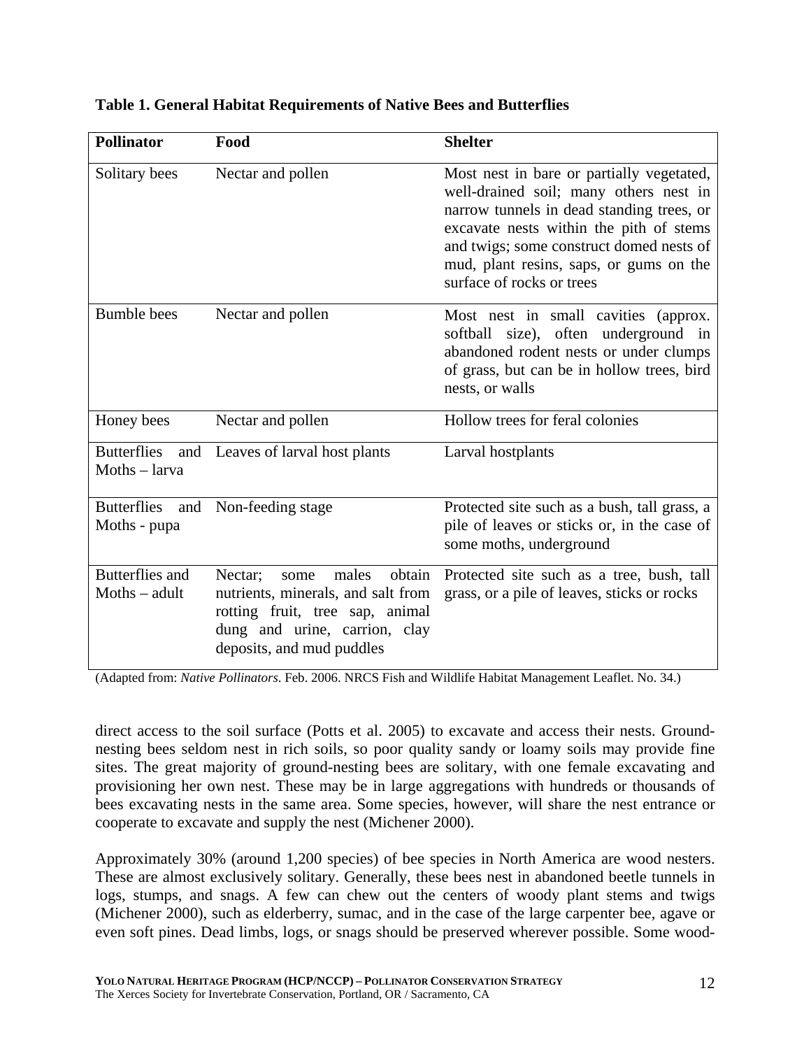**Table 1. General Habitat Requirements of Native Bees and Butterflies**

| Pollinator | Food | Shelter |
|---|---|---|
| Solitary bees | Nectar and pollen | Most nest in bare or partially vegetated, well-drained soil; many others nest in narrow tunnels in dead standing trees, or excavate nests within the pith of stems and twigs; some construct domed nests of mud, plant resins, saps, or gums on the surface of rocks or trees |
| Bumble bees | Nectar and pollen | Most nest in small cavities (approx. softball size), often underground in abandoned rodent nests or under clumps of grass, but can be in hollow trees, bird nests, or walls |
| Honey bees | Nectar and pollen | Hollow trees for feral colonies |
| Butterflies and Moths – larva | Leaves of larval host plants | Larval hostplants |
| Butterflies and Moths - pupa | Non-feeding stage | Protected site such as a bush, tall grass, a pile of leaves or sticks or, in the case of some moths, underground |
| Butterflies and Moths – adult | Nectar; some males obtain nutrients, minerals, and salt from rotting fruit, tree sap, animal dung and urine, carrion, clay deposits, and mud puddles | Protected site such as a tree, bush, tall grass, or a pile of leaves, sticks or rocks |

(Adapted from: *Native Pollinators*. Feb. 2006. NRCS Fish and Wildlife Habitat Management Leaflet. No. 34.)

direct access to the soil surface (Potts et al. 2005) to excavate and access their nests. Ground-nesting bees seldom nest in rich soils, so poor quality sandy or loamy soils may provide fine sites. The great majority of ground-nesting bees are solitary, with one female excavating and provisioning her own nest. These may be in large aggregations with hundreds or thousands of bees excavating nests in the same area. Some species, however, will share the nest entrance or cooperate to excavate and supply the nest (Michener 2000).

Approximately 30% (around 1,200 species) of bee species in North America are wood nesters. These are almost exclusively solitary. Generally, these bees nest in abandoned beetle tunnels in logs, stumps, and snags. A few can chew out the centers of woody plant stems and twigs (Michener 2000), such as elderberry, sumac, and in the case of the large carpenter bee, agave or even soft pines. Dead limbs, logs, or snags should be preserved wherever possible. Some wood-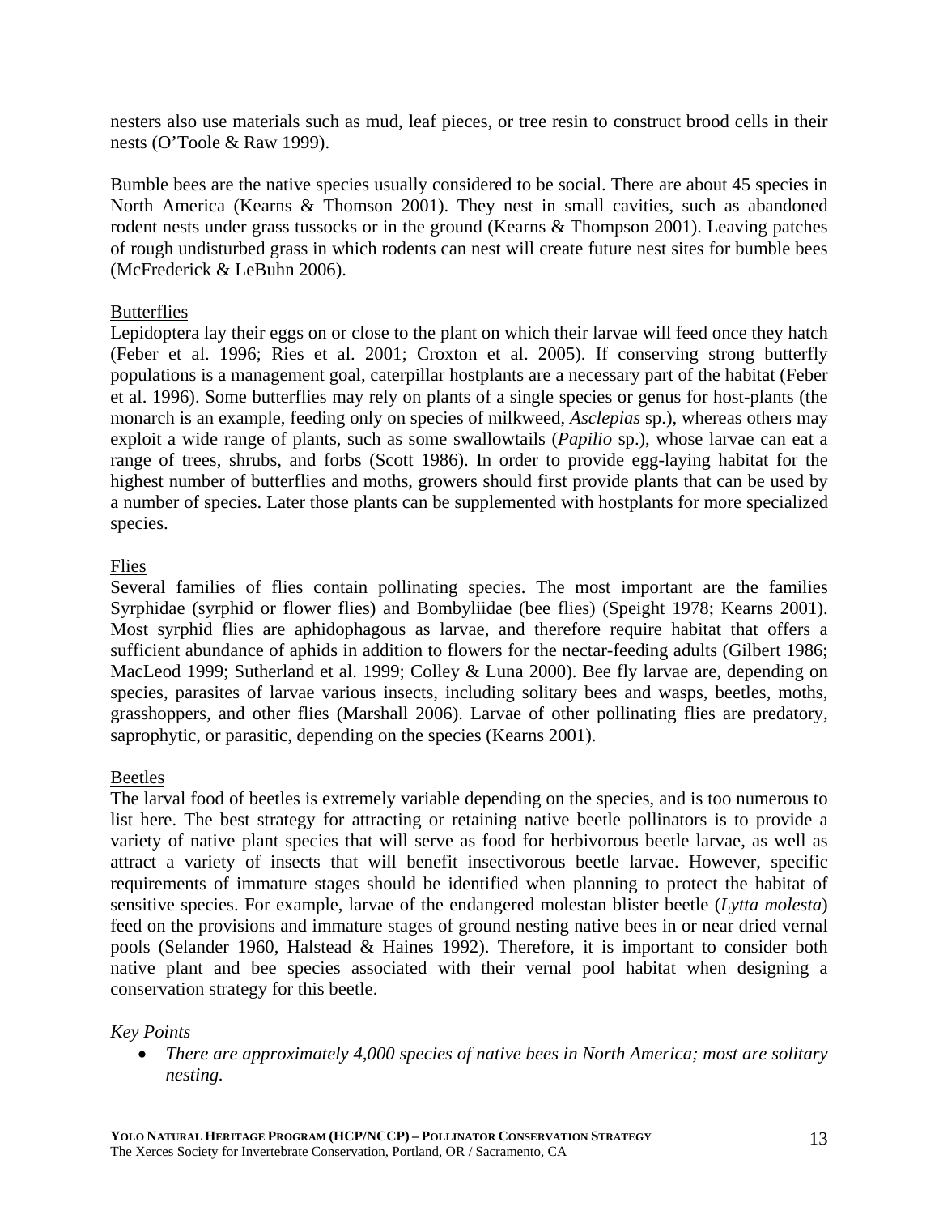nesters also use materials such as mud, leaf pieces, or tree resin to construct brood cells in their nests (O'Toole & Raw 1999).

Bumble bees are the native species usually considered to be social. There are about 45 species in North America (Kearns & Thomson 2001). They nest in small cavities, such as abandoned rodent nests under grass tussocks or in the ground (Kearns & Thompson 2001). Leaving patches of rough undisturbed grass in which rodents can nest will create future nest sites for bumble bees (McFrederick & LeBuhn 2006).

<u>Butterflies</u>

Lepidoptera lay their eggs on or close to the plant on which their larvae will feed once they hatch (Feber et al. 1996; Ries et al. 2001; Croxton et al. 2005). If conserving strong butterfly populations is a management goal, caterpillar hostplants are a necessary part of the habitat (Feber et al. 1996). Some butterflies may rely on plants of a single species or genus for host-plants (the monarch is an example, feeding only on species of milkweed, *Asclepias* sp.), whereas others may exploit a wide range of plants, such as some swallowtails (*Papilio* sp.), whose larvae can eat a range of trees, shrubs, and forbs (Scott 1986). In order to provide egg-laying habitat for the highest number of butterflies and moths, growers should first provide plants that can be used by a number of species. Later those plants can be supplemented with hostplants for more specialized species.

<u>Flies</u>

Several families of flies contain pollinating species. The most important are the families Syrphidae (syrphid or flower flies) and Bombyliidae (bee flies) (Speight 1978; Kearns 2001). Most syrphid flies are aphidophagous as larvae, and therefore require habitat that offers a sufficient abundance of aphids in addition to flowers for the nectar-feeding adults (Gilbert 1986; MacLeod 1999; Sutherland et al. 1999; Colley & Luna 2000). Bee fly larvae are, depending on species, parasites of larvae various insects, including solitary bees and wasps, beetles, moths, grasshoppers, and other flies (Marshall 2006). Larvae of other pollinating flies are predatory, saprophytic, or parasitic, depending on the species (Kearns 2001).

<u>Beetles</u>

The larval food of beetles is extremely variable depending on the species, and is too numerous to list here. The best strategy for attracting or retaining native beetle pollinators is to provide a variety of native plant species that will serve as food for herbivorous beetle larvae, as well as attract a variety of insects that will benefit insectivorous beetle larvae. However, specific requirements of immature stages should be identified when planning to protect the habitat of sensitive species. For example, larvae of the endangered molestan blister beetle (*Lytta molesta*) feed on the provisions and immature stages of ground nesting native bees in or near dried vernal pools (Selander 1960, Halstead & Haines 1992). Therefore, it is important to consider both native plant and bee species associated with their vernal pool habitat when designing a conservation strategy for this beetle.

*Key Points*

- *There are approximately 4,000 species of native bees in North America; most are solitary nesting.*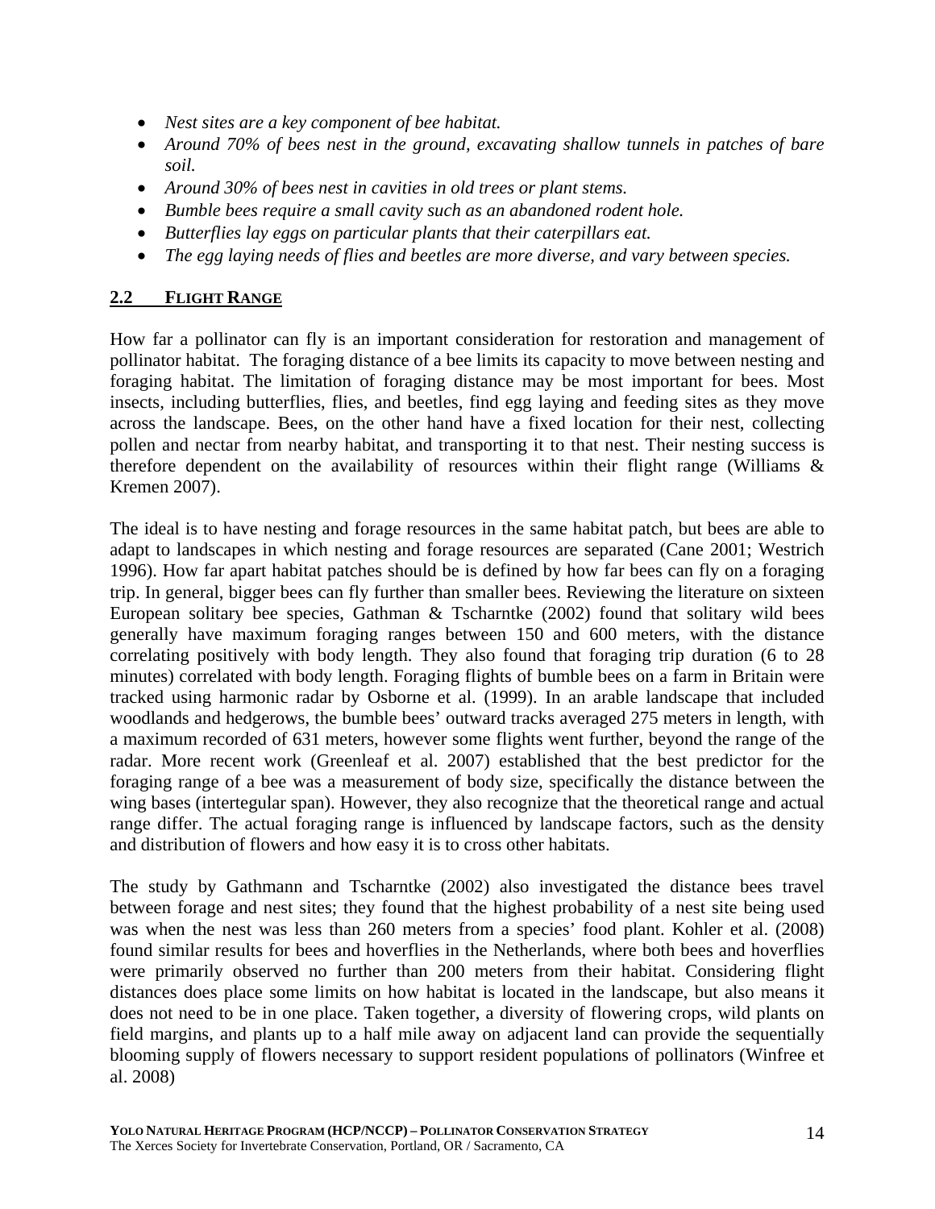- *Nest sites are a key component of bee habitat.*
- *Around 70% of bees nest in the ground, excavating shallow tunnels in patches of bare soil.*
- *Around 30% of bees nest in cavities in old trees or plant stems.*
- *Bumble bees require a small cavity such as an abandoned rodent hole.*
- *Butterflies lay eggs on particular plants that their caterpillars eat.*
- *The egg laying needs of flies and beetles are more diverse, and vary between species.*

## 2.2 FLIGHT RANGE

How far a pollinator can fly is an important consideration for restoration and management of pollinator habitat. The foraging distance of a bee limits its capacity to move between nesting and foraging habitat. The limitation of foraging distance may be most important for bees. Most insects, including butterflies, flies, and beetles, find egg laying and feeding sites as they move across the landscape. Bees, on the other hand have a fixed location for their nest, collecting pollen and nectar from nearby habitat, and transporting it to that nest. Their nesting success is therefore dependent on the availability of resources within their flight range (Williams & Kremen 2007).

The ideal is to have nesting and forage resources in the same habitat patch, but bees are able to adapt to landscapes in which nesting and forage resources are separated (Cane 2001; Westrich 1996). How far apart habitat patches should be is defined by how far bees can fly on a foraging trip. In general, bigger bees can fly further than smaller bees. Reviewing the literature on sixteen European solitary bee species, Gathman & Tscharntke (2002) found that solitary wild bees generally have maximum foraging ranges between 150 and 600 meters, with the distance correlating positively with body length. They also found that foraging trip duration (6 to 28 minutes) correlated with body length. Foraging flights of bumble bees on a farm in Britain were tracked using harmonic radar by Osborne et al. (1999). In an arable landscape that included woodlands and hedgerows, the bumble bees' outward tracks averaged 275 meters in length, with a maximum recorded of 631 meters, however some flights went further, beyond the range of the radar. More recent work (Greenleaf et al. 2007) established that the best predictor for the foraging range of a bee was a measurement of body size, specifically the distance between the wing bases (intertegular span). However, they also recognize that the theoretical range and actual range differ. The actual foraging range is influenced by landscape factors, such as the density and distribution of flowers and how easy it is to cross other habitats.

The study by Gathmann and Tscharntke (2002) also investigated the distance bees travel between forage and nest sites; they found that the highest probability of a nest site being used was when the nest was less than 260 meters from a species' food plant. Kohler et al. (2008) found similar results for bees and hoverflies in the Netherlands, where both bees and hoverflies were primarily observed no further than 200 meters from their habitat. Considering flight distances does place some limits on how habitat is located in the landscape, but also means it does not need to be in one place. Taken together, a diversity of flowering crops, wild plants on field margins, and plants up to a half mile away on adjacent land can provide the sequentially blooming supply of flowers necessary to support resident populations of pollinators (Winfree et al. 2008)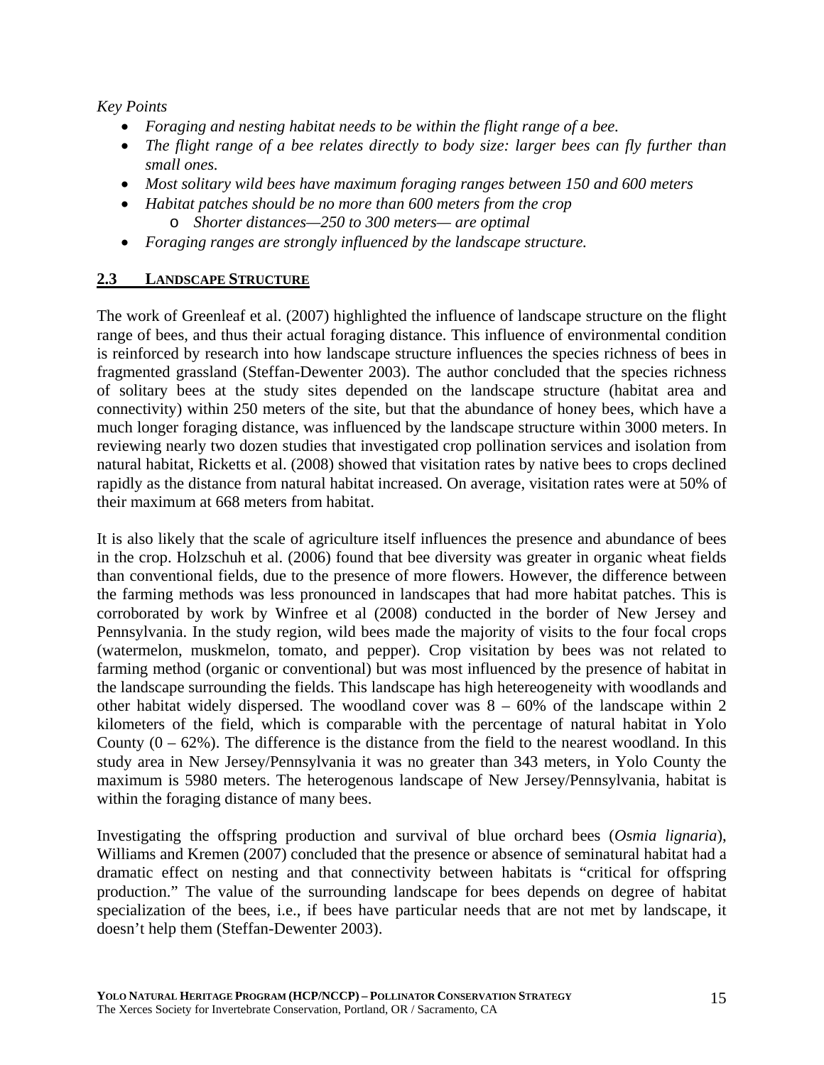*Key Points*

- *Foraging and nesting habitat needs to be within the flight range of a bee.*
- *The flight range of a bee relates directly to body size: larger bees can fly further than small ones.*
- *Most solitary wild bees have maximum foraging ranges between 150 and 600 meters*
- *Habitat patches should be no more than 600 meters from the crop*
  - *Shorter distances—250 to 300 meters— are optimal*
- *Foraging ranges are strongly influenced by the landscape structure.*

## 2.3 LANDSCAPE STRUCTURE

The work of Greenleaf et al. (2007) highlighted the influence of landscape structure on the flight range of bees, and thus their actual foraging distance. This influence of environmental condition is reinforced by research into how landscape structure influences the species richness of bees in fragmented grassland (Steffan-Dewenter 2003). The author concluded that the species richness of solitary bees at the study sites depended on the landscape structure (habitat area and connectivity) within 250 meters of the site, but that the abundance of honey bees, which have a much longer foraging distance, was influenced by the landscape structure within 3000 meters. In reviewing nearly two dozen studies that investigated crop pollination services and isolation from natural habitat, Ricketts et al. (2008) showed that visitation rates by native bees to crops declined rapidly as the distance from natural habitat increased. On average, visitation rates were at 50% of their maximum at 668 meters from habitat.

It is also likely that the scale of agriculture itself influences the presence and abundance of bees in the crop. Holzschuh et al. (2006) found that bee diversity was greater in organic wheat fields than conventional fields, due to the presence of more flowers. However, the difference between the farming methods was less pronounced in landscapes that had more habitat patches. This is corroborated by work by Winfree et al (2008) conducted in the border of New Jersey and Pennsylvania. In the study region, wild bees made the majority of visits to the four focal crops (watermelon, muskmelon, tomato, and pepper). Crop visitation by bees was not related to farming method (organic or conventional) but was most influenced by the presence of habitat in the landscape surrounding the fields. This landscape has high hetereogeneity with woodlands and other habitat widely dispersed. The woodland cover was 8 – 60% of the landscape within 2 kilometers of the field, which is comparable with the percentage of natural habitat in Yolo County (0 – 62%). The difference is the distance from the field to the nearest woodland. In this study area in New Jersey/Pennsylvania it was no greater than 343 meters, in Yolo County the maximum is 5980 meters. The heterogenous landscape of New Jersey/Pennsylvania, habitat is within the foraging distance of many bees.

Investigating the offspring production and survival of blue orchard bees (*Osmia lignaria*), Williams and Kremen (2007) concluded that the presence or absence of seminatural habitat had a dramatic effect on nesting and that connectivity between habitats is "critical for offspring production." The value of the surrounding landscape for bees depends on degree of habitat specialization of the bees, i.e., if bees have particular needs that are not met by landscape, it doesn't help them (Steffan-Dewenter 2003).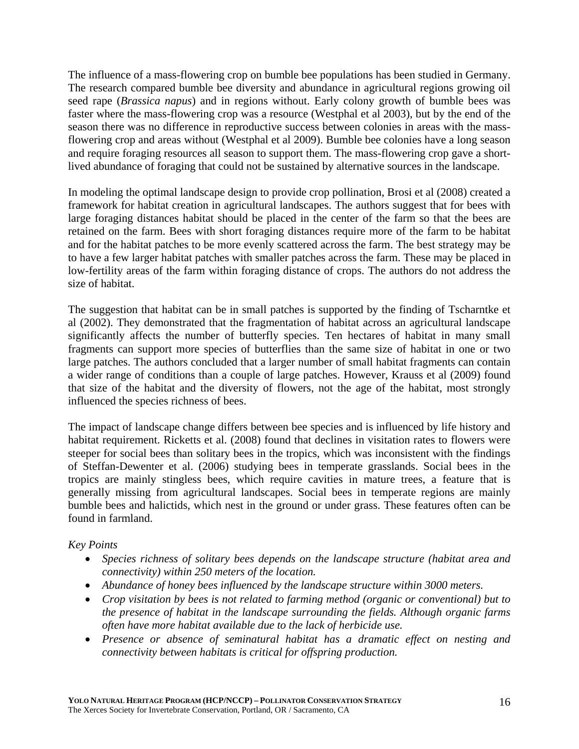The influence of a mass-flowering crop on bumble bee populations has been studied in Germany. The research compared bumble bee diversity and abundance in agricultural regions growing oil seed rape (*Brassica napus*) and in regions without. Early colony growth of bumble bees was faster where the mass-flowering crop was a resource (Westphal et al 2003), but by the end of the season there was no difference in reproductive success between colonies in areas with the mass-flowering crop and areas without (Westphal et al 2009). Bumble bee colonies have a long season and require foraging resources all season to support them. The mass-flowering crop gave a short-lived abundance of foraging that could not be sustained by alternative sources in the landscape.

In modeling the optimal landscape design to provide crop pollination, Brosi et al (2008) created a framework for habitat creation in agricultural landscapes. The authors suggest that for bees with large foraging distances habitat should be placed in the center of the farm so that the bees are retained on the farm. Bees with short foraging distances require more of the farm to be habitat and for the habitat patches to be more evenly scattered across the farm. The best strategy may be to have a few larger habitat patches with smaller patches across the farm. These may be placed in low-fertility areas of the farm within foraging distance of crops. The authors do not address the size of habitat.

The suggestion that habitat can be in small patches is supported by the finding of Tscharntke et al (2002). They demonstrated that the fragmentation of habitat across an agricultural landscape significantly affects the number of butterfly species. Ten hectares of habitat in many small fragments can support more species of butterflies than the same size of habitat in one or two large patches. The authors concluded that a larger number of small habitat fragments can contain a wider range of conditions than a couple of large patches. However, Krauss et al (2009) found that size of the habitat and the diversity of flowers, not the age of the habitat, most strongly influenced the species richness of bees.

The impact of landscape change differs between bee species and is influenced by life history and habitat requirement. Ricketts et al. (2008) found that declines in visitation rates to flowers were steeper for social bees than solitary bees in the tropics, which was inconsistent with the findings of Steffan-Dewenter et al. (2006) studying bees in temperate grasslands. Social bees in the tropics are mainly stingless bees, which require cavities in mature trees, a feature that is generally missing from agricultural landscapes. Social bees in temperate regions are mainly bumble bees and halictids, which nest in the ground or under grass. These features often can be found in farmland.

*Key Points*

- *Species richness of solitary bees depends on the landscape structure (habitat area and connectivity) within 250 meters of the location.*
- *Abundance of honey bees influenced by the landscape structure within 3000 meters.*
- *Crop visitation by bees is not related to farming method (organic or conventional) but to the presence of habitat in the landscape surrounding the fields. Although organic farms often have more habitat available due to the lack of herbicide use.*
- *Presence or absence of seminatural habitat has a dramatic effect on nesting and connectivity between habitats is critical for offspring production.*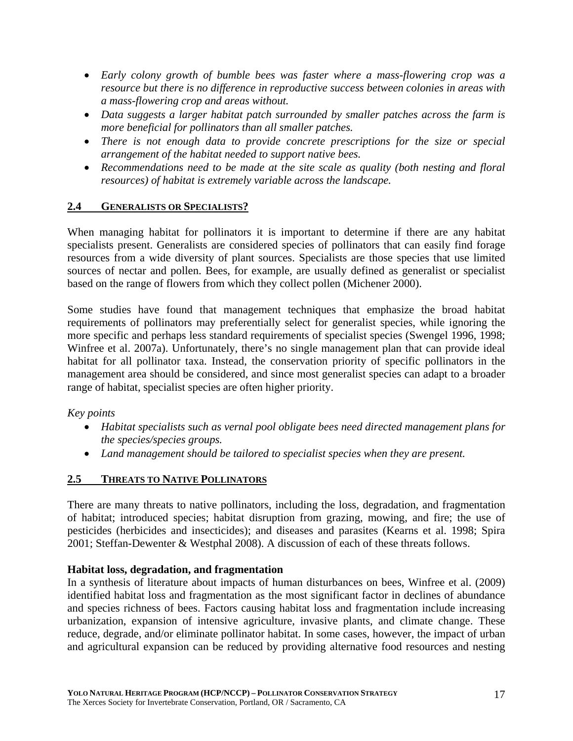- *Early colony growth of bumble bees was faster where a mass-flowering crop was a resource but there is no difference in reproductive success between colonies in areas with a mass-flowering crop and areas without.*
- *Data suggests a larger habitat patch surrounded by smaller patches across the farm is more beneficial for pollinators than all smaller patches.*
- *There is not enough data to provide concrete prescriptions for the size or special arrangement of the habitat needed to support native bees.*
- *Recommendations need to be made at the site scale as quality (both nesting and floral resources) of habitat is extremely variable across the landscape.*

## 2.4 GENERALISTS OR SPECIALISTS?

When managing habitat for pollinators it is important to determine if there are any habitat specialists present. Generalists are considered species of pollinators that can easily find forage resources from a wide diversity of plant sources. Specialists are those species that use limited sources of nectar and pollen. Bees, for example, are usually defined as generalist or specialist based on the range of flowers from which they collect pollen (Michener 2000).

Some studies have found that management techniques that emphasize the broad habitat requirements of pollinators may preferentially select for generalist species, while ignoring the more specific and perhaps less standard requirements of specialist species (Swengel 1996, 1998; Winfree et al. 2007a). Unfortunately, there's no single management plan that can provide ideal habitat for all pollinator taxa. Instead, the conservation priority of specific pollinators in the management area should be considered, and since most generalist species can adapt to a broader range of habitat, specialist species are often higher priority.

*Key points*

- *Habitat specialists such as vernal pool obligate bees need directed management plans for the species/species groups.*
- *Land management should be tailored to specialist species when they are present.*

## 2.5 THREATS TO NATIVE POLLINATORS

There are many threats to native pollinators, including the loss, degradation, and fragmentation of habitat; introduced species; habitat disruption from grazing, mowing, and fire; the use of pesticides (herbicides and insecticides); and diseases and parasites (Kearns et al. 1998; Spira 2001; Steffan-Dewenter & Westphal 2008). A discussion of each of these threats follows.

**Habitat loss, degradation, and fragmentation**

In a synthesis of literature about impacts of human disturbances on bees, Winfree et al. (2009) identified habitat loss and fragmentation as the most significant factor in declines of abundance and species richness of bees. Factors causing habitat loss and fragmentation include increasing urbanization, expansion of intensive agriculture, invasive plants, and climate change. These reduce, degrade, and/or eliminate pollinator habitat. In some cases, however, the impact of urban and agricultural expansion can be reduced by providing alternative food resources and nesting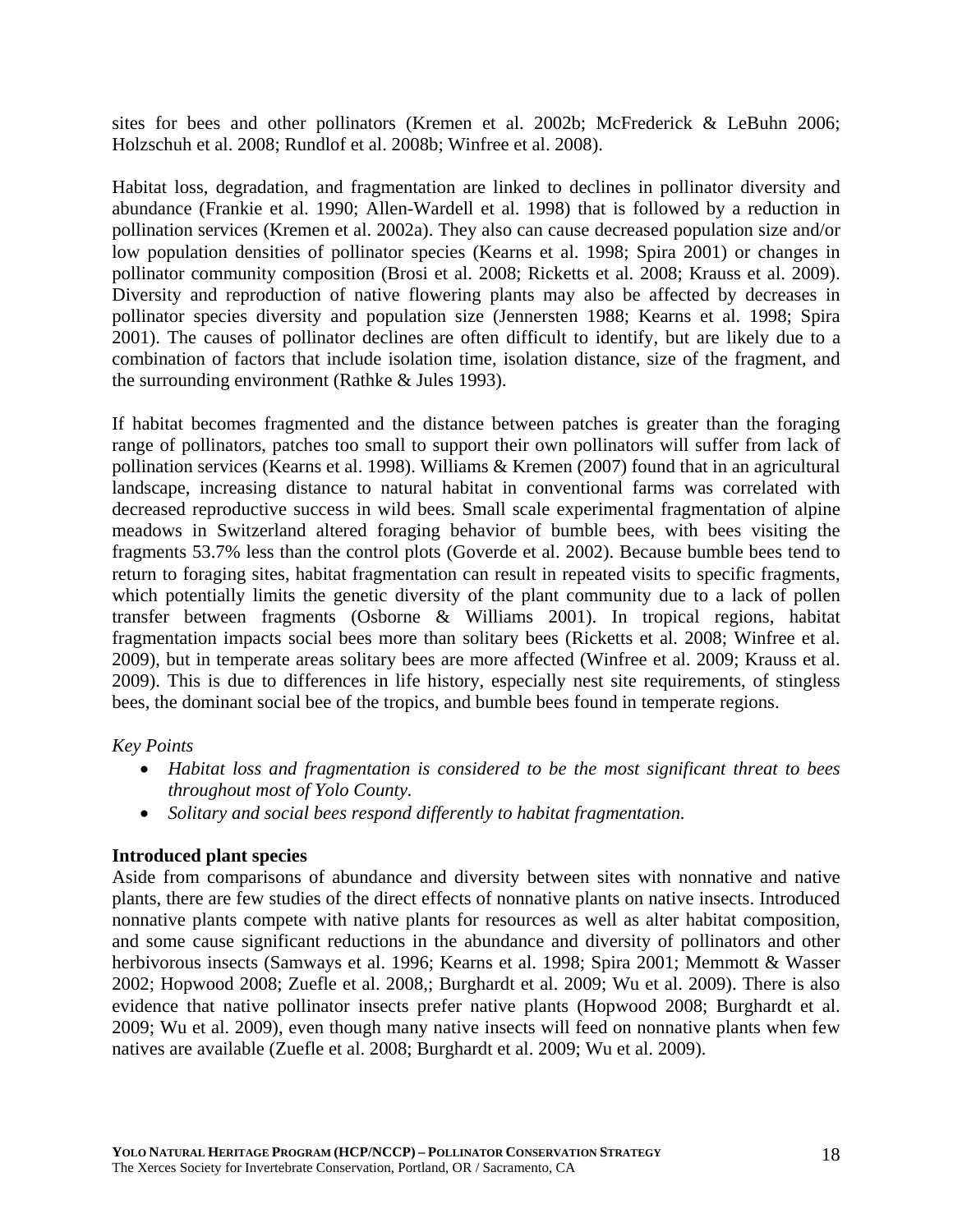sites for bees and other pollinators (Kremen et al. 2002b; McFrederick & LeBuhn 2006; Holzschuh et al. 2008; Rundlof et al. 2008b; Winfree et al. 2008).

Habitat loss, degradation, and fragmentation are linked to declines in pollinator diversity and abundance (Frankie et al. 1990; Allen-Wardell et al. 1998) that is followed by a reduction in pollination services (Kremen et al. 2002a). They also can cause decreased population size and/or low population densities of pollinator species (Kearns et al. 1998; Spira 2001) or changes in pollinator community composition (Brosi et al. 2008; Ricketts et al. 2008; Krauss et al. 2009). Diversity and reproduction of native flowering plants may also be affected by decreases in pollinator species diversity and population size (Jennersten 1988; Kearns et al. 1998; Spira 2001). The causes of pollinator declines are often difficult to identify, but are likely due to a combination of factors that include isolation time, isolation distance, size of the fragment, and the surrounding environment (Rathke & Jules 1993).

If habitat becomes fragmented and the distance between patches is greater than the foraging range of pollinators, patches too small to support their own pollinators will suffer from lack of pollination services (Kearns et al. 1998). Williams & Kremen (2007) found that in an agricultural landscape, increasing distance to natural habitat in conventional farms was correlated with decreased reproductive success in wild bees. Small scale experimental fragmentation of alpine meadows in Switzerland altered foraging behavior of bumble bees, with bees visiting the fragments 53.7% less than the control plots (Goverde et al. 2002). Because bumble bees tend to return to foraging sites, habitat fragmentation can result in repeated visits to specific fragments, which potentially limits the genetic diversity of the plant community due to a lack of pollen transfer between fragments (Osborne & Williams 2001). In tropical regions, habitat fragmentation impacts social bees more than solitary bees (Ricketts et al. 2008; Winfree et al. 2009), but in temperate areas solitary bees are more affected (Winfree et al. 2009; Krauss et al. 2009). This is due to differences in life history, especially nest site requirements, of stingless bees, the dominant social bee of the tropics, and bumble bees found in temperate regions.

*Key Points*

- *Habitat loss and fragmentation is considered to be the most significant threat to bees throughout most of Yolo County.*
- *Solitary and social bees respond differently to habitat fragmentation.*

**Introduced plant species**

Aside from comparisons of abundance and diversity between sites with nonnative and native plants, there are few studies of the direct effects of nonnative plants on native insects. Introduced nonnative plants compete with native plants for resources as well as alter habitat composition, and some cause significant reductions in the abundance and diversity of pollinators and other herbivorous insects (Samways et al. 1996; Kearns et al. 1998; Spira 2001; Memmott & Wasser 2002; Hopwood 2008; Zuefle et al. 2008,; Burghardt et al. 2009; Wu et al. 2009). There is also evidence that native pollinator insects prefer native plants (Hopwood 2008; Burghardt et al. 2009; Wu et al. 2009), even though many native insects will feed on nonnative plants when few natives are available (Zuefle et al. 2008; Burghardt et al. 2009; Wu et al. 2009).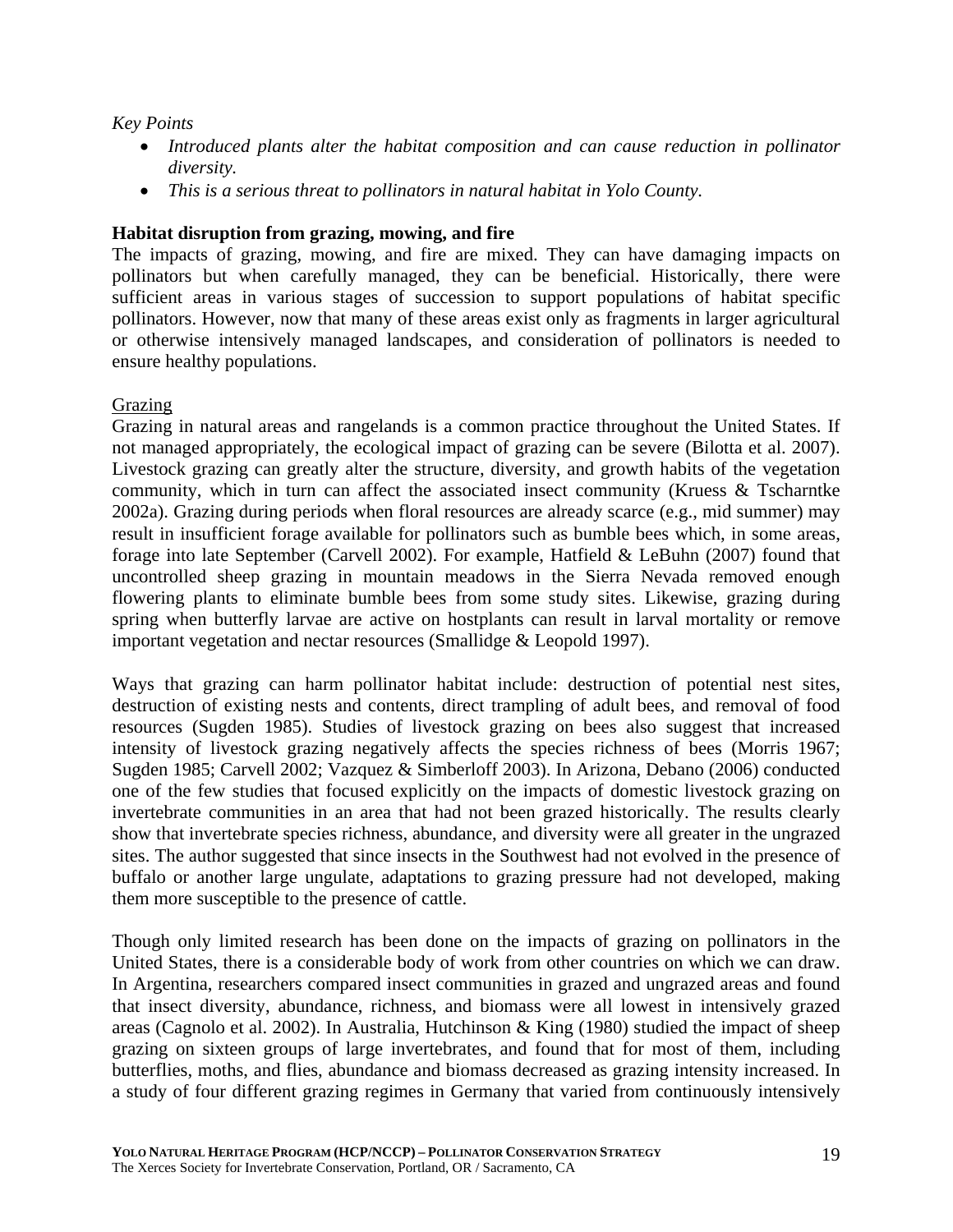*Key Points*

- *Introduced plants alter the habitat composition and can cause reduction in pollinator diversity.*
- *This is a serious threat to pollinators in natural habitat in Yolo County.*

**Habitat disruption from grazing, mowing, and fire**

The impacts of grazing, mowing, and fire are mixed. They can have damaging impacts on pollinators but when carefully managed, they can be beneficial. Historically, there were sufficient areas in various stages of succession to support populations of habitat specific pollinators. However, now that many of these areas exist only as fragments in larger agricultural or otherwise intensively managed landscapes, and consideration of pollinators is needed to ensure healthy populations.

<u>Grazing</u>

Grazing in natural areas and rangelands is a common practice throughout the United States. If not managed appropriately, the ecological impact of grazing can be severe (Bilotta et al. 2007). Livestock grazing can greatly alter the structure, diversity, and growth habits of the vegetation community, which in turn can affect the associated insect community (Kruess & Tscharntke 2002a). Grazing during periods when floral resources are already scarce (e.g., mid summer) may result in insufficient forage available for pollinators such as bumble bees which, in some areas, forage into late September (Carvell 2002). For example, Hatfield & LeBuhn (2007) found that uncontrolled sheep grazing in mountain meadows in the Sierra Nevada removed enough flowering plants to eliminate bumble bees from some study sites. Likewise, grazing during spring when butterfly larvae are active on hostplants can result in larval mortality or remove important vegetation and nectar resources (Smallidge & Leopold 1997).

Ways that grazing can harm pollinator habitat include: destruction of potential nest sites, destruction of existing nests and contents, direct trampling of adult bees, and removal of food resources (Sugden 1985). Studies of livestock grazing on bees also suggest that increased intensity of livestock grazing negatively affects the species richness of bees (Morris 1967; Sugden 1985; Carvell 2002; Vazquez & Simberloff 2003). In Arizona, Debano (2006) conducted one of the few studies that focused explicitly on the impacts of domestic livestock grazing on invertebrate communities in an area that had not been grazed historically. The results clearly show that invertebrate species richness, abundance, and diversity were all greater in the ungrazed sites. The author suggested that since insects in the Southwest had not evolved in the presence of buffalo or another large ungulate, adaptations to grazing pressure had not developed, making them more susceptible to the presence of cattle.

Though only limited research has been done on the impacts of grazing on pollinators in the United States, there is a considerable body of work from other countries on which we can draw. In Argentina, researchers compared insect communities in grazed and ungrazed areas and found that insect diversity, abundance, richness, and biomass were all lowest in intensively grazed areas (Cagnolo et al. 2002). In Australia, Hutchinson & King (1980) studied the impact of sheep grazing on sixteen groups of large invertebrates, and found that for most of them, including butterflies, moths, and flies, abundance and biomass decreased as grazing intensity increased. In a study of four different grazing regimes in Germany that varied from continuously intensively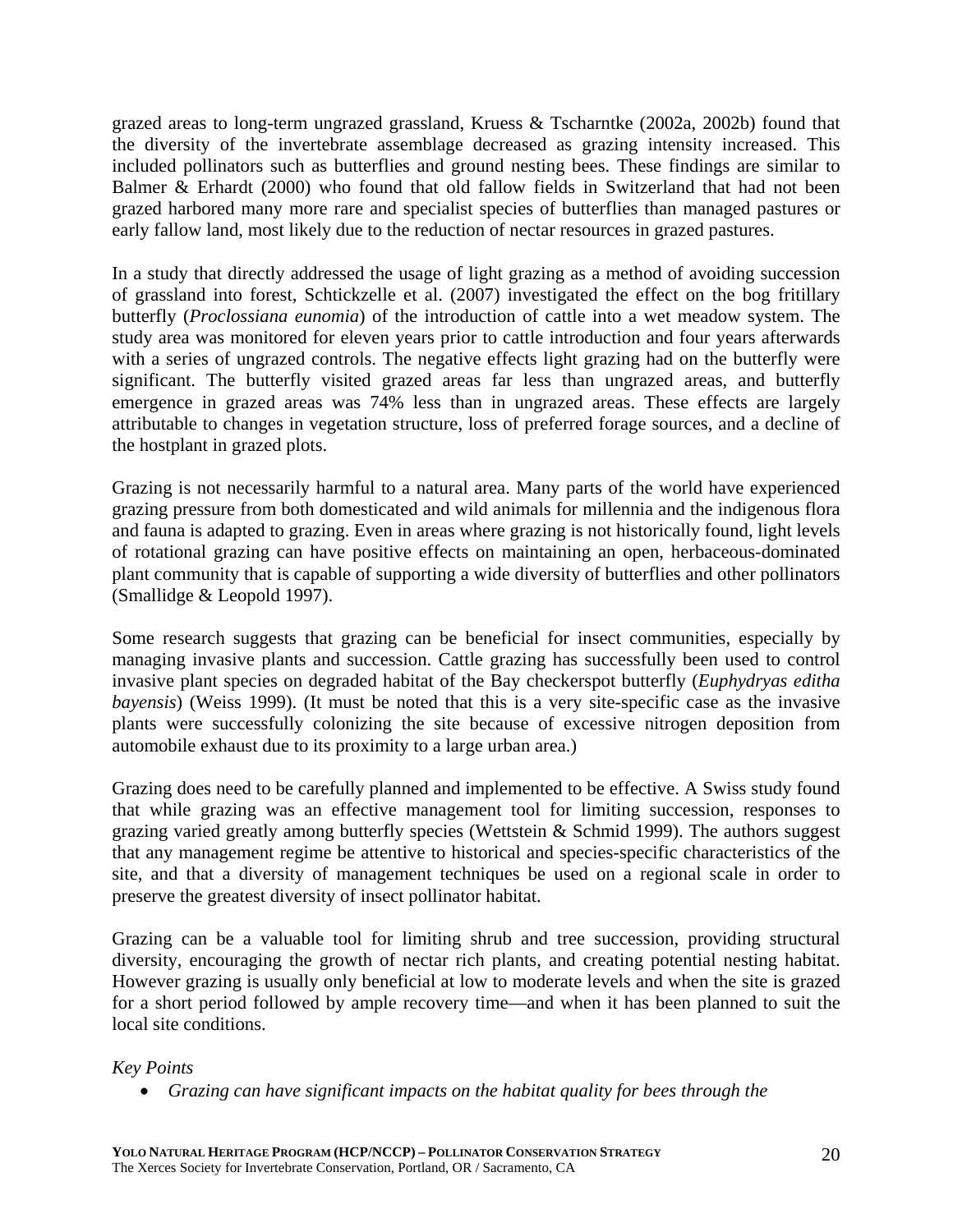grazed areas to long-term ungrazed grassland, Kruess & Tscharntke (2002a, 2002b) found that the diversity of the invertebrate assemblage decreased as grazing intensity increased. This included pollinators such as butterflies and ground nesting bees. These findings are similar to Balmer & Erhardt (2000) who found that old fallow fields in Switzerland that had not been grazed harbored many more rare and specialist species of butterflies than managed pastures or early fallow land, most likely due to the reduction of nectar resources in grazed pastures.

In a study that directly addressed the usage of light grazing as a method of avoiding succession of grassland into forest, Schtickzelle et al. (2007) investigated the effect on the bog fritillary butterfly (*Proclossiana eunomia*) of the introduction of cattle into a wet meadow system. The study area was monitored for eleven years prior to cattle introduction and four years afterwards with a series of ungrazed controls. The negative effects light grazing had on the butterfly were significant. The butterfly visited grazed areas far less than ungrazed areas, and butterfly emergence in grazed areas was 74% less than in ungrazed areas. These effects are largely attributable to changes in vegetation structure, loss of preferred forage sources, and a decline of the hostplant in grazed plots.

Grazing is not necessarily harmful to a natural area. Many parts of the world have experienced grazing pressure from both domesticated and wild animals for millennia and the indigenous flora and fauna is adapted to grazing. Even in areas where grazing is not historically found, light levels of rotational grazing can have positive effects on maintaining an open, herbaceous-dominated plant community that is capable of supporting a wide diversity of butterflies and other pollinators (Smallidge & Leopold 1997).

Some research suggests that grazing can be beneficial for insect communities, especially by managing invasive plants and succession. Cattle grazing has successfully been used to control invasive plant species on degraded habitat of the Bay checkerspot butterfly (*Euphydryas editha bayensis*) (Weiss 1999). (It must be noted that this is a very site-specific case as the invasive plants were successfully colonizing the site because of excessive nitrogen deposition from automobile exhaust due to its proximity to a large urban area.)

Grazing does need to be carefully planned and implemented to be effective. A Swiss study found that while grazing was an effective management tool for limiting succession, responses to grazing varied greatly among butterfly species (Wettstein & Schmid 1999). The authors suggest that any management regime be attentive to historical and species-specific characteristics of the site, and that a diversity of management techniques be used on a regional scale in order to preserve the greatest diversity of insect pollinator habitat.

Grazing can be a valuable tool for limiting shrub and tree succession, providing structural diversity, encouraging the growth of nectar rich plants, and creating potential nesting habitat. However grazing is usually only beneficial at low to moderate levels and when the site is grazed for a short period followed by ample recovery time—and when it has been planned to suit the local site conditions.

*Key Points*

- *Grazing can have significant impacts on the habitat quality for bees through the*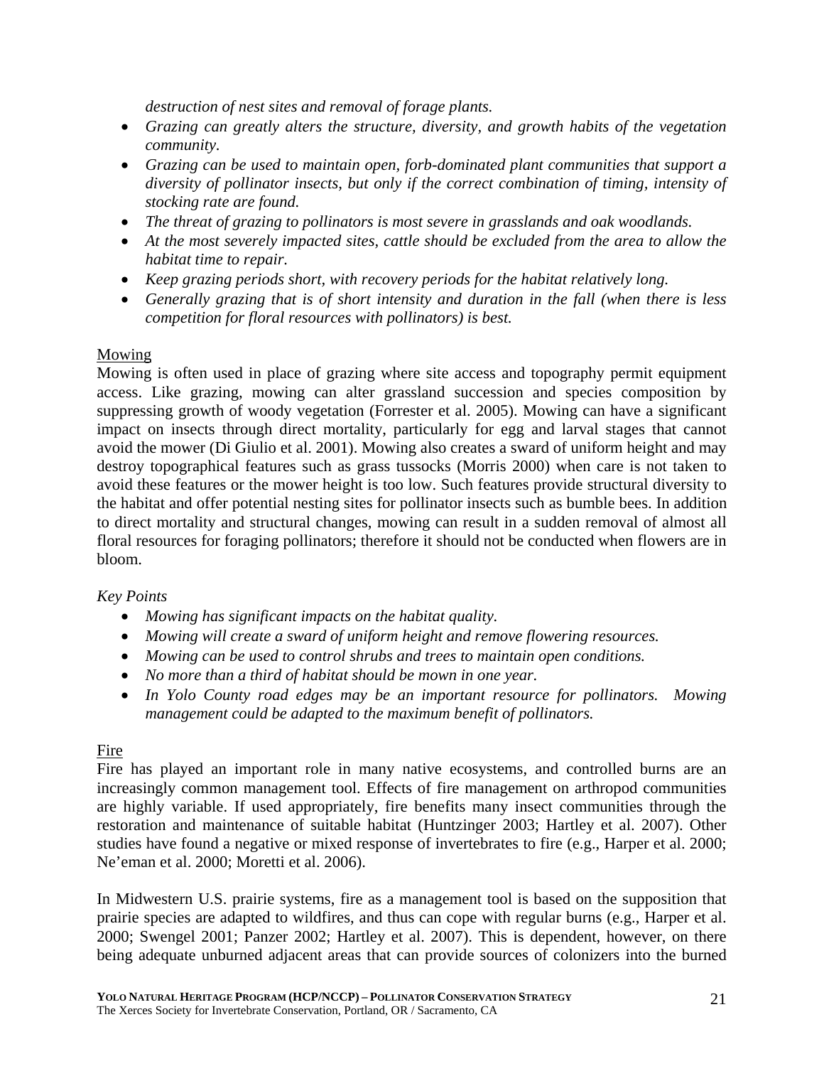*destruction of nest sites and removal of forage plants.*

- *Grazing can greatly alters the structure, diversity, and growth habits of the vegetation community.*
- *Grazing can be used to maintain open, forb-dominated plant communities that support a diversity of pollinator insects, but only if the correct combination of timing, intensity of stocking rate are found.*
- *The threat of grazing to pollinators is most severe in grasslands and oak woodlands.*
- *At the most severely impacted sites, cattle should be excluded from the area to allow the habitat time to repair.*
- *Keep grazing periods short, with recovery periods for the habitat relatively long.*
- *Generally grazing that is of short intensity and duration in the fall (when there is less competition for floral resources with pollinators) is best.*

Mowing

Mowing is often used in place of grazing where site access and topography permit equipment access. Like grazing, mowing can alter grassland succession and species composition by suppressing growth of woody vegetation (Forrester et al. 2005). Mowing can have a significant impact on insects through direct mortality, particularly for egg and larval stages that cannot avoid the mower (Di Giulio et al. 2001). Mowing also creates a sward of uniform height and may destroy topographical features such as grass tussocks (Morris 2000) when care is not taken to avoid these features or the mower height is too low. Such features provide structural diversity to the habitat and offer potential nesting sites for pollinator insects such as bumble bees. In addition to direct mortality and structural changes, mowing can result in a sudden removal of almost all floral resources for foraging pollinators; therefore it should not be conducted when flowers are in bloom.

*Key Points*

- *Mowing has significant impacts on the habitat quality.*
- *Mowing will create a sward of uniform height and remove flowering resources.*
- *Mowing can be used to control shrubs and trees to maintain open conditions.*
- *No more than a third of habitat should be mown in one year.*
- *In Yolo County road edges may be an important resource for pollinators. Mowing management could be adapted to the maximum benefit of pollinators.*

Fire

Fire has played an important role in many native ecosystems, and controlled burns are an increasingly common management tool. Effects of fire management on arthropod communities are highly variable. If used appropriately, fire benefits many insect communities through the restoration and maintenance of suitable habitat (Huntzinger 2003; Hartley et al. 2007). Other studies have found a negative or mixed response of invertebrates to fire (e.g., Harper et al. 2000; Ne'eman et al. 2000; Moretti et al. 2006).

In Midwestern U.S. prairie systems, fire as a management tool is based on the supposition that prairie species are adapted to wildfires, and thus can cope with regular burns (e.g., Harper et al. 2000; Swengel 2001; Panzer 2002; Hartley et al. 2007). This is dependent, however, on there being adequate unburned adjacent areas that can provide sources of colonizers into the burned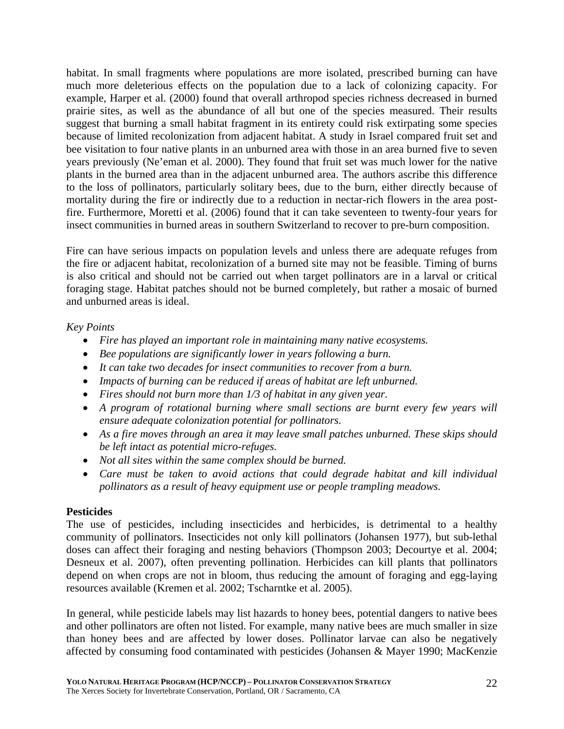habitat. In small fragments where populations are more isolated, prescribed burning can have much more deleterious effects on the population due to a lack of colonizing capacity. For example, Harper et al. (2000) found that overall arthropod species richness decreased in burned prairie sites, as well as the abundance of all but one of the species measured. Their results suggest that burning a small habitat fragment in its entirety could risk extirpating some species because of limited recolonization from adjacent habitat. A study in Israel compared fruit set and bee visitation to four native plants in an unburned area with those in an area burned five to seven years previously (Ne'eman et al. 2000). They found that fruit set was much lower for the native plants in the burned area than in the adjacent unburned area. The authors ascribe this difference to the loss of pollinators, particularly solitary bees, due to the burn, either directly because of mortality during the fire or indirectly due to a reduction in nectar-rich flowers in the area post-fire. Furthermore, Moretti et al. (2006) found that it can take seventeen to twenty-four years for insect communities in burned areas in southern Switzerland to recover to pre-burn composition.

Fire can have serious impacts on population levels and unless there are adequate refuges from the fire or adjacent habitat, recolonization of a burned site may not be feasible. Timing of burns is also critical and should not be carried out when target pollinators are in a larval or critical foraging stage. Habitat patches should not be burned completely, but rather a mosaic of burned and unburned areas is ideal.

*Key Points*

- *Fire has played an important role in maintaining many native ecosystems.*
- *Bee populations are significantly lower in years following a burn.*
- *It can take two decades for insect communities to recover from a burn.*
- *Impacts of burning can be reduced if areas of habitat are left unburned.*
- *Fires should not burn more than 1/3 of habitat in any given year.*
- *A program of rotational burning where small sections are burnt every few years will ensure adequate colonization potential for pollinators.*
- *As a fire moves through an area it may leave small patches unburned. These skips should be left intact as potential micro-refuges.*
- *Not all sites within the same complex should be burned.*
- *Care must be taken to avoid actions that could degrade habitat and kill individual pollinators as a result of heavy equipment use or people trampling meadows.*

**Pesticides**

The use of pesticides, including insecticides and herbicides, is detrimental to a healthy community of pollinators. Insecticides not only kill pollinators (Johansen 1977), but sub-lethal doses can affect their foraging and nesting behaviors (Thompson 2003; Decourtye et al. 2004; Desneux et al. 2007), often preventing pollination. Herbicides can kill plants that pollinators depend on when crops are not in bloom, thus reducing the amount of foraging and egg-laying resources available (Kremen et al. 2002; Tscharntke et al. 2005).

In general, while pesticide labels may list hazards to honey bees, potential dangers to native bees and other pollinators are often not listed. For example, many native bees are much smaller in size than honey bees and are affected by lower doses. Pollinator larvae can also be negatively affected by consuming food contaminated with pesticides (Johansen & Mayer 1990; MacKenzie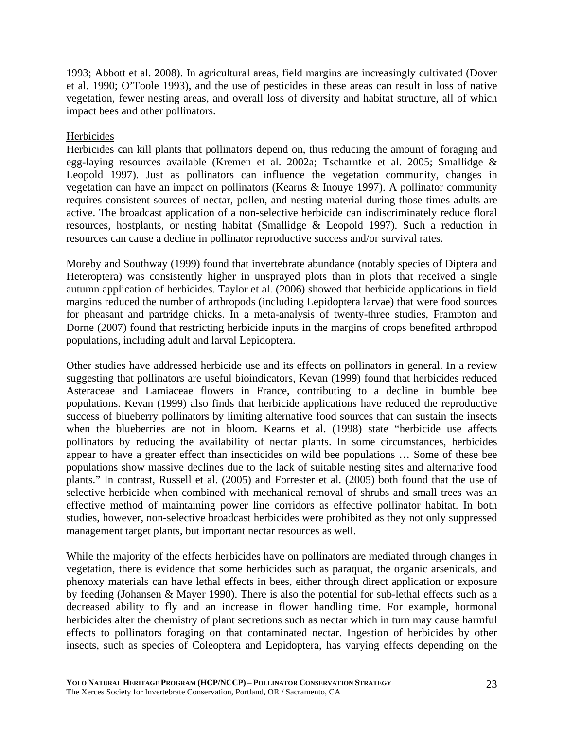1993; Abbott et al. 2008). In agricultural areas, field margins are increasingly cultivated (Dover et al. 1990; O'Toole 1993), and the use of pesticides in these areas can result in loss of native vegetation, fewer nesting areas, and overall loss of diversity and habitat structure, all of which impact bees and other pollinators.

Herbicides

Herbicides can kill plants that pollinators depend on, thus reducing the amount of foraging and egg-laying resources available (Kremen et al. 2002a; Tscharntke et al. 2005; Smallidge & Leopold 1997). Just as pollinators can influence the vegetation community, changes in vegetation can have an impact on pollinators (Kearns & Inouye 1997). A pollinator community requires consistent sources of nectar, pollen, and nesting material during those times adults are active. The broadcast application of a non-selective herbicide can indiscriminately reduce floral resources, hostplants, or nesting habitat (Smallidge & Leopold 1997). Such a reduction in resources can cause a decline in pollinator reproductive success and/or survival rates.

Moreby and Southway (1999) found that invertebrate abundance (notably species of Diptera and Heteroptera) was consistently higher in unsprayed plots than in plots that received a single autumn application of herbicides. Taylor et al. (2006) showed that herbicide applications in field margins reduced the number of arthropods (including Lepidoptera larvae) that were food sources for pheasant and partridge chicks. In a meta-analysis of twenty-three studies, Frampton and Dorne (2007) found that restricting herbicide inputs in the margins of crops benefited arthropod populations, including adult and larval Lepidoptera.

Other studies have addressed herbicide use and its effects on pollinators in general. In a review suggesting that pollinators are useful bioindicators, Kevan (1999) found that herbicides reduced Asteraceae and Lamiaceae flowers in France, contributing to a decline in bumble bee populations. Kevan (1999) also finds that herbicide applications have reduced the reproductive success of blueberry pollinators by limiting alternative food sources that can sustain the insects when the blueberries are not in bloom. Kearns et al. (1998) state "herbicide use affects pollinators by reducing the availability of nectar plants. In some circumstances, herbicides appear to have a greater effect than insecticides on wild bee populations … Some of these bee populations show massive declines due to the lack of suitable nesting sites and alternative food plants." In contrast, Russell et al. (2005) and Forrester et al. (2005) both found that the use of selective herbicide when combined with mechanical removal of shrubs and small trees was an effective method of maintaining power line corridors as effective pollinator habitat. In both studies, however, non-selective broadcast herbicides were prohibited as they not only suppressed management target plants, but important nectar resources as well.

While the majority of the effects herbicides have on pollinators are mediated through changes in vegetation, there is evidence that some herbicides such as paraquat, the organic arsenicals, and phenoxy materials can have lethal effects in bees, either through direct application or exposure by feeding (Johansen & Mayer 1990). There is also the potential for sub-lethal effects such as a decreased ability to fly and an increase in flower handling time. For example, hormonal herbicides alter the chemistry of plant secretions such as nectar which in turn may cause harmful effects to pollinators foraging on that contaminated nectar. Ingestion of herbicides by other insects, such as species of Coleoptera and Lepidoptera, has varying effects depending on the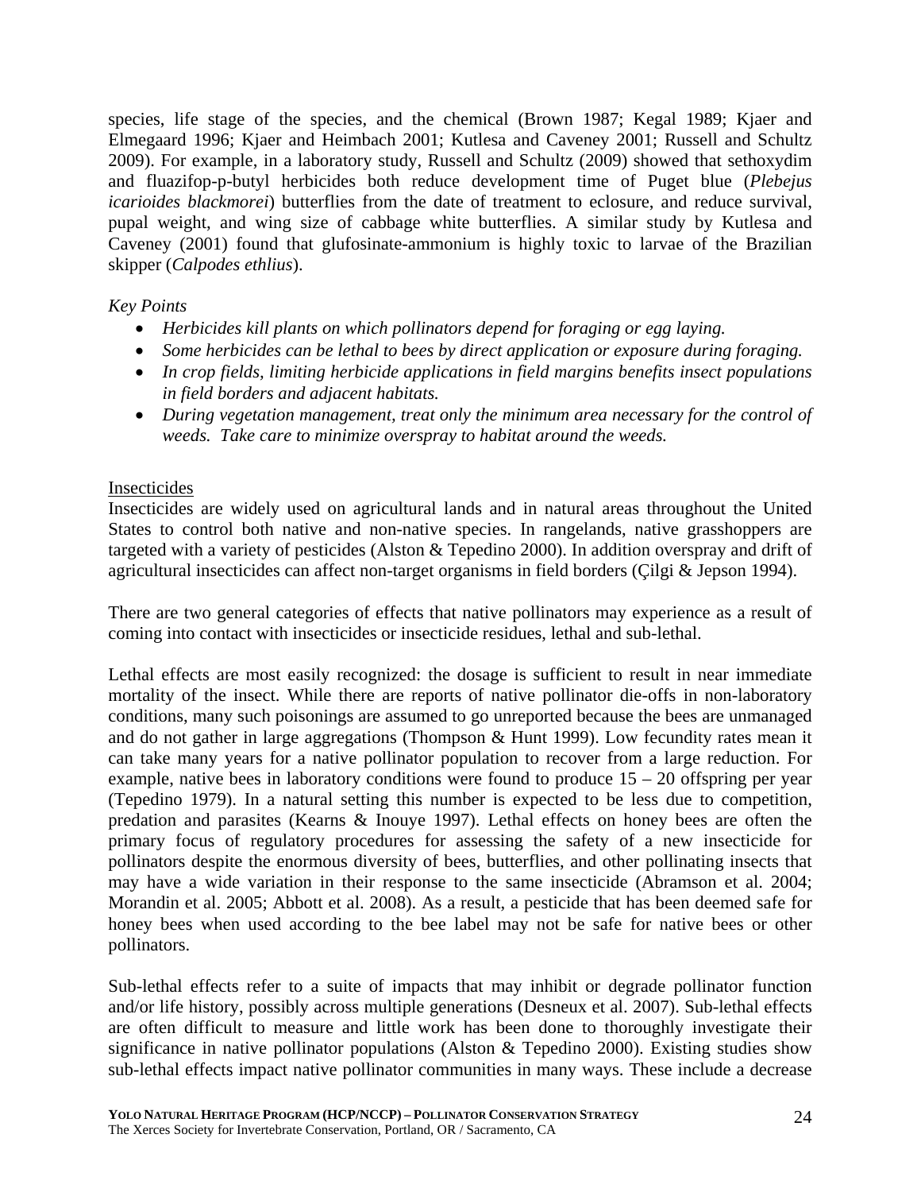species, life stage of the species, and the chemical (Brown 1987; Kegal 1989; Kjaer and Elmegaard 1996; Kjaer and Heimbach 2001; Kutlesa and Caveney 2001; Russell and Schultz 2009). For example, in a laboratory study, Russell and Schultz (2009) showed that sethoxydim and fluazifop-p-butyl herbicides both reduce development time of Puget blue (*Plebejus icarioides blackmorei*) butterflies from the date of treatment to eclosure, and reduce survival, pupal weight, and wing size of cabbage white butterflies. A similar study by Kutlesa and Caveney (2001) found that glufosinate-ammonium is highly toxic to larvae of the Brazilian skipper (*Calpodes ethlius*).

*Key Points*

- *Herbicides kill plants on which pollinators depend for foraging or egg laying.*
- *Some herbicides can be lethal to bees by direct application or exposure during foraging.*
- *In crop fields, limiting herbicide applications in field margins benefits insect populations in field borders and adjacent habitats.*
- *During vegetation management, treat only the minimum area necessary for the control of weeds. Take care to minimize overspray to habitat around the weeds.*

<u>Insecticides</u>

Insecticides are widely used on agricultural lands and in natural areas throughout the United States to control both native and non-native species. In rangelands, native grasshoppers are targeted with a variety of pesticides (Alston & Tepedino 2000). In addition overspray and drift of agricultural insecticides can affect non-target organisms in field borders (Çilgi & Jepson 1994).

There are two general categories of effects that native pollinators may experience as a result of coming into contact with insecticides or insecticide residues, lethal and sub-lethal.

Lethal effects are most easily recognized: the dosage is sufficient to result in near immediate mortality of the insect. While there are reports of native pollinator die-offs in non-laboratory conditions, many such poisonings are assumed to go unreported because the bees are unmanaged and do not gather in large aggregations (Thompson & Hunt 1999). Low fecundity rates mean it can take many years for a native pollinator population to recover from a large reduction. For example, native bees in laboratory conditions were found to produce 15 – 20 offspring per year (Tepedino 1979). In a natural setting this number is expected to be less due to competition, predation and parasites (Kearns & Inouye 1997). Lethal effects on honey bees are often the primary focus of regulatory procedures for assessing the safety of a new insecticide for pollinators despite the enormous diversity of bees, butterflies, and other pollinating insects that may have a wide variation in their response to the same insecticide (Abramson et al. 2004; Morandin et al. 2005; Abbott et al. 2008). As a result, a pesticide that has been deemed safe for honey bees when used according to the bee label may not be safe for native bees or other pollinators.

Sub-lethal effects refer to a suite of impacts that may inhibit or degrade pollinator function and/or life history, possibly across multiple generations (Desneux et al. 2007). Sub-lethal effects are often difficult to measure and little work has been done to thoroughly investigate their significance in native pollinator populations (Alston & Tepedino 2000). Existing studies show sub-lethal effects impact native pollinator communities in many ways. These include a decrease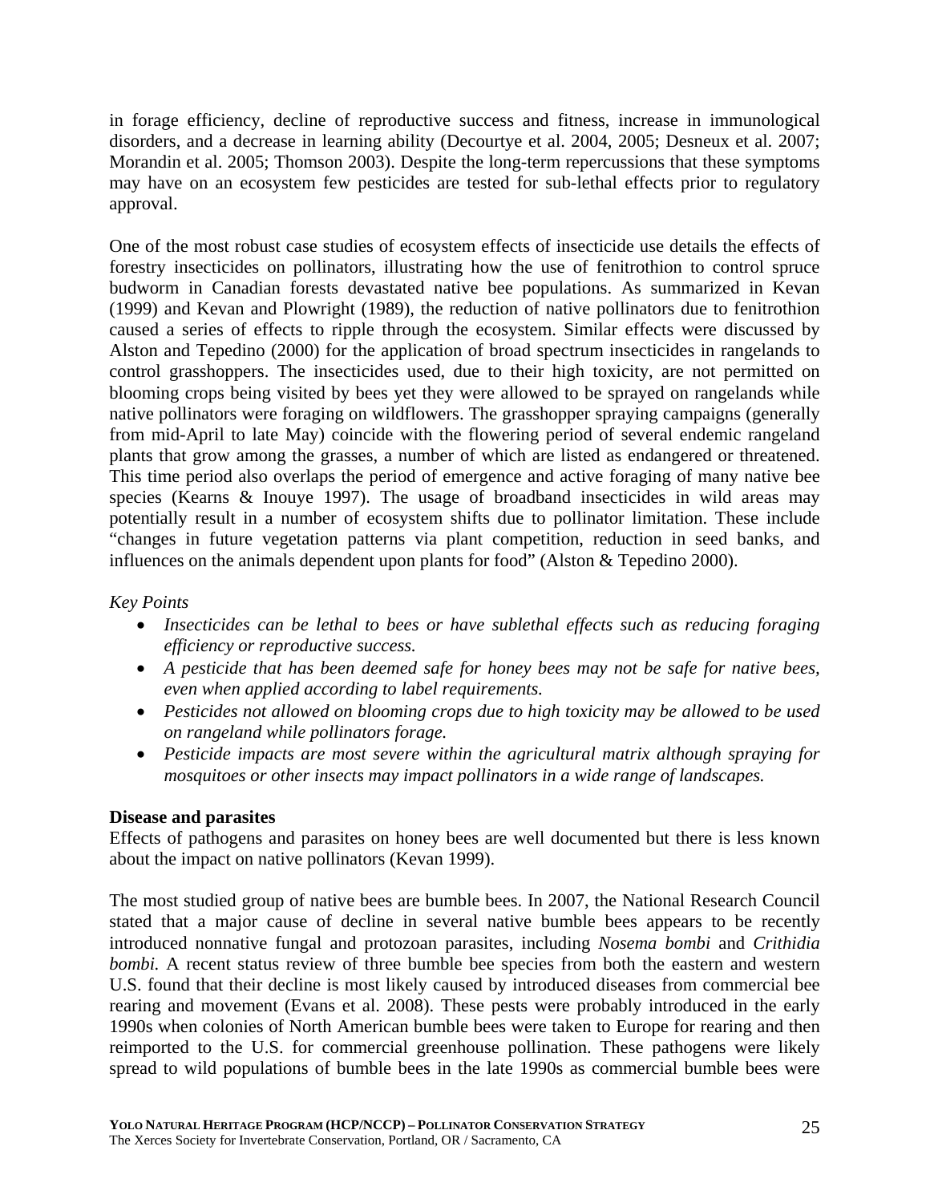in forage efficiency, decline of reproductive success and fitness, increase in immunological disorders, and a decrease in learning ability (Decourtye et al. 2004, 2005; Desneux et al. 2007; Morandin et al. 2005; Thomson 2003). Despite the long-term repercussions that these symptoms may have on an ecosystem few pesticides are tested for sub-lethal effects prior to regulatory approval.

One of the most robust case studies of ecosystem effects of insecticide use details the effects of forestry insecticides on pollinators, illustrating how the use of fenitrothion to control spruce budworm in Canadian forests devastated native bee populations. As summarized in Kevan (1999) and Kevan and Plowright (1989), the reduction of native pollinators due to fenitrothion caused a series of effects to ripple through the ecosystem. Similar effects were discussed by Alston and Tepedino (2000) for the application of broad spectrum insecticides in rangelands to control grasshoppers. The insecticides used, due to their high toxicity, are not permitted on blooming crops being visited by bees yet they were allowed to be sprayed on rangelands while native pollinators were foraging on wildflowers. The grasshopper spraying campaigns (generally from mid-April to late May) coincide with the flowering period of several endemic rangeland plants that grow among the grasses, a number of which are listed as endangered or threatened. This time period also overlaps the period of emergence and active foraging of many native bee species (Kearns & Inouye 1997). The usage of broadband insecticides in wild areas may potentially result in a number of ecosystem shifts due to pollinator limitation. These include "changes in future vegetation patterns via plant competition, reduction in seed banks, and influences on the animals dependent upon plants for food" (Alston & Tepedino 2000).

*Key Points*

- *Insecticides can be lethal to bees or have sublethal effects such as reducing foraging efficiency or reproductive success.*
- *A pesticide that has been deemed safe for honey bees may not be safe for native bees, even when applied according to label requirements.*
- *Pesticides not allowed on blooming crops due to high toxicity may be allowed to be used on rangeland while pollinators forage.*
- *Pesticide impacts are most severe within the agricultural matrix although spraying for mosquitoes or other insects may impact pollinators in a wide range of landscapes.*

**Disease and parasites**

Effects of pathogens and parasites on honey bees are well documented but there is less known about the impact on native pollinators (Kevan 1999).

The most studied group of native bees are bumble bees. In 2007, the National Research Council stated that a major cause of decline in several native bumble bees appears to be recently introduced nonnative fungal and protozoan parasites, including *Nosema bombi* and *Crithidia bombi.* A recent status review of three bumble bee species from both the eastern and western U.S. found that their decline is most likely caused by introduced diseases from commercial bee rearing and movement (Evans et al. 2008). These pests were probably introduced in the early 1990s when colonies of North American bumble bees were taken to Europe for rearing and then reimported to the U.S. for commercial greenhouse pollination. These pathogens were likely spread to wild populations of bumble bees in the late 1990s as commercial bumble bees were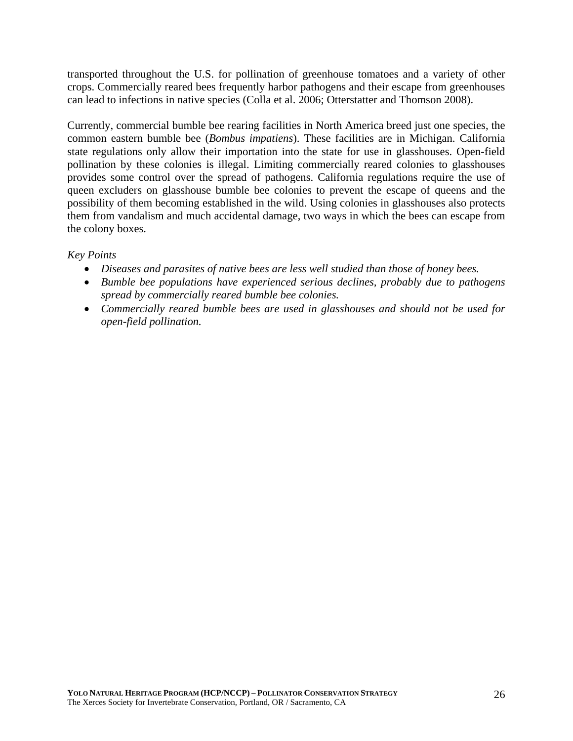transported throughout the U.S. for pollination of greenhouse tomatoes and a variety of other crops. Commercially reared bees frequently harbor pathogens and their escape from greenhouses can lead to infections in native species (Colla et al. 2006; Otterstatter and Thomson 2008).

Currently, commercial bumble bee rearing facilities in North America breed just one species, the common eastern bumble bee (*Bombus impatiens*). These facilities are in Michigan. California state regulations only allow their importation into the state for use in glasshouses. Open-field pollination by these colonies is illegal. Limiting commercially reared colonies to glasshouses provides some control over the spread of pathogens. California regulations require the use of queen excluders on glasshouse bumble bee colonies to prevent the escape of queens and the possibility of them becoming established in the wild. Using colonies in glasshouses also protects them from vandalism and much accidental damage, two ways in which the bees can escape from the colony boxes.

*Key Points*

- *Diseases and parasites of native bees are less well studied than those of honey bees.*
- *Bumble bee populations have experienced serious declines, probably due to pathogens spread by commercially reared bumble bee colonies.*
- *Commercially reared bumble bees are used in glasshouses and should not be used for open-field pollination.*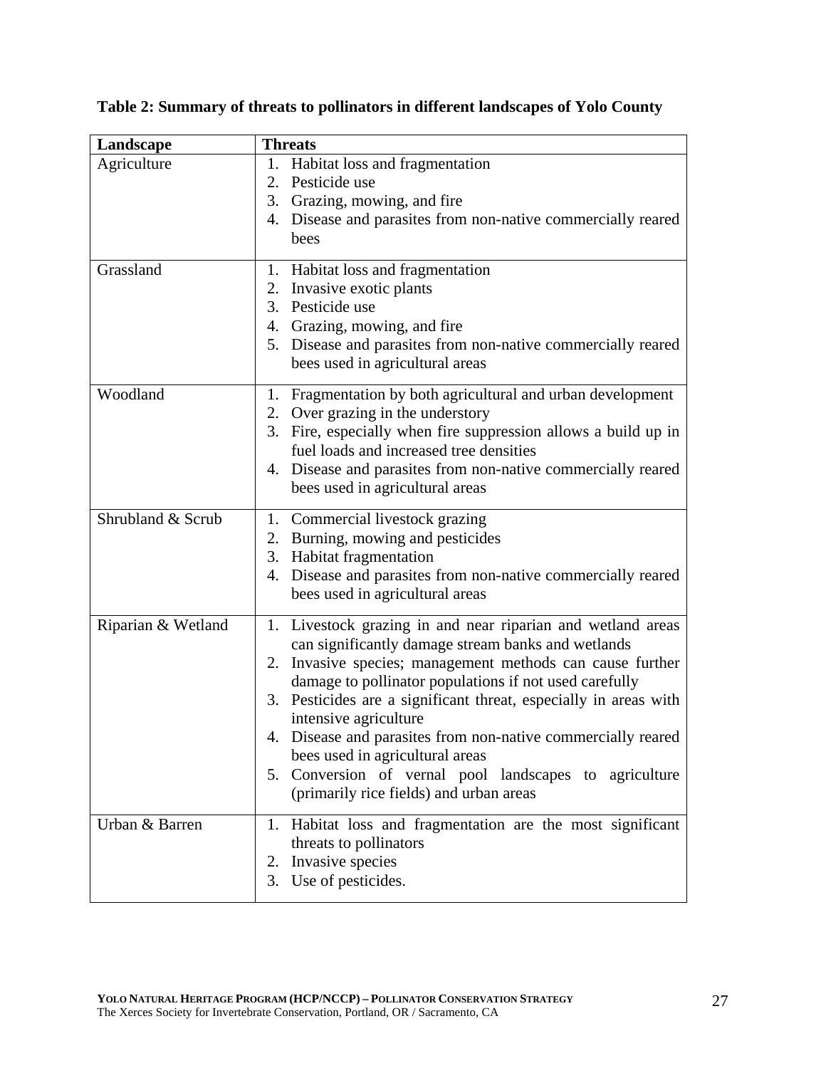**Table 2: Summary of threats to pollinators in different landscapes of Yolo County**

| Landscape | Threats |
|---|---|
| Agriculture | 1. Habitat loss and fragmentation<br>2. Pesticide use<br>3. Grazing, mowing, and fire<br>4. Disease and parasites from non-native commercially reared bees |
| Grassland | 1. Habitat loss and fragmentation<br>2. Invasive exotic plants<br>3. Pesticide use<br>4. Grazing, mowing, and fire<br>5. Disease and parasites from non-native commercially reared bees used in agricultural areas |
| Woodland | 1. Fragmentation by both agricultural and urban development<br>2. Over grazing in the understory<br>3. Fire, especially when fire suppression allows a build up in fuel loads and increased tree densities<br>4. Disease and parasites from non-native commercially reared bees used in agricultural areas |
| Shrubland & Scrub | 1. Commercial livestock grazing<br>2. Burning, mowing and pesticides<br>3. Habitat fragmentation<br>4. Disease and parasites from non-native commercially reared bees used in agricultural areas |
| Riparian & Wetland | 1. Livestock grazing in and near riparian and wetland areas can significantly damage stream banks and wetlands<br>2. Invasive species; management methods can cause further damage to pollinator populations if not used carefully<br>3. Pesticides are a significant threat, especially in areas with intensive agriculture<br>4. Disease and parasites from non-native commercially reared bees used in agricultural areas<br>5. Conversion of vernal pool landscapes to agriculture (primarily rice fields) and urban areas |
| Urban & Barren | 1. Habitat loss and fragmentation are the most significant threats to pollinators<br>2. Invasive species<br>3. Use of pesticides. |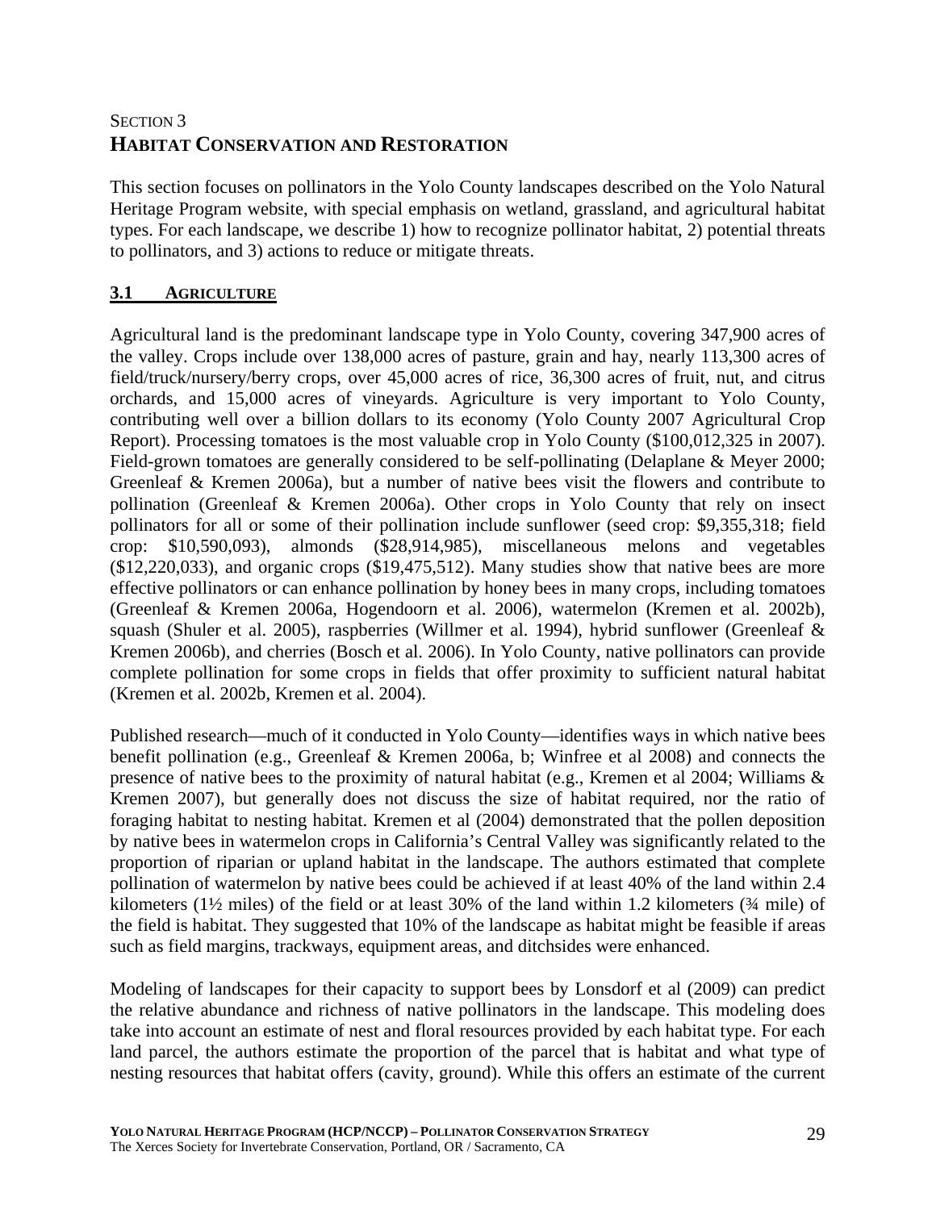SECTION 3
# HABITAT CONSERVATION AND RESTORATION

This section focuses on pollinators in the Yolo County landscapes described on the Yolo Natural Heritage Program website, with special emphasis on wetland, grassland, and agricultural habitat types. For each landscape, we describe 1) how to recognize pollinator habitat, 2) potential threats to pollinators, and 3) actions to reduce or mitigate threats.

## 3.1 AGRICULTURE

Agricultural land is the predominant landscape type in Yolo County, covering 347,900 acres of the valley. Crops include over 138,000 acres of pasture, grain and hay, nearly 113,300 acres of field/truck/nursery/berry crops, over 45,000 acres of rice, 36,300 acres of fruit, nut, and citrus orchards, and 15,000 acres of vineyards. Agriculture is very important to Yolo County, contributing well over a billion dollars to its economy (Yolo County 2007 Agricultural Crop Report). Processing tomatoes is the most valuable crop in Yolo County ($100,012,325 in 2007). Field-grown tomatoes are generally considered to be self-pollinating (Delaplane & Meyer 2000; Greenleaf & Kremen 2006a), but a number of native bees visit the flowers and contribute to pollination (Greenleaf & Kremen 2006a). Other crops in Yolo County that rely on insect pollinators for all or some of their pollination include sunflower (seed crop: $9,355,318; field crop: $10,590,093), almonds ($28,914,985), miscellaneous melons and vegetables ($12,220,033), and organic crops ($19,475,512). Many studies show that native bees are more effective pollinators or can enhance pollination by honey bees in many crops, including tomatoes (Greenleaf & Kremen 2006a, Hogendoorn et al. 2006), watermelon (Kremen et al. 2002b), squash (Shuler et al. 2005), raspberries (Willmer et al. 1994), hybrid sunflower (Greenleaf & Kremen 2006b), and cherries (Bosch et al. 2006). In Yolo County, native pollinators can provide complete pollination for some crops in fields that offer proximity to sufficient natural habitat (Kremen et al. 2002b, Kremen et al. 2004).

Published research—much of it conducted in Yolo County—identifies ways in which native bees benefit pollination (e.g., Greenleaf & Kremen 2006a, b; Winfree et al 2008) and connects the presence of native bees to the proximity of natural habitat (e.g., Kremen et al 2004; Williams & Kremen 2007), but generally does not discuss the size of habitat required, nor the ratio of foraging habitat to nesting habitat. Kremen et al (2004) demonstrated that the pollen deposition by native bees in watermelon crops in California's Central Valley was significantly related to the proportion of riparian or upland habitat in the landscape. The authors estimated that complete pollination of watermelon by native bees could be achieved if at least 40% of the land within 2.4 kilometers (1½ miles) of the field or at least 30% of the land within 1.2 kilometers (¾ mile) of the field is habitat. They suggested that 10% of the landscape as habitat might be feasible if areas such as field margins, trackways, equipment areas, and ditchsides were enhanced.

Modeling of landscapes for their capacity to support bees by Lonsdorf et al (2009) can predict the relative abundance and richness of native pollinators in the landscape. This modeling does take into account an estimate of nest and floral resources provided by each habitat type. For each land parcel, the authors estimate the proportion of the parcel that is habitat and what type of nesting resources that habitat offers (cavity, ground). While this offers an estimate of the current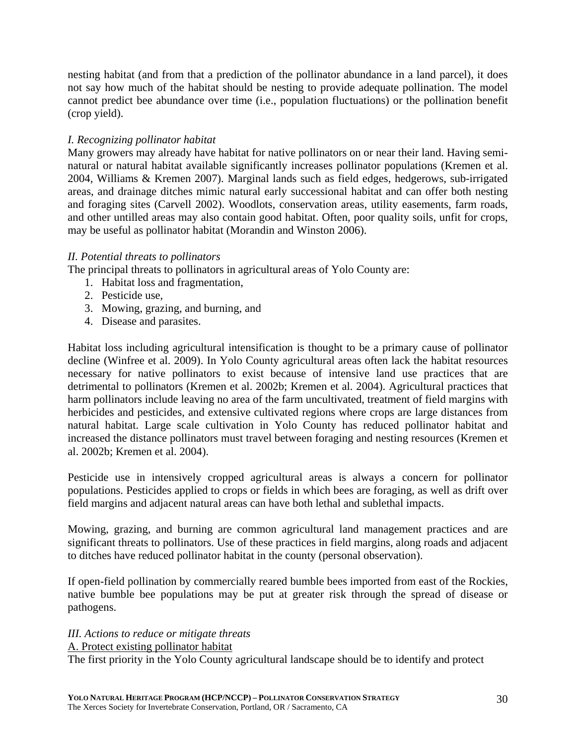nesting habitat (and from that a prediction of the pollinator abundance in a land parcel), it does not say how much of the habitat should be nesting to provide adequate pollination. The model cannot predict bee abundance over time (i.e., population fluctuations) or the pollination benefit (crop yield).

*I. Recognizing pollinator habitat*

Many growers may already have habitat for native pollinators on or near their land. Having semi-natural or natural habitat available significantly increases pollinator populations (Kremen et al. 2004, Williams & Kremen 2007). Marginal lands such as field edges, hedgerows, sub-irrigated areas, and drainage ditches mimic natural early successional habitat and can offer both nesting and foraging sites (Carvell 2002). Woodlots, conservation areas, utility easements, farm roads, and other untilled areas may also contain good habitat. Often, poor quality soils, unfit for crops, may be useful as pollinator habitat (Morandin and Winston 2006).

*II. Potential threats to pollinators*

The principal threats to pollinators in agricultural areas of Yolo County are:

1. Habitat loss and fragmentation,
2. Pesticide use,
3. Mowing, grazing, and burning, and
4. Disease and parasites.

Habitat loss including agricultural intensification is thought to be a primary cause of pollinator decline (Winfree et al. 2009). In Yolo County agricultural areas often lack the habitat resources necessary for native pollinators to exist because of intensive land use practices that are detrimental to pollinators (Kremen et al. 2002b; Kremen et al. 2004). Agricultural practices that harm pollinators include leaving no area of the farm uncultivated, treatment of field margins with herbicides and pesticides, and extensive cultivated regions where crops are large distances from natural habitat. Large scale cultivation in Yolo County has reduced pollinator habitat and increased the distance pollinators must travel between foraging and nesting resources (Kremen et al. 2002b; Kremen et al. 2004).

Pesticide use in intensively cropped agricultural areas is always a concern for pollinator populations. Pesticides applied to crops or fields in which bees are foraging, as well as drift over field margins and adjacent natural areas can have both lethal and sublethal impacts.

Mowing, grazing, and burning are common agricultural land management practices and are significant threats to pollinators. Use of these practices in field margins, along roads and adjacent to ditches have reduced pollinator habitat in the county (personal observation).

If open-field pollination by commercially reared bumble bees imported from east of the Rockies, native bumble bee populations may be put at greater risk through the spread of disease or pathogens.

*III. Actions to reduce or mitigate threats*

<u>A. Protect existing pollinator habitat</u>

The first priority in the Yolo County agricultural landscape should be to identify and protect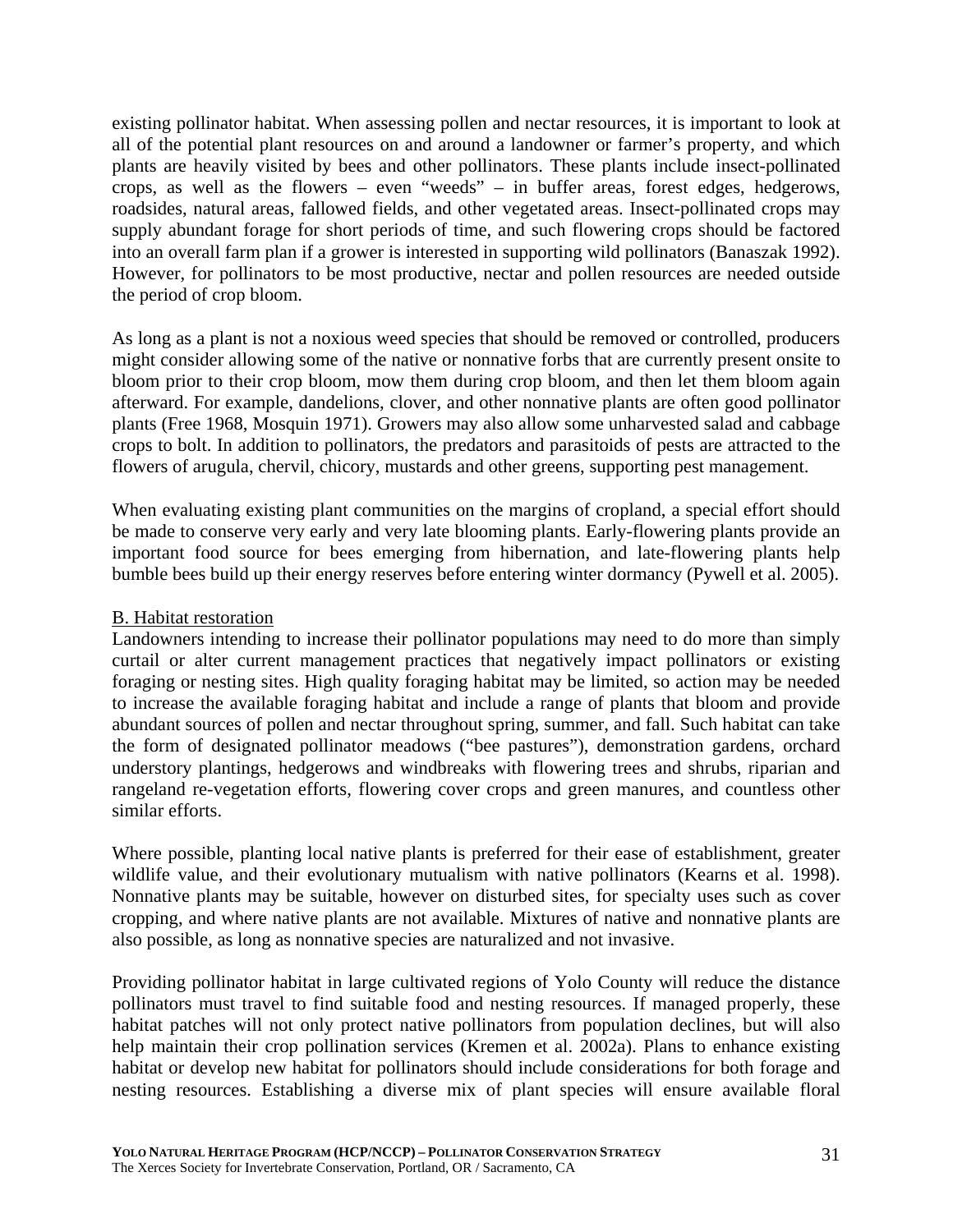existing pollinator habitat. When assessing pollen and nectar resources, it is important to look at all of the potential plant resources on and around a landowner or farmer's property, and which plants are heavily visited by bees and other pollinators. These plants include insect-pollinated crops, as well as the flowers – even "weeds" – in buffer areas, forest edges, hedgerows, roadsides, natural areas, fallowed fields, and other vegetated areas. Insect-pollinated crops may supply abundant forage for short periods of time, and such flowering crops should be factored into an overall farm plan if a grower is interested in supporting wild pollinators (Banaszak 1992). However, for pollinators to be most productive, nectar and pollen resources are needed outside the period of crop bloom.

As long as a plant is not a noxious weed species that should be removed or controlled, producers might consider allowing some of the native or nonnative forbs that are currently present onsite to bloom prior to their crop bloom, mow them during crop bloom, and then let them bloom again afterward. For example, dandelions, clover, and other nonnative plants are often good pollinator plants (Free 1968, Mosquin 1971). Growers may also allow some unharvested salad and cabbage crops to bolt. In addition to pollinators, the predators and parasitoids of pests are attracted to the flowers of arugula, chervil, chicory, mustards and other greens, supporting pest management.

When evaluating existing plant communities on the margins of cropland, a special effort should be made to conserve very early and very late blooming plants. Early-flowering plants provide an important food source for bees emerging from hibernation, and late-flowering plants help bumble bees build up their energy reserves before entering winter dormancy (Pywell et al. 2005).

B. Habitat restoration

Landowners intending to increase their pollinator populations may need to do more than simply curtail or alter current management practices that negatively impact pollinators or existing foraging or nesting sites. High quality foraging habitat may be limited, so action may be needed to increase the available foraging habitat and include a range of plants that bloom and provide abundant sources of pollen and nectar throughout spring, summer, and fall. Such habitat can take the form of designated pollinator meadows ("bee pastures"), demonstration gardens, orchard understory plantings, hedgerows and windbreaks with flowering trees and shrubs, riparian and rangeland re-vegetation efforts, flowering cover crops and green manures, and countless other similar efforts.

Where possible, planting local native plants is preferred for their ease of establishment, greater wildlife value, and their evolutionary mutualism with native pollinators (Kearns et al. 1998). Nonnative plants may be suitable, however on disturbed sites, for specialty uses such as cover cropping, and where native plants are not available. Mixtures of native and nonnative plants are also possible, as long as nonnative species are naturalized and not invasive.

Providing pollinator habitat in large cultivated regions of Yolo County will reduce the distance pollinators must travel to find suitable food and nesting resources. If managed properly, these habitat patches will not only protect native pollinators from population declines, but will also help maintain their crop pollination services (Kremen et al. 2002a). Plans to enhance existing habitat or develop new habitat for pollinators should include considerations for both forage and nesting resources. Establishing a diverse mix of plant species will ensure available floral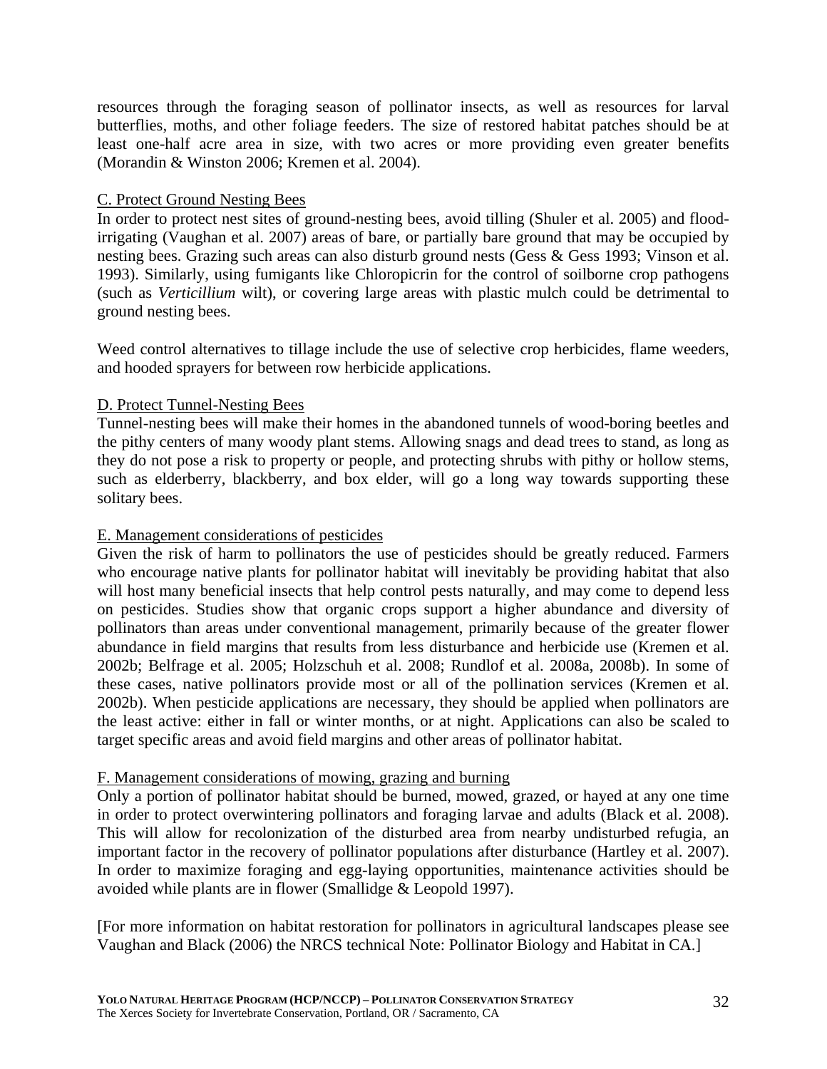resources through the foraging season of pollinator insects, as well as resources for larval butterflies, moths, and other foliage feeders. The size of restored habitat patches should be at least one-half acre area in size, with two acres or more providing even greater benefits (Morandin & Winston 2006; Kremen et al. 2004).

C. Protect Ground Nesting Bees

In order to protect nest sites of ground-nesting bees, avoid tilling (Shuler et al. 2005) and flood-irrigating (Vaughan et al. 2007) areas of bare, or partially bare ground that may be occupied by nesting bees. Grazing such areas can also disturb ground nests (Gess & Gess 1993; Vinson et al. 1993). Similarly, using fumigants like Chloropicrin for the control of soilborne crop pathogens (such as *Verticillium* wilt), or covering large areas with plastic mulch could be detrimental to ground nesting bees.

Weed control alternatives to tillage include the use of selective crop herbicides, flame weeders, and hooded sprayers for between row herbicide applications.

D. Protect Tunnel-Nesting Bees

Tunnel-nesting bees will make their homes in the abandoned tunnels of wood-boring beetles and the pithy centers of many woody plant stems. Allowing snags and dead trees to stand, as long as they do not pose a risk to property or people, and protecting shrubs with pithy or hollow stems, such as elderberry, blackberry, and box elder, will go a long way towards supporting these solitary bees.

E. Management considerations of pesticides

Given the risk of harm to pollinators the use of pesticides should be greatly reduced. Farmers who encourage native plants for pollinator habitat will inevitably be providing habitat that also will host many beneficial insects that help control pests naturally, and may come to depend less on pesticides. Studies show that organic crops support a higher abundance and diversity of pollinators than areas under conventional management, primarily because of the greater flower abundance in field margins that results from less disturbance and herbicide use (Kremen et al. 2002b; Belfrage et al. 2005; Holzschuh et al. 2008; Rundlof et al. 2008a, 2008b). In some of these cases, native pollinators provide most or all of the pollination services (Kremen et al. 2002b). When pesticide applications are necessary, they should be applied when pollinators are the least active: either in fall or winter months, or at night. Applications can also be scaled to target specific areas and avoid field margins and other areas of pollinator habitat.

F. Management considerations of mowing, grazing and burning

Only a portion of pollinator habitat should be burned, mowed, grazed, or hayed at any one time in order to protect overwintering pollinators and foraging larvae and adults (Black et al. 2008). This will allow for recolonization of the disturbed area from nearby undisturbed refugia, an important factor in the recovery of pollinator populations after disturbance (Hartley et al. 2007). In order to maximize foraging and egg-laying opportunities, maintenance activities should be avoided while plants are in flower (Smallidge & Leopold 1997).

[For more information on habitat restoration for pollinators in agricultural landscapes please see Vaughan and Black (2006) the NRCS technical Note: Pollinator Biology and Habitat in CA.]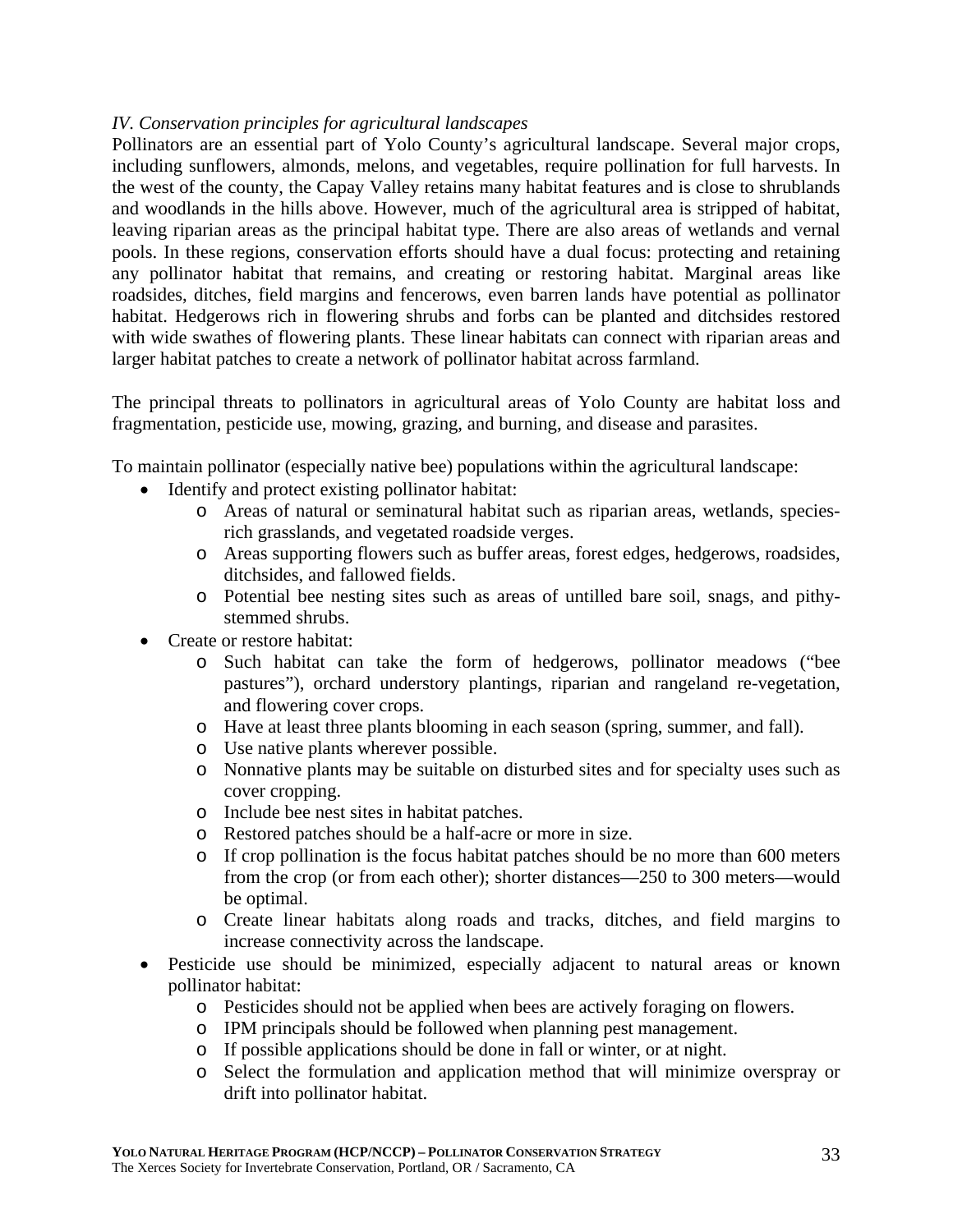*IV. Conservation principles for agricultural landscapes*

Pollinators are an essential part of Yolo County's agricultural landscape. Several major crops, including sunflowers, almonds, melons, and vegetables, require pollination for full harvests. In the west of the county, the Capay Valley retains many habitat features and is close to shrublands and woodlands in the hills above. However, much of the agricultural area is stripped of habitat, leaving riparian areas as the principal habitat type. There are also areas of wetlands and vernal pools. In these regions, conservation efforts should have a dual focus: protecting and retaining any pollinator habitat that remains, and creating or restoring habitat. Marginal areas like roadsides, ditches, field margins and fencerows, even barren lands have potential as pollinator habitat. Hedgerows rich in flowering shrubs and forbs can be planted and ditchsides restored with wide swathes of flowering plants. These linear habitats can connect with riparian areas and larger habitat patches to create a network of pollinator habitat across farmland.

The principal threats to pollinators in agricultural areas of Yolo County are habitat loss and fragmentation, pesticide use, mowing, grazing, and burning, and disease and parasites.

To maintain pollinator (especially native bee) populations within the agricultural landscape:

- Identify and protect existing pollinator habitat:
  - Areas of natural or seminatural habitat such as riparian areas, wetlands, species-rich grasslands, and vegetated roadside verges.
  - Areas supporting flowers such as buffer areas, forest edges, hedgerows, roadsides, ditchsides, and fallowed fields.
  - Potential bee nesting sites such as areas of untilled bare soil, snags, and pithy-stemmed shrubs.
- Create or restore habitat:
  - Such habitat can take the form of hedgerows, pollinator meadows ("bee pastures"), orchard understory plantings, riparian and rangeland re-vegetation, and flowering cover crops.
  - Have at least three plants blooming in each season (spring, summer, and fall).
  - Use native plants wherever possible.
  - Nonnative plants may be suitable on disturbed sites and for specialty uses such as cover cropping.
  - Include bee nest sites in habitat patches.
  - Restored patches should be a half-acre or more in size.
  - If crop pollination is the focus habitat patches should be no more than 600 meters from the crop (or from each other); shorter distances—250 to 300 meters—would be optimal.
  - Create linear habitats along roads and tracks, ditches, and field margins to increase connectivity across the landscape.
- Pesticide use should be minimized, especially adjacent to natural areas or known pollinator habitat:
  - Pesticides should not be applied when bees are actively foraging on flowers.
  - IPM principals should be followed when planning pest management.
  - If possible applications should be done in fall or winter, or at night.
  - Select the formulation and application method that will minimize overspray or drift into pollinator habitat.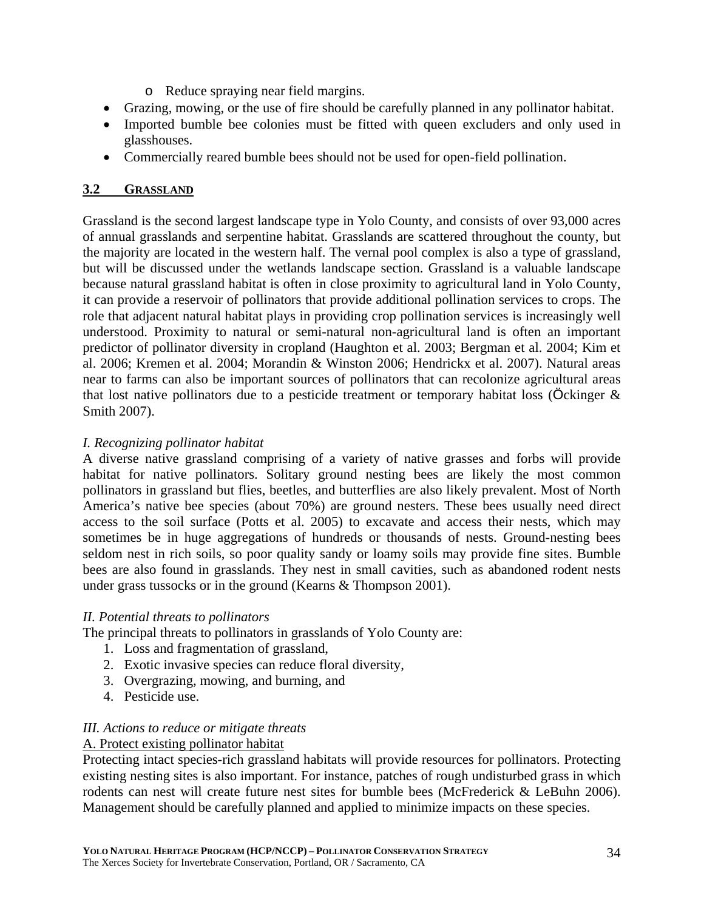- Reduce spraying near field margins.
- Grazing, mowing, or the use of fire should be carefully planned in any pollinator habitat.
- Imported bumble bee colonies must be fitted with queen excluders and only used in glasshouses.
- Commercially reared bumble bees should not be used for open-field pollination.

## 3.2 GRASSLAND

Grassland is the second largest landscape type in Yolo County, and consists of over 93,000 acres of annual grasslands and serpentine habitat. Grasslands are scattered throughout the county, but the majority are located in the western half. The vernal pool complex is also a type of grassland, but will be discussed under the wetlands landscape section. Grassland is a valuable landscape because natural grassland habitat is often in close proximity to agricultural land in Yolo County, it can provide a reservoir of pollinators that provide additional pollination services to crops. The role that adjacent natural habitat plays in providing crop pollination services is increasingly well understood. Proximity to natural or semi-natural non-agricultural land is often an important predictor of pollinator diversity in cropland (Haughton et al. 2003; Bergman et al. 2004; Kim et al. 2006; Kremen et al. 2004; Morandin & Winston 2006; Hendrickx et al. 2007). Natural areas near to farms can also be important sources of pollinators that can recolonize agricultural areas that lost native pollinators due to a pesticide treatment or temporary habitat loss (Öckinger & Smith 2007).

*I. Recognizing pollinator habitat*

A diverse native grassland comprising of a variety of native grasses and forbs will provide habitat for native pollinators. Solitary ground nesting bees are likely the most common pollinators in grassland but flies, beetles, and butterflies are also likely prevalent. Most of North America's native bee species (about 70%) are ground nesters. These bees usually need direct access to the soil surface (Potts et al. 2005) to excavate and access their nests, which may sometimes be in huge aggregations of hundreds or thousands of nests. Ground-nesting bees seldom nest in rich soils, so poor quality sandy or loamy soils may provide fine sites. Bumble bees are also found in grasslands. They nest in small cavities, such as abandoned rodent nests under grass tussocks or in the ground (Kearns & Thompson 2001).

*II. Potential threats to pollinators*

The principal threats to pollinators in grasslands of Yolo County are:

1. Loss and fragmentation of grassland,
2. Exotic invasive species can reduce floral diversity,
3. Overgrazing, mowing, and burning, and
4. Pesticide use.

*III. Actions to reduce or mitigate threats*

<u>A. Protect existing pollinator habitat</u>

Protecting intact species-rich grassland habitats will provide resources for pollinators. Protecting existing nesting sites is also important. For instance, patches of rough undisturbed grass in which rodents can nest will create future nest sites for bumble bees (McFrederick & LeBuhn 2006). Management should be carefully planned and applied to minimize impacts on these species.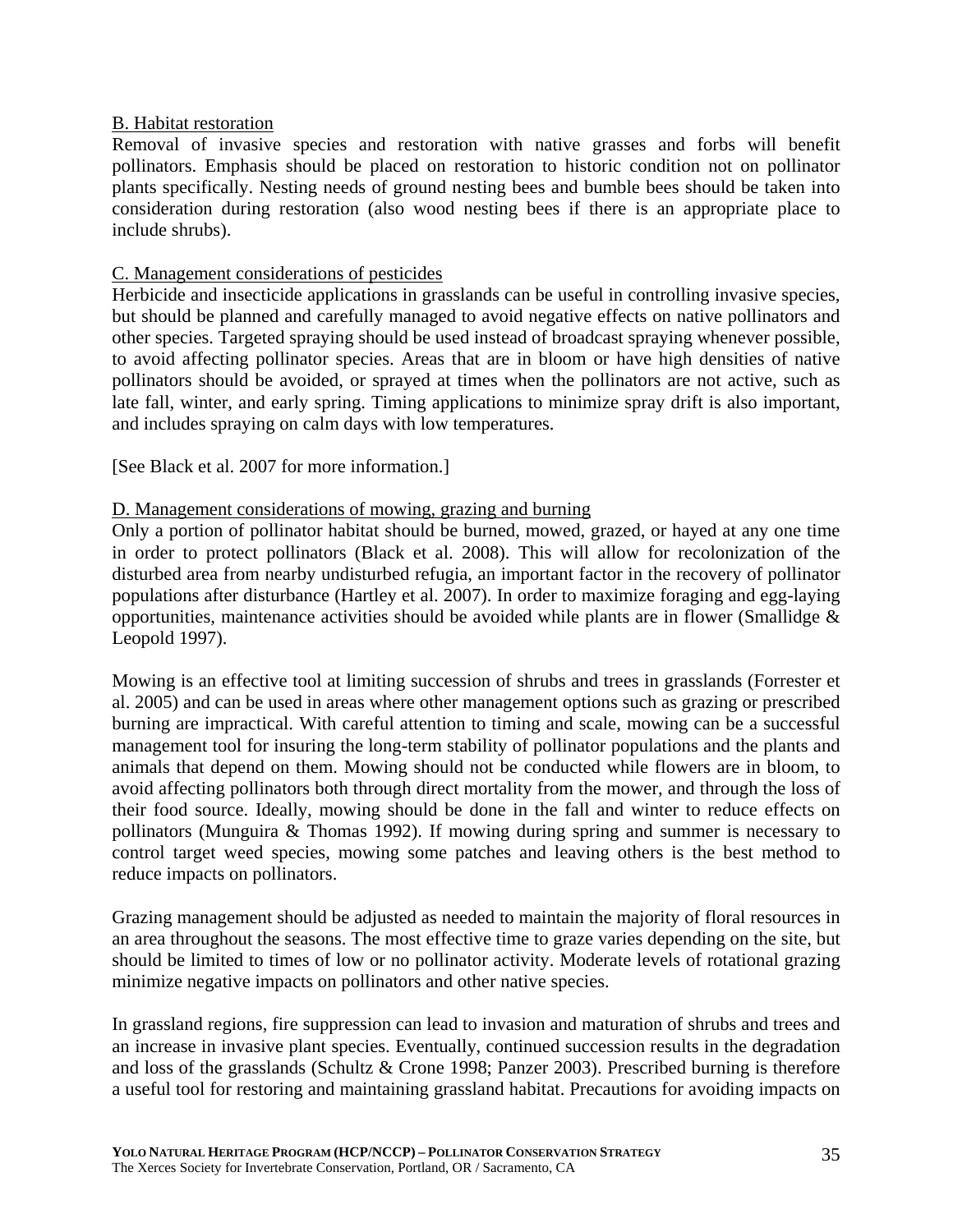B. Habitat restoration

Removal of invasive species and restoration with native grasses and forbs will benefit pollinators. Emphasis should be placed on restoration to historic condition not on pollinator plants specifically. Nesting needs of ground nesting bees and bumble bees should be taken into consideration during restoration (also wood nesting bees if there is an appropriate place to include shrubs).

C. Management considerations of pesticides

Herbicide and insecticide applications in grasslands can be useful in controlling invasive species, but should be planned and carefully managed to avoid negative effects on native pollinators and other species. Targeted spraying should be used instead of broadcast spraying whenever possible, to avoid affecting pollinator species. Areas that are in bloom or have high densities of native pollinators should be avoided, or sprayed at times when the pollinators are not active, such as late fall, winter, and early spring. Timing applications to minimize spray drift is also important, and includes spraying on calm days with low temperatures.

[See Black et al. 2007 for more information.]

D. Management considerations of mowing, grazing and burning

Only a portion of pollinator habitat should be burned, mowed, grazed, or hayed at any one time in order to protect pollinators (Black et al. 2008). This will allow for recolonization of the disturbed area from nearby undisturbed refugia, an important factor in the recovery of pollinator populations after disturbance (Hartley et al. 2007). In order to maximize foraging and egg-laying opportunities, maintenance activities should be avoided while plants are in flower (Smallidge & Leopold 1997).

Mowing is an effective tool at limiting succession of shrubs and trees in grasslands (Forrester et al. 2005) and can be used in areas where other management options such as grazing or prescribed burning are impractical. With careful attention to timing and scale, mowing can be a successful management tool for insuring the long-term stability of pollinator populations and the plants and animals that depend on them. Mowing should not be conducted while flowers are in bloom, to avoid affecting pollinators both through direct mortality from the mower, and through the loss of their food source. Ideally, mowing should be done in the fall and winter to reduce effects on pollinators (Munguira & Thomas 1992). If mowing during spring and summer is necessary to control target weed species, mowing some patches and leaving others is the best method to reduce impacts on pollinators.

Grazing management should be adjusted as needed to maintain the majority of floral resources in an area throughout the seasons. The most effective time to graze varies depending on the site, but should be limited to times of low or no pollinator activity. Moderate levels of rotational grazing minimize negative impacts on pollinators and other native species.

In grassland regions, fire suppression can lead to invasion and maturation of shrubs and trees and an increase in invasive plant species. Eventually, continued succession results in the degradation and loss of the grasslands (Schultz & Crone 1998; Panzer 2003). Prescribed burning is therefore a useful tool for restoring and maintaining grassland habitat. Precautions for avoiding impacts on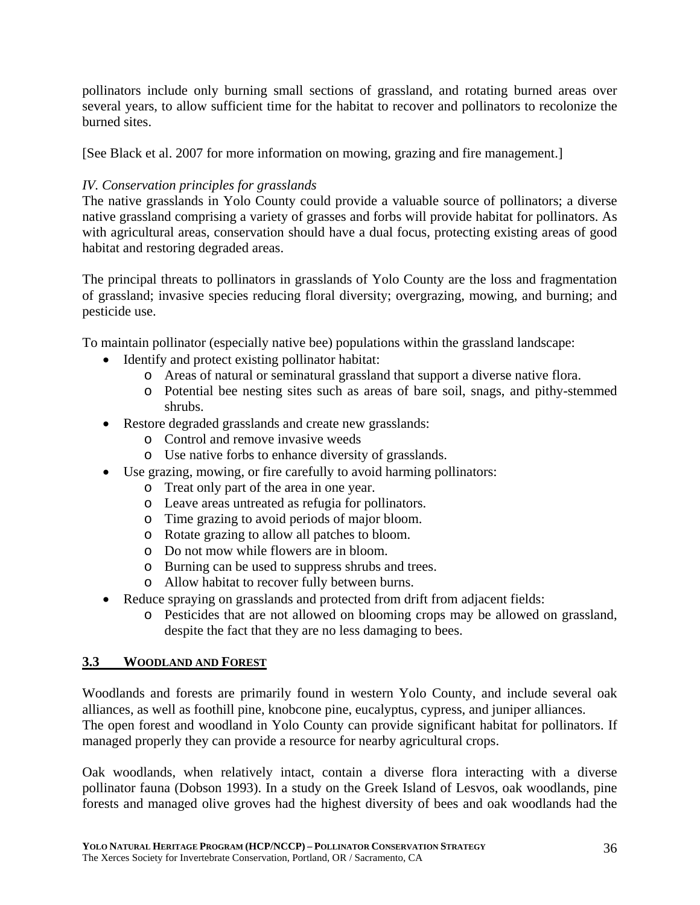pollinators include only burning small sections of grassland, and rotating burned areas over several years, to allow sufficient time for the habitat to recover and pollinators to recolonize the burned sites.

[See Black et al. 2007 for more information on mowing, grazing and fire management.]

*IV. Conservation principles for grasslands*

The native grasslands in Yolo County could provide a valuable source of pollinators; a diverse native grassland comprising a variety of grasses and forbs will provide habitat for pollinators. As with agricultural areas, conservation should have a dual focus, protecting existing areas of good habitat and restoring degraded areas.

The principal threats to pollinators in grasslands of Yolo County are the loss and fragmentation of grassland; invasive species reducing floral diversity; overgrazing, mowing, and burning; and pesticide use.

To maintain pollinator (especially native bee) populations within the grassland landscape:

- Identify and protect existing pollinator habitat:
  - Areas of natural or seminatural grassland that support a diverse native flora.
  - Potential bee nesting sites such as areas of bare soil, snags, and pithy-stemmed shrubs.
- Restore degraded grasslands and create new grasslands:
  - Control and remove invasive weeds
  - Use native forbs to enhance diversity of grasslands.
- Use grazing, mowing, or fire carefully to avoid harming pollinators:
  - Treat only part of the area in one year.
  - Leave areas untreated as refugia for pollinators.
  - Time grazing to avoid periods of major bloom.
  - Rotate grazing to allow all patches to bloom.
  - Do not mow while flowers are in bloom.
  - Burning can be used to suppress shrubs and trees.
  - Allow habitat to recover fully between burns.
- Reduce spraying on grasslands and protected from drift from adjacent fields:
  - Pesticides that are not allowed on blooming crops may be allowed on grassland, despite the fact that they are no less damaging to bees.

## 3.3 WOODLAND AND FOREST

Woodlands and forests are primarily found in western Yolo County, and include several oak alliances, as well as foothill pine, knobcone pine, eucalyptus, cypress, and juniper alliances. The open forest and woodland in Yolo County can provide significant habitat for pollinators. If managed properly they can provide a resource for nearby agricultural crops.

Oak woodlands, when relatively intact, contain a diverse flora interacting with a diverse pollinator fauna (Dobson 1993). In a study on the Greek Island of Lesvos, oak woodlands, pine forests and managed olive groves had the highest diversity of bees and oak woodlands had the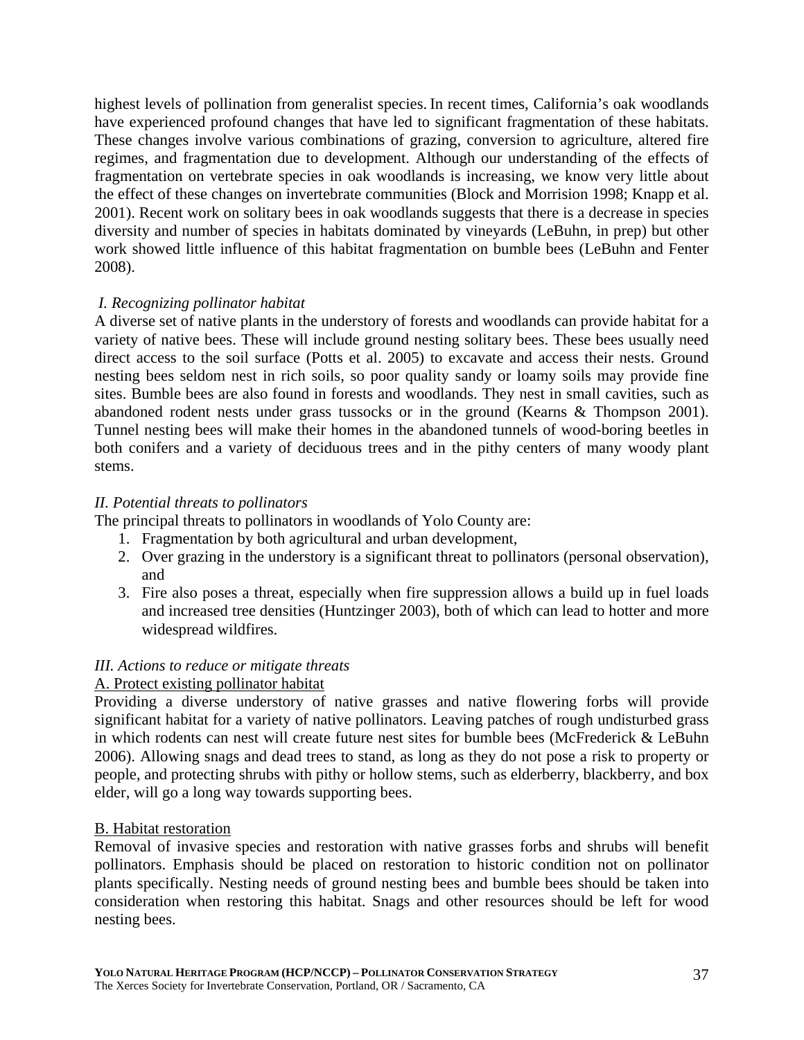highest levels of pollination from generalist species. In recent times, California's oak woodlands have experienced profound changes that have led to significant fragmentation of these habitats. These changes involve various combinations of grazing, conversion to agriculture, altered fire regimes, and fragmentation due to development. Although our understanding of the effects of fragmentation on vertebrate species in oak woodlands is increasing, we know very little about the effect of these changes on invertebrate communities (Block and Morrision 1998; Knapp et al. 2001). Recent work on solitary bees in oak woodlands suggests that there is a decrease in species diversity and number of species in habitats dominated by vineyards (LeBuhn, in prep) but other work showed little influence of this habitat fragmentation on bumble bees (LeBuhn and Fenter 2008).

*I. Recognizing pollinator habitat*

A diverse set of native plants in the understory of forests and woodlands can provide habitat for a variety of native bees. These will include ground nesting solitary bees. These bees usually need direct access to the soil surface (Potts et al. 2005) to excavate and access their nests. Ground nesting bees seldom nest in rich soils, so poor quality sandy or loamy soils may provide fine sites. Bumble bees are also found in forests and woodlands. They nest in small cavities, such as abandoned rodent nests under grass tussocks or in the ground (Kearns & Thompson 2001). Tunnel nesting bees will make their homes in the abandoned tunnels of wood-boring beetles in both conifers and a variety of deciduous trees and in the pithy centers of many woody plant stems.

*II. Potential threats to pollinators*

The principal threats to pollinators in woodlands of Yolo County are:

1. Fragmentation by both agricultural and urban development,
2. Over grazing in the understory is a significant threat to pollinators (personal observation), and
3. Fire also poses a threat, especially when fire suppression allows a build up in fuel loads and increased tree densities (Huntzinger 2003), both of which can lead to hotter and more widespread wildfires.

*III. Actions to reduce or mitigate threats*

<u>A. Protect existing pollinator habitat</u>

Providing a diverse understory of native grasses and native flowering forbs will provide significant habitat for a variety of native pollinators. Leaving patches of rough undisturbed grass in which rodents can nest will create future nest sites for bumble bees (McFrederick & LeBuhn 2006). Allowing snags and dead trees to stand, as long as they do not pose a risk to property or people, and protecting shrubs with pithy or hollow stems, such as elderberry, blackberry, and box elder, will go a long way towards supporting bees.

<u>B. Habitat restoration</u>

Removal of invasive species and restoration with native grasses forbs and shrubs will benefit pollinators. Emphasis should be placed on restoration to historic condition not on pollinator plants specifically. Nesting needs of ground nesting bees and bumble bees should be taken into consideration when restoring this habitat. Snags and other resources should be left for wood nesting bees.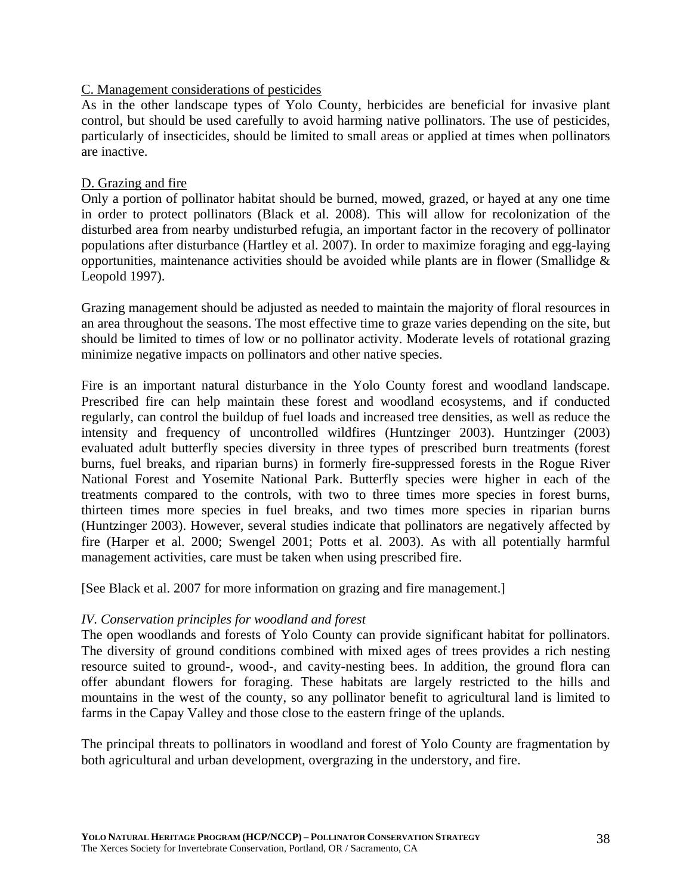C. Management considerations of pesticides

As in the other landscape types of Yolo County, herbicides are beneficial for invasive plant control, but should be used carefully to avoid harming native pollinators. The use of pesticides, particularly of insecticides, should be limited to small areas or applied at times when pollinators are inactive.

D. Grazing and fire

Only a portion of pollinator habitat should be burned, mowed, grazed, or hayed at any one time in order to protect pollinators (Black et al. 2008). This will allow for recolonization of the disturbed area from nearby undisturbed refugia, an important factor in the recovery of pollinator populations after disturbance (Hartley et al. 2007). In order to maximize foraging and egg-laying opportunities, maintenance activities should be avoided while plants are in flower (Smallidge & Leopold 1997).

Grazing management should be adjusted as needed to maintain the majority of floral resources in an area throughout the seasons. The most effective time to graze varies depending on the site, but should be limited to times of low or no pollinator activity. Moderate levels of rotational grazing minimize negative impacts on pollinators and other native species.

Fire is an important natural disturbance in the Yolo County forest and woodland landscape. Prescribed fire can help maintain these forest and woodland ecosystems, and if conducted regularly, can control the buildup of fuel loads and increased tree densities, as well as reduce the intensity and frequency of uncontrolled wildfires (Huntzinger 2003). Huntzinger (2003) evaluated adult butterfly species diversity in three types of prescribed burn treatments (forest burns, fuel breaks, and riparian burns) in formerly fire-suppressed forests in the Rogue River National Forest and Yosemite National Park. Butterfly species were higher in each of the treatments compared to the controls, with two to three times more species in forest burns, thirteen times more species in fuel breaks, and two times more species in riparian burns (Huntzinger 2003). However, several studies indicate that pollinators are negatively affected by fire (Harper et al. 2000; Swengel 2001; Potts et al. 2003). As with all potentially harmful management activities, care must be taken when using prescribed fire.

[See Black et al. 2007 for more information on grazing and fire management.]

*IV. Conservation principles for woodland and forest*

The open woodlands and forests of Yolo County can provide significant habitat for pollinators. The diversity of ground conditions combined with mixed ages of trees provides a rich nesting resource suited to ground-, wood-, and cavity-nesting bees. In addition, the ground flora can offer abundant flowers for foraging. These habitats are largely restricted to the hills and mountains in the west of the county, so any pollinator benefit to agricultural land is limited to farms in the Capay Valley and those close to the eastern fringe of the uplands.

The principal threats to pollinators in woodland and forest of Yolo County are fragmentation by both agricultural and urban development, overgrazing in the understory, and fire.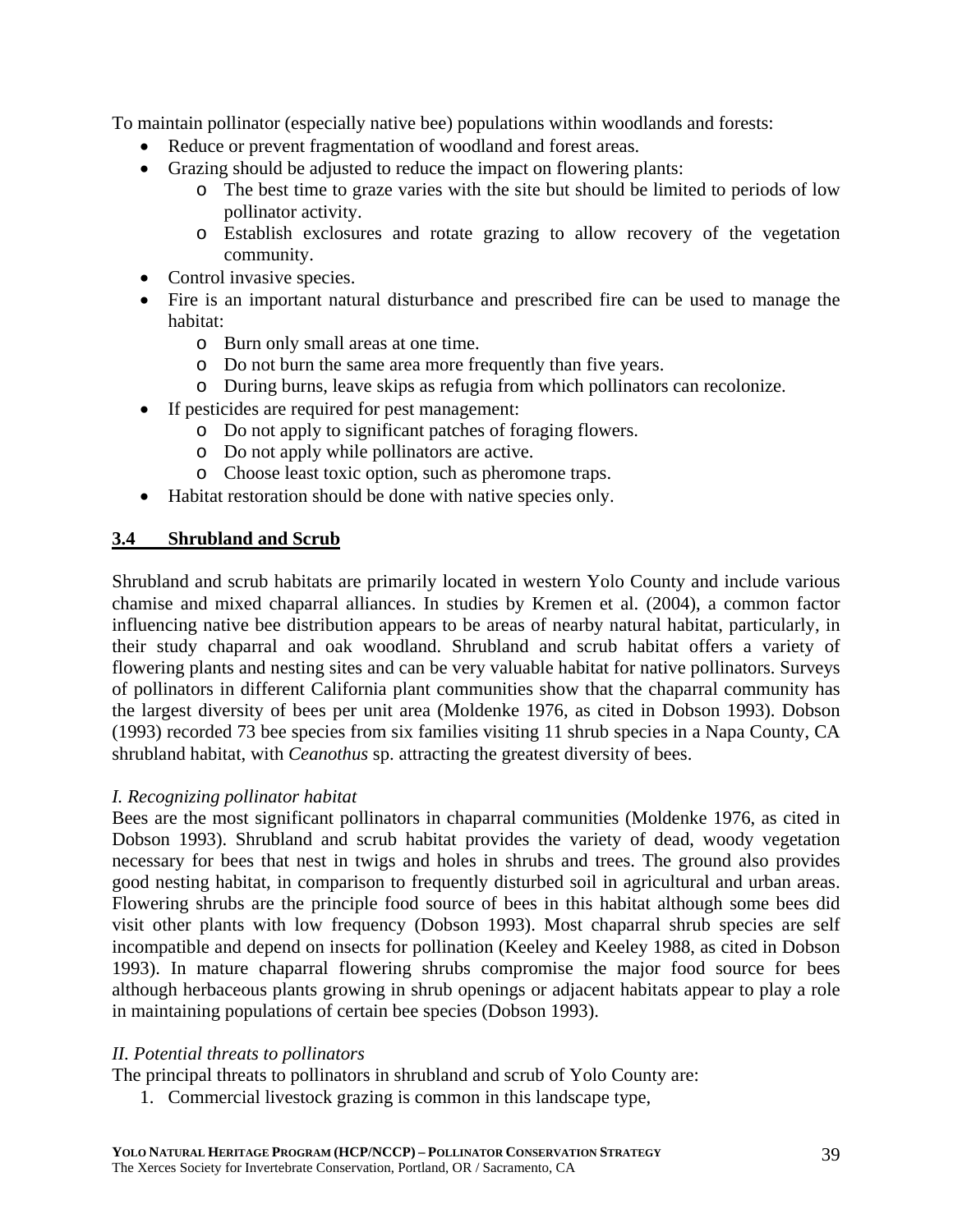To maintain pollinator (especially native bee) populations within woodlands and forests:

- Reduce or prevent fragmentation of woodland and forest areas.
- Grazing should be adjusted to reduce the impact on flowering plants:
  - The best time to graze varies with the site but should be limited to periods of low pollinator activity.
  - Establish exclosures and rotate grazing to allow recovery of the vegetation community.
- Control invasive species.
- Fire is an important natural disturbance and prescribed fire can be used to manage the habitat:
  - Burn only small areas at one time.
  - Do not burn the same area more frequently than five years.
  - During burns, leave skips as refugia from which pollinators can recolonize.
- If pesticides are required for pest management:
  - Do not apply to significant patches of foraging flowers.
  - Do not apply while pollinators are active.
  - Choose least toxic option, such as pheromone traps.
- Habitat restoration should be done with native species only.

## 3.4 Shrubland and Scrub

Shrubland and scrub habitats are primarily located in western Yolo County and include various chamise and mixed chaparral alliances. In studies by Kremen et al. (2004), a common factor influencing native bee distribution appears to be areas of nearby natural habitat, particularly, in their study chaparral and oak woodland. Shrubland and scrub habitat offers a variety of flowering plants and nesting sites and can be very valuable habitat for native pollinators. Surveys of pollinators in different California plant communities show that the chaparral community has the largest diversity of bees per unit area (Moldenke 1976, as cited in Dobson 1993). Dobson (1993) recorded 73 bee species from six families visiting 11 shrub species in a Napa County, CA shrubland habitat, with *Ceanothus* sp. attracting the greatest diversity of bees.

*I. Recognizing pollinator habitat*

Bees are the most significant pollinators in chaparral communities (Moldenke 1976, as cited in Dobson 1993). Shrubland and scrub habitat provides the variety of dead, woody vegetation necessary for bees that nest in twigs and holes in shrubs and trees. The ground also provides good nesting habitat, in comparison to frequently disturbed soil in agricultural and urban areas. Flowering shrubs are the principle food source of bees in this habitat although some bees did visit other plants with low frequency (Dobson 1993). Most chaparral shrub species are self incompatible and depend on insects for pollination (Keeley and Keeley 1988, as cited in Dobson 1993). In mature chaparral flowering shrubs compromise the major food source for bees although herbaceous plants growing in shrub openings or adjacent habitats appear to play a role in maintaining populations of certain bee species (Dobson 1993).

*II. Potential threats to pollinators*

The principal threats to pollinators in shrubland and scrub of Yolo County are:

1. Commercial livestock grazing is common in this landscape type,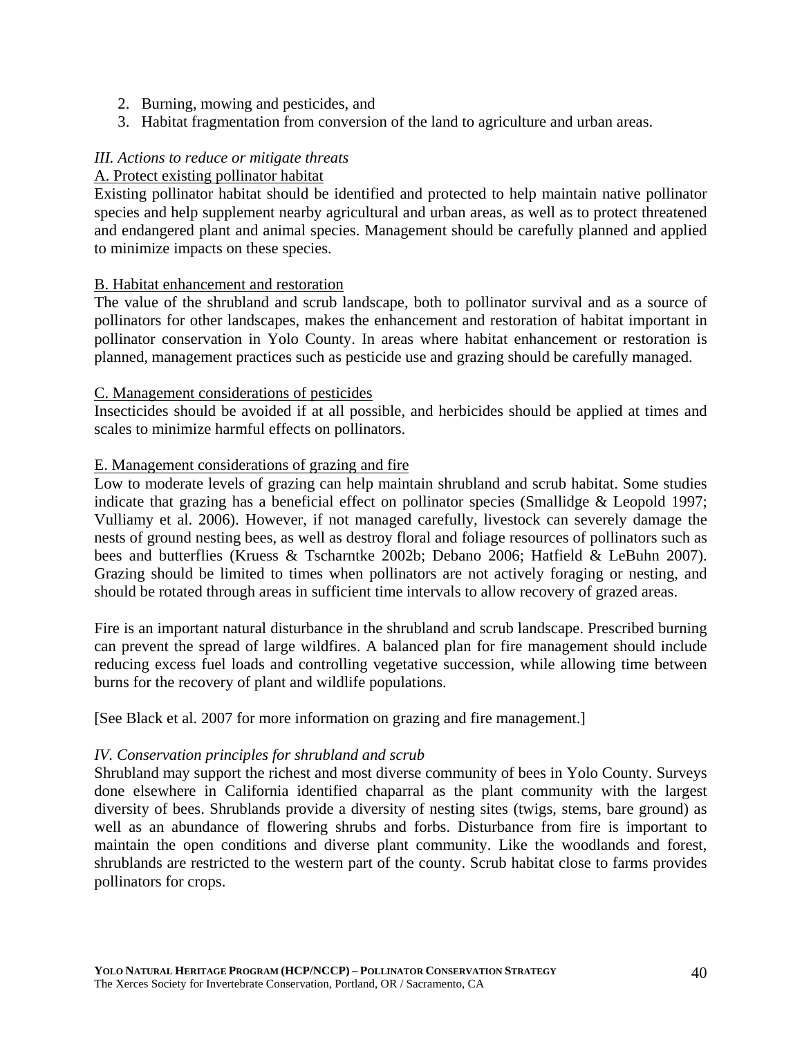2. Burning, mowing and pesticides, and
3. Habitat fragmentation from conversion of the land to agriculture and urban areas.

*III. Actions to reduce or mitigate threats*

A. Protect existing pollinator habitat

Existing pollinator habitat should be identified and protected to help maintain native pollinator species and help supplement nearby agricultural and urban areas, as well as to protect threatened and endangered plant and animal species. Management should be carefully planned and applied to minimize impacts on these species.

B. Habitat enhancement and restoration

The value of the shrubland and scrub landscape, both to pollinator survival and as a source of pollinators for other landscapes, makes the enhancement and restoration of habitat important in pollinator conservation in Yolo County. In areas where habitat enhancement or restoration is planned, management practices such as pesticide use and grazing should be carefully managed.

C. Management considerations of pesticides

Insecticides should be avoided if at all possible, and herbicides should be applied at times and scales to minimize harmful effects on pollinators.

E. Management considerations of grazing and fire

Low to moderate levels of grazing can help maintain shrubland and scrub habitat. Some studies indicate that grazing has a beneficial effect on pollinator species (Smallidge & Leopold 1997; Vulliamy et al. 2006). However, if not managed carefully, livestock can severely damage the nests of ground nesting bees, as well as destroy floral and foliage resources of pollinators such as bees and butterflies (Kruess & Tscharntke 2002b; Debano 2006; Hatfield & LeBuhn 2007). Grazing should be limited to times when pollinators are not actively foraging or nesting, and should be rotated through areas in sufficient time intervals to allow recovery of grazed areas.

Fire is an important natural disturbance in the shrubland and scrub landscape. Prescribed burning can prevent the spread of large wildfires. A balanced plan for fire management should include reducing excess fuel loads and controlling vegetative succession, while allowing time between burns for the recovery of plant and wildlife populations.

[See Black et al. 2007 for more information on grazing and fire management.]

*IV. Conservation principles for shrubland and scrub*

Shrubland may support the richest and most diverse community of bees in Yolo County. Surveys done elsewhere in California identified chaparral as the plant community with the largest diversity of bees. Shrublands provide a diversity of nesting sites (twigs, stems, bare ground) as well as an abundance of flowering shrubs and forbs. Disturbance from fire is important to maintain the open conditions and diverse plant community. Like the woodlands and forest, shrublands are restricted to the western part of the county. Scrub habitat close to farms provides pollinators for crops.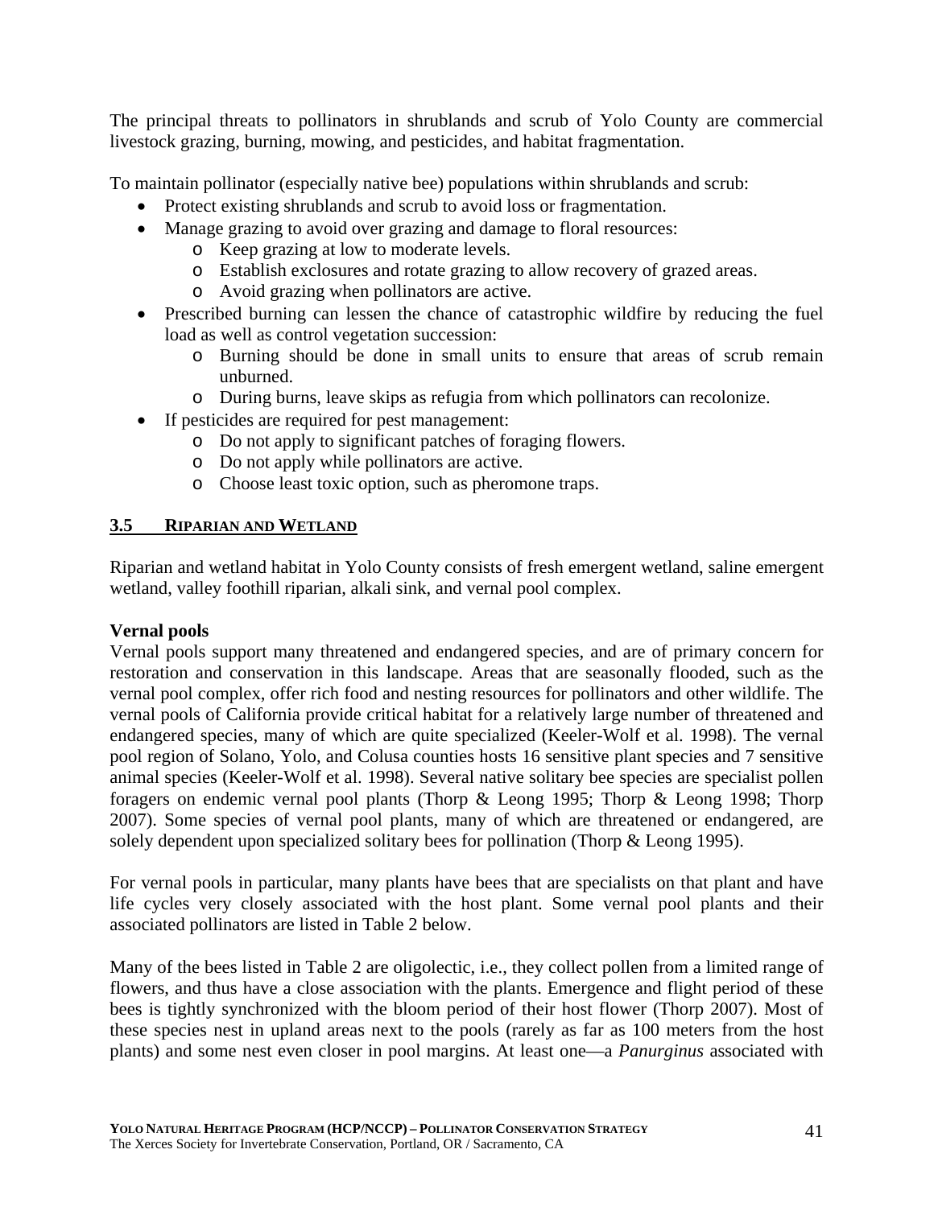The principal threats to pollinators in shrublands and scrub of Yolo County are commercial livestock grazing, burning, mowing, and pesticides, and habitat fragmentation.

To maintain pollinator (especially native bee) populations within shrublands and scrub:

- Protect existing shrublands and scrub to avoid loss or fragmentation.
- Manage grazing to avoid over grazing and damage to floral resources:
  - Keep grazing at low to moderate levels.
  - Establish exclosures and rotate grazing to allow recovery of grazed areas.
  - Avoid grazing when pollinators are active.
- Prescribed burning can lessen the chance of catastrophic wildfire by reducing the fuel load as well as control vegetation succession:
  - Burning should be done in small units to ensure that areas of scrub remain unburned.
  - During burns, leave skips as refugia from which pollinators can recolonize.
- If pesticides are required for pest management:
  - Do not apply to significant patches of foraging flowers.
  - Do not apply while pollinators are active.
  - Choose least toxic option, such as pheromone traps.

## 3.5 Riparian and Wetland

Riparian and wetland habitat in Yolo County consists of fresh emergent wetland, saline emergent wetland, valley foothill riparian, alkali sink, and vernal pool complex.

**Vernal pools**

Vernal pools support many threatened and endangered species, and are of primary concern for restoration and conservation in this landscape. Areas that are seasonally flooded, such as the vernal pool complex, offer rich food and nesting resources for pollinators and other wildlife. The vernal pools of California provide critical habitat for a relatively large number of threatened and endangered species, many of which are quite specialized (Keeler-Wolf et al. 1998). The vernal pool region of Solano, Yolo, and Colusa counties hosts 16 sensitive plant species and 7 sensitive animal species (Keeler-Wolf et al. 1998). Several native solitary bee species are specialist pollen foragers on endemic vernal pool plants (Thorp & Leong 1995; Thorp & Leong 1998; Thorp 2007). Some species of vernal pool plants, many of which are threatened or endangered, are solely dependent upon specialized solitary bees for pollination (Thorp & Leong 1995).

For vernal pools in particular, many plants have bees that are specialists on that plant and have life cycles very closely associated with the host plant. Some vernal pool plants and their associated pollinators are listed in Table 2 below.

Many of the bees listed in Table 2 are oligolectic, i.e., they collect pollen from a limited range of flowers, and thus have a close association with the plants. Emergence and flight period of these bees is tightly synchronized with the bloom period of their host flower (Thorp 2007). Most of these species nest in upland areas next to the pools (rarely as far as 100 meters from the host plants) and some nest even closer in pool margins. At least one—a *Panurginus* associated with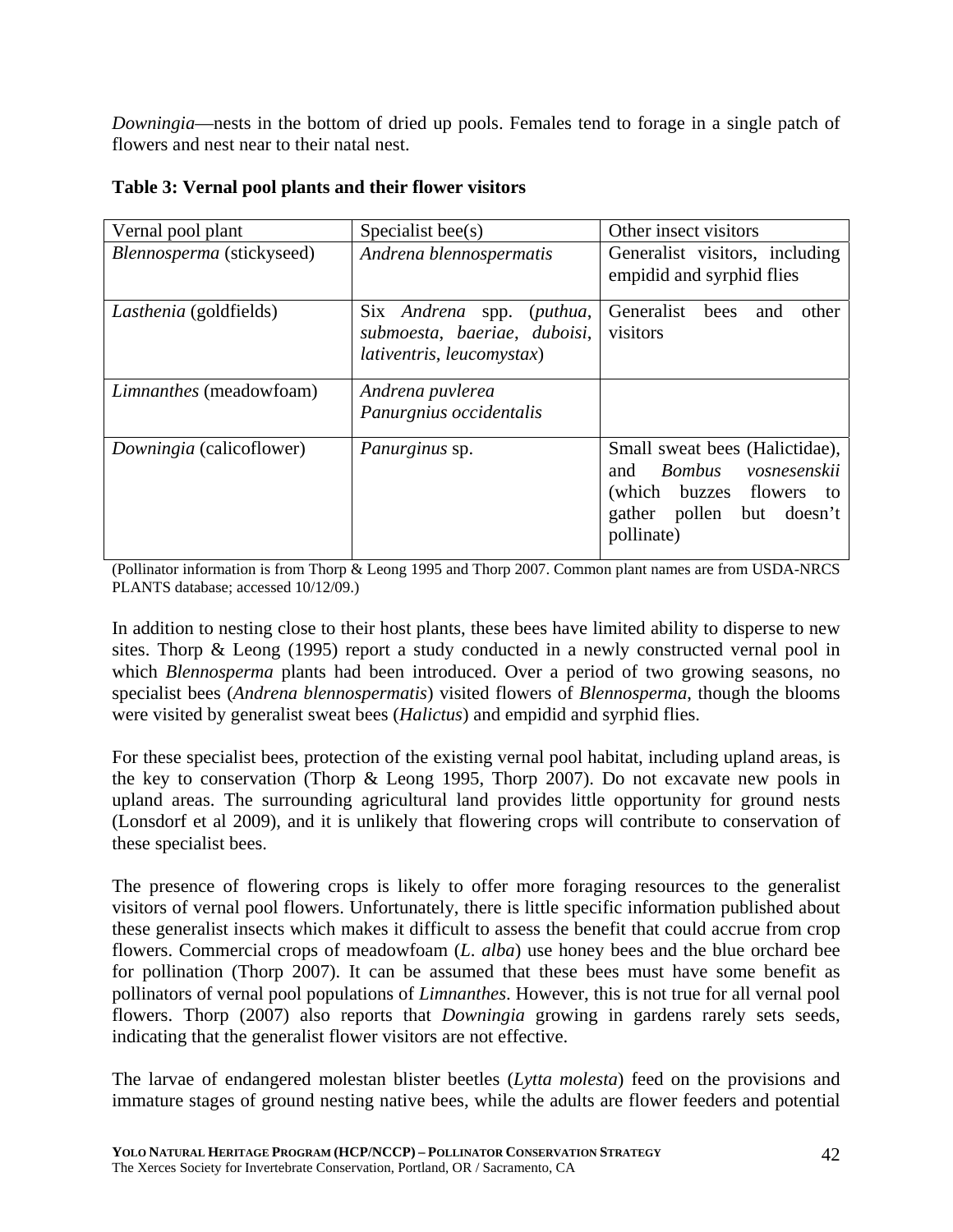*Downingia*—nests in the bottom of dried up pools. Females tend to forage in a single patch of flowers and nest near to their natal nest.

**Table 3: Vernal pool plants and their flower visitors**

| Vernal pool plant | Specialist bee(s) | Other insect visitors |
|---|---|---|
| *Blennosperma* (stickyseed) | *Andrena blennospermatis* | Generalist visitors, including empidid and syrphid flies |
| *Lasthenia* (goldfields) | Six *Andrena* spp. (*puthua*, *submoesta*, *baeriae*, *duboisi*, *lativentris*, *leucomystax*) | Generalist bees and other visitors |
| *Limnanthes* (meadowfoam) | *Andrena puvlerea* *Panurgnius occidentalis* | |
| *Downingia* (calicoflower) | *Panurginus* sp. | Small sweat bees (Halictidae), and *Bombus vosnesenskii* (which buzzes flowers to gather pollen but doesn't pollinate) |

(Pollinator information is from Thorp & Leong 1995 and Thorp 2007. Common plant names are from USDA-NRCS PLANTS database; accessed 10/12/09.)

In addition to nesting close to their host plants, these bees have limited ability to disperse to new sites. Thorp & Leong (1995) report a study conducted in a newly constructed vernal pool in which *Blennosperma* plants had been introduced. Over a period of two growing seasons, no specialist bees (*Andrena blennospermatis*) visited flowers of *Blennosperma*, though the blooms were visited by generalist sweat bees (*Halictus*) and empidid and syrphid flies.

For these specialist bees, protection of the existing vernal pool habitat, including upland areas, is the key to conservation (Thorp & Leong 1995, Thorp 2007). Do not excavate new pools in upland areas. The surrounding agricultural land provides little opportunity for ground nests (Lonsdorf et al 2009), and it is unlikely that flowering crops will contribute to conservation of these specialist bees.

The presence of flowering crops is likely to offer more foraging resources to the generalist visitors of vernal pool flowers. Unfortunately, there is little specific information published about these generalist insects which makes it difficult to assess the benefit that could accrue from crop flowers. Commercial crops of meadowfoam (*L. alba*) use honey bees and the blue orchard bee for pollination (Thorp 2007). It can be assumed that these bees must have some benefit as pollinators of vernal pool populations of *Limnanthes*. However, this is not true for all vernal pool flowers. Thorp (2007) also reports that *Downingia* growing in gardens rarely sets seeds, indicating that the generalist flower visitors are not effective.

The larvae of endangered molestan blister beetles (*Lytta molesta*) feed on the provisions and immature stages of ground nesting native bees, while the adults are flower feeders and potential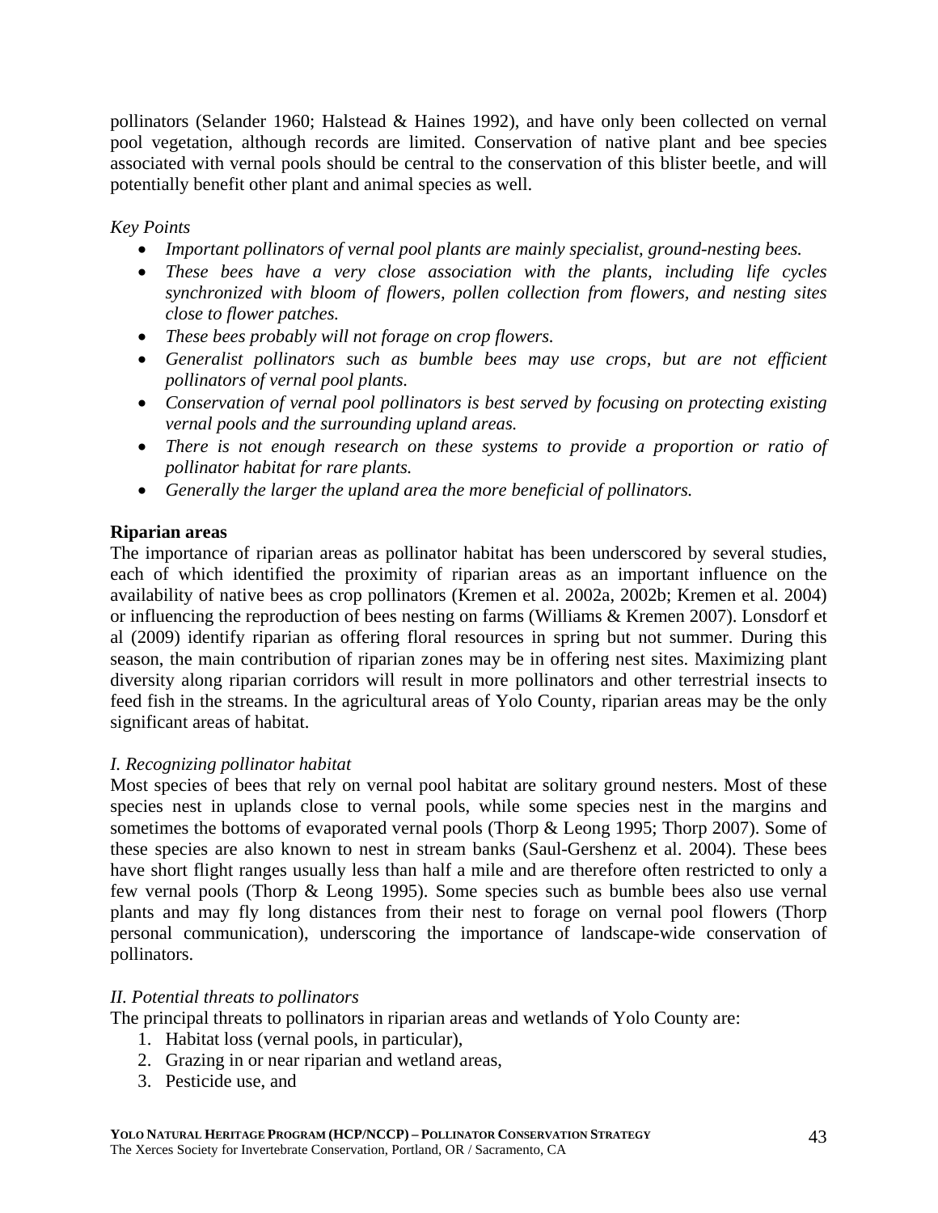pollinators (Selander 1960; Halstead & Haines 1992), and have only been collected on vernal pool vegetation, although records are limited. Conservation of native plant and bee species associated with vernal pools should be central to the conservation of this blister beetle, and will potentially benefit other plant and animal species as well.

*Key Points*

- *Important pollinators of vernal pool plants are mainly specialist, ground-nesting bees.*
- *These bees have a very close association with the plants, including life cycles synchronized with bloom of flowers, pollen collection from flowers, and nesting sites close to flower patches.*
- *These bees probably will not forage on crop flowers.*
- *Generalist pollinators such as bumble bees may use crops, but are not efficient pollinators of vernal pool plants.*
- *Conservation of vernal pool pollinators is best served by focusing on protecting existing vernal pools and the surrounding upland areas.*
- *There is not enough research on these systems to provide a proportion or ratio of pollinator habitat for rare plants.*
- *Generally the larger the upland area the more beneficial of pollinators.*

**Riparian areas**

The importance of riparian areas as pollinator habitat has been underscored by several studies, each of which identified the proximity of riparian areas as an important influence on the availability of native bees as crop pollinators (Kremen et al. 2002a, 2002b; Kremen et al. 2004) or influencing the reproduction of bees nesting on farms (Williams & Kremen 2007). Lonsdorf et al (2009) identify riparian as offering floral resources in spring but not summer. During this season, the main contribution of riparian zones may be in offering nest sites. Maximizing plant diversity along riparian corridors will result in more pollinators and other terrestrial insects to feed fish in the streams. In the agricultural areas of Yolo County, riparian areas may be the only significant areas of habitat.

*I. Recognizing pollinator habitat*

Most species of bees that rely on vernal pool habitat are solitary ground nesters. Most of these species nest in uplands close to vernal pools, while some species nest in the margins and sometimes the bottoms of evaporated vernal pools (Thorp & Leong 1995; Thorp 2007). Some of these species are also known to nest in stream banks (Saul-Gershenz et al. 2004). These bees have short flight ranges usually less than half a mile and are therefore often restricted to only a few vernal pools (Thorp & Leong 1995). Some species such as bumble bees also use vernal plants and may fly long distances from their nest to forage on vernal pool flowers (Thorp personal communication), underscoring the importance of landscape-wide conservation of pollinators.

*II. Potential threats to pollinators*

The principal threats to pollinators in riparian areas and wetlands of Yolo County are:

1. Habitat loss (vernal pools, in particular),
2. Grazing in or near riparian and wetland areas,
3. Pesticide use, and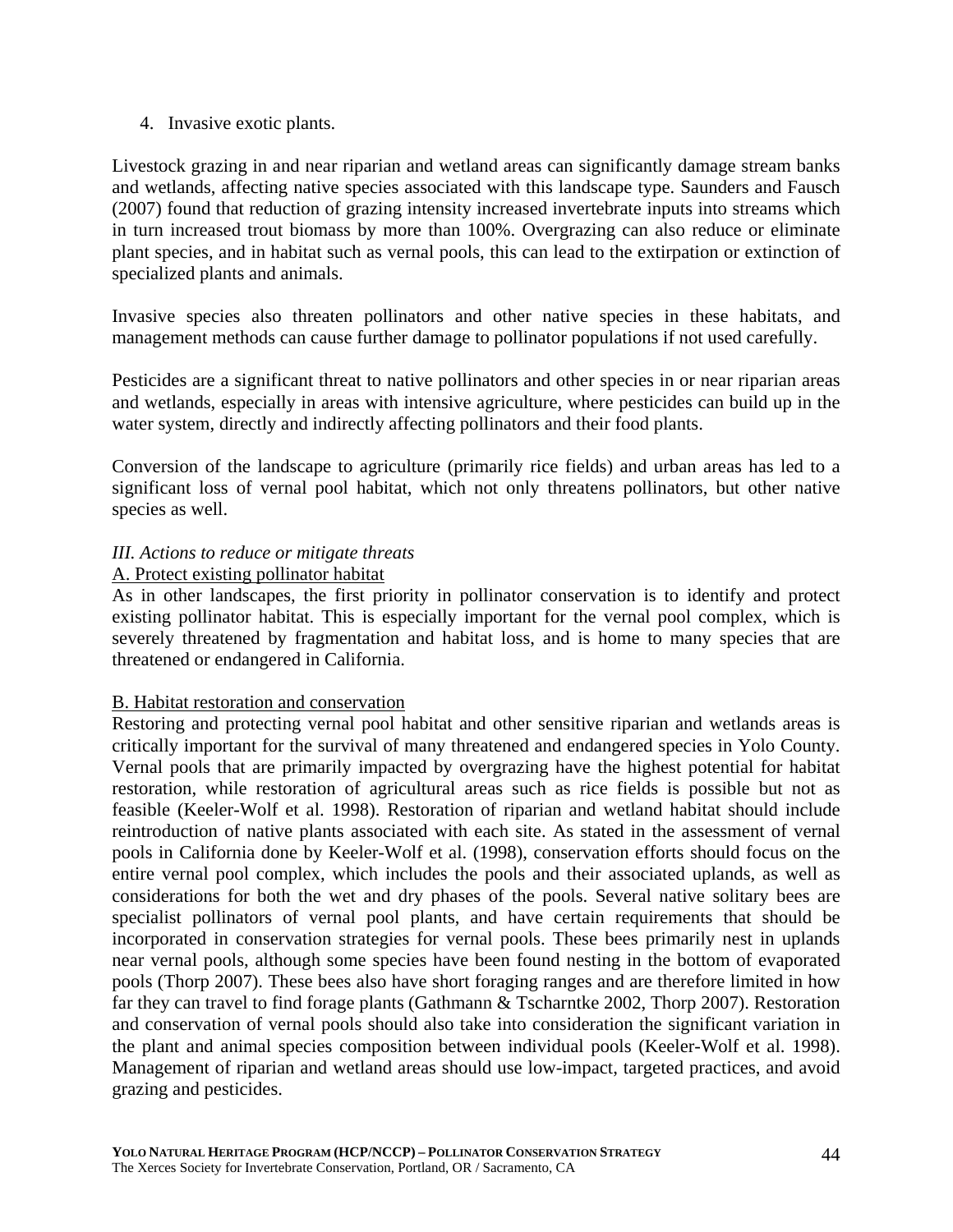4. Invasive exotic plants.

Livestock grazing in and near riparian and wetland areas can significantly damage stream banks and wetlands, affecting native species associated with this landscape type. Saunders and Fausch (2007) found that reduction of grazing intensity increased invertebrate inputs into streams which in turn increased trout biomass by more than 100%. Overgrazing can also reduce or eliminate plant species, and in habitat such as vernal pools, this can lead to the extirpation or extinction of specialized plants and animals.

Invasive species also threaten pollinators and other native species in these habitats, and management methods can cause further damage to pollinator populations if not used carefully.

Pesticides are a significant threat to native pollinators and other species in or near riparian areas and wetlands, especially in areas with intensive agriculture, where pesticides can build up in the water system, directly and indirectly affecting pollinators and their food plants.

Conversion of the landscape to agriculture (primarily rice fields) and urban areas has led to a significant loss of vernal pool habitat, which not only threatens pollinators, but other native species as well.

*III. Actions to reduce or mitigate threats*

A. Protect existing pollinator habitat

As in other landscapes, the first priority in pollinator conservation is to identify and protect existing pollinator habitat. This is especially important for the vernal pool complex, which is severely threatened by fragmentation and habitat loss, and is home to many species that are threatened or endangered in California.

B. Habitat restoration and conservation

Restoring and protecting vernal pool habitat and other sensitive riparian and wetlands areas is critically important for the survival of many threatened and endangered species in Yolo County. Vernal pools that are primarily impacted by overgrazing have the highest potential for habitat restoration, while restoration of agricultural areas such as rice fields is possible but not as feasible (Keeler-Wolf et al. 1998). Restoration of riparian and wetland habitat should include reintroduction of native plants associated with each site. As stated in the assessment of vernal pools in California done by Keeler-Wolf et al. (1998), conservation efforts should focus on the entire vernal pool complex, which includes the pools and their associated uplands, as well as considerations for both the wet and dry phases of the pools. Several native solitary bees are specialist pollinators of vernal pool plants, and have certain requirements that should be incorporated in conservation strategies for vernal pools. These bees primarily nest in uplands near vernal pools, although some species have been found nesting in the bottom of evaporated pools (Thorp 2007). These bees also have short foraging ranges and are therefore limited in how far they can travel to find forage plants (Gathmann & Tscharntke 2002, Thorp 2007). Restoration and conservation of vernal pools should also take into consideration the significant variation in the plant and animal species composition between individual pools (Keeler-Wolf et al. 1998). Management of riparian and wetland areas should use low-impact, targeted practices, and avoid grazing and pesticides.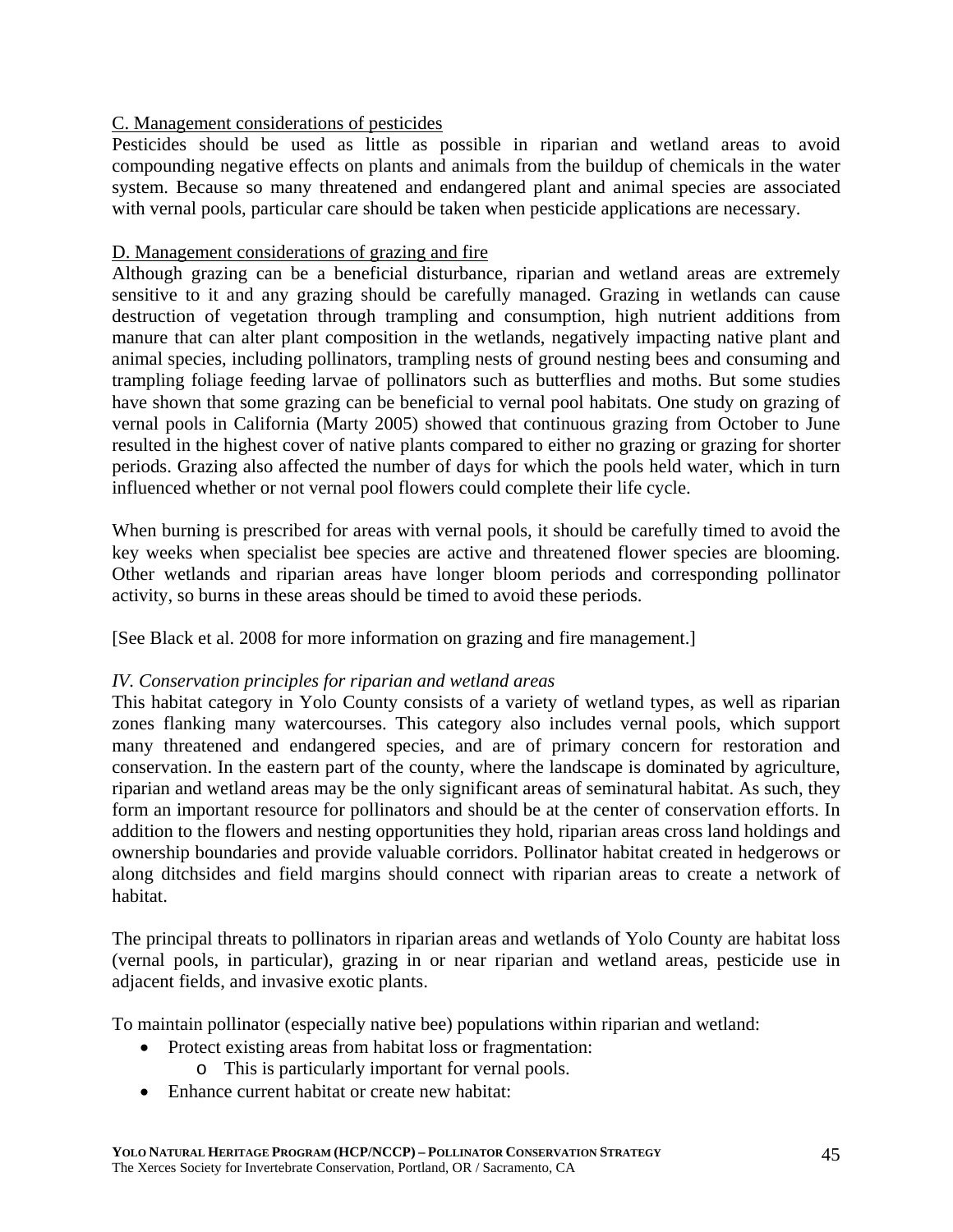C. Management considerations of pesticides

Pesticides should be used as little as possible in riparian and wetland areas to avoid compounding negative effects on plants and animals from the buildup of chemicals in the water system. Because so many threatened and endangered plant and animal species are associated with vernal pools, particular care should be taken when pesticide applications are necessary.

D. Management considerations of grazing and fire

Although grazing can be a beneficial disturbance, riparian and wetland areas are extremely sensitive to it and any grazing should be carefully managed. Grazing in wetlands can cause destruction of vegetation through trampling and consumption, high nutrient additions from manure that can alter plant composition in the wetlands, negatively impacting native plant and animal species, including pollinators, trampling nests of ground nesting bees and consuming and trampling foliage feeding larvae of pollinators such as butterflies and moths. But some studies have shown that some grazing can be beneficial to vernal pool habitats. One study on grazing of vernal pools in California (Marty 2005) showed that continuous grazing from October to June resulted in the highest cover of native plants compared to either no grazing or grazing for shorter periods. Grazing also affected the number of days for which the pools held water, which in turn influenced whether or not vernal pool flowers could complete their life cycle.

When burning is prescribed for areas with vernal pools, it should be carefully timed to avoid the key weeks when specialist bee species are active and threatened flower species are blooming. Other wetlands and riparian areas have longer bloom periods and corresponding pollinator activity, so burns in these areas should be timed to avoid these periods.

[See Black et al. 2008 for more information on grazing and fire management.]

*IV. Conservation principles for riparian and wetland areas*

This habitat category in Yolo County consists of a variety of wetland types, as well as riparian zones flanking many watercourses. This category also includes vernal pools, which support many threatened and endangered species, and are of primary concern for restoration and conservation. In the eastern part of the county, where the landscape is dominated by agriculture, riparian and wetland areas may be the only significant areas of seminatural habitat. As such, they form an important resource for pollinators and should be at the center of conservation efforts. In addition to the flowers and nesting opportunities they hold, riparian areas cross land holdings and ownership boundaries and provide valuable corridors. Pollinator habitat created in hedgerows or along ditchsides and field margins should connect with riparian areas to create a network of habitat.

The principal threats to pollinators in riparian areas and wetlands of Yolo County are habitat loss (vernal pools, in particular), grazing in or near riparian and wetland areas, pesticide use in adjacent fields, and invasive exotic plants.

To maintain pollinator (especially native bee) populations within riparian and wetland:

- Protect existing areas from habitat loss or fragmentation:
  - This is particularly important for vernal pools.
- Enhance current habitat or create new habitat: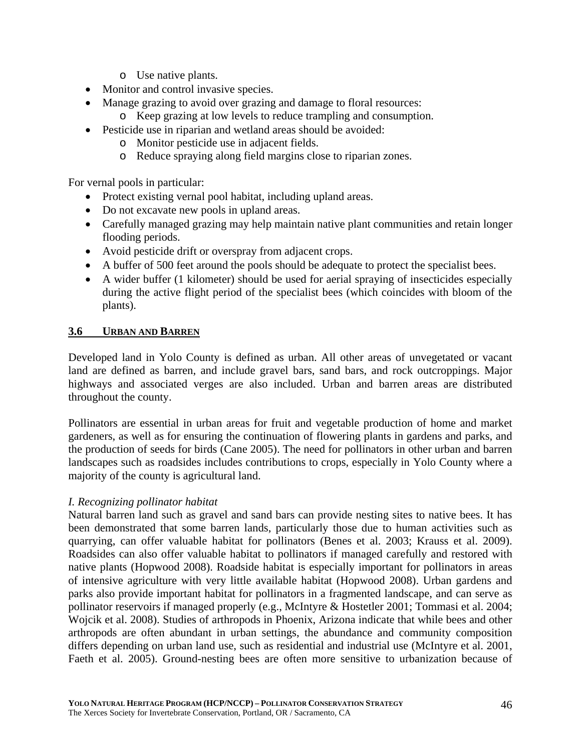- Use native plants.
- Monitor and control invasive species.
- Manage grazing to avoid over grazing and damage to floral resources:
  - Keep grazing at low levels to reduce trampling and consumption.
- Pesticide use in riparian and wetland areas should be avoided:
  - Monitor pesticide use in adjacent fields.
  - Reduce spraying along field margins close to riparian zones.

For vernal pools in particular:

- Protect existing vernal pool habitat, including upland areas.
- Do not excavate new pools in upland areas.
- Carefully managed grazing may help maintain native plant communities and retain longer flooding periods.
- Avoid pesticide drift or overspray from adjacent crops.
- A buffer of 500 feet around the pools should be adequate to protect the specialist bees.
- A wider buffer (1 kilometer) should be used for aerial spraying of insecticides especially during the active flight period of the specialist bees (which coincides with bloom of the plants).

## 3.6 URBAN AND BARREN

Developed land in Yolo County is defined as urban. All other areas of unvegetated or vacant land are defined as barren, and include gravel bars, sand bars, and rock outcroppings. Major highways and associated verges are also included. Urban and barren areas are distributed throughout the county.

Pollinators are essential in urban areas for fruit and vegetable production of home and market gardeners, as well as for ensuring the continuation of flowering plants in gardens and parks, and the production of seeds for birds (Cane 2005). The need for pollinators in other urban and barren landscapes such as roadsides includes contributions to crops, especially in Yolo County where a majority of the county is agricultural land.

*I. Recognizing pollinator habitat*

Natural barren land such as gravel and sand bars can provide nesting sites to native bees. It has been demonstrated that some barren lands, particularly those due to human activities such as quarrying, can offer valuable habitat for pollinators (Benes et al. 2003; Krauss et al. 2009). Roadsides can also offer valuable habitat to pollinators if managed carefully and restored with native plants (Hopwood 2008). Roadside habitat is especially important for pollinators in areas of intensive agriculture with very little available habitat (Hopwood 2008). Urban gardens and parks also provide important habitat for pollinators in a fragmented landscape, and can serve as pollinator reservoirs if managed properly (e.g., McIntyre & Hostetler 2001; Tommasi et al. 2004; Wojcik et al. 2008). Studies of arthropods in Phoenix, Arizona indicate that while bees and other arthropods are often abundant in urban settings, the abundance and community composition differs depending on urban land use, such as residential and industrial use (McIntyre et al. 2001, Faeth et al. 2005). Ground-nesting bees are often more sensitive to urbanization because of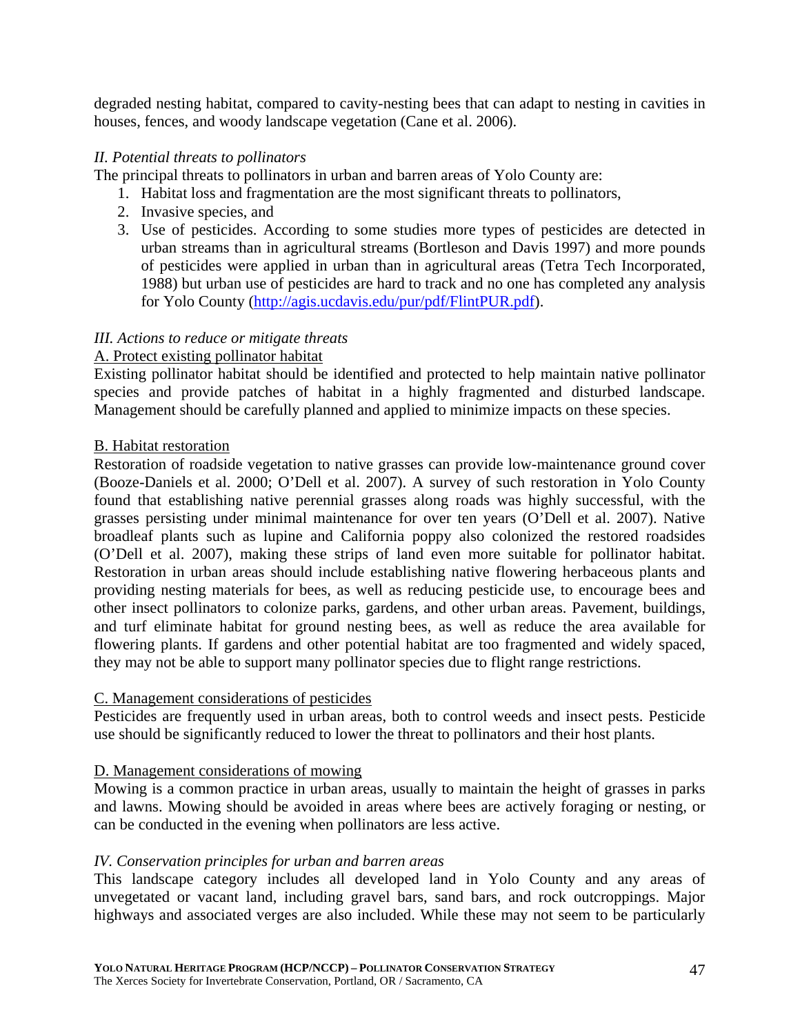degraded nesting habitat, compared to cavity-nesting bees that can adapt to nesting in cavities in houses, fences, and woody landscape vegetation (Cane et al. 2006).

*II. Potential threats to pollinators*

The principal threats to pollinators in urban and barren areas of Yolo County are:

1. Habitat loss and fragmentation are the most significant threats to pollinators,
2. Invasive species, and
3. Use of pesticides. According to some studies more types of pesticides are detected in urban streams than in agricultural streams (Bortleson and Davis 1997) and more pounds of pesticides were applied in urban than in agricultural areas (Tetra Tech Incorporated, 1988) but urban use of pesticides are hard to track and no one has completed any analysis for Yolo County (http://agis.ucdavis.edu/pur/pdf/FlintPUR.pdf).

*III. Actions to reduce or mitigate threats*

A. Protect existing pollinator habitat

Existing pollinator habitat should be identified and protected to help maintain native pollinator species and provide patches of habitat in a highly fragmented and disturbed landscape. Management should be carefully planned and applied to minimize impacts on these species.

B. Habitat restoration

Restoration of roadside vegetation to native grasses can provide low-maintenance ground cover (Booze-Daniels et al. 2000; O'Dell et al. 2007). A survey of such restoration in Yolo County found that establishing native perennial grasses along roads was highly successful, with the grasses persisting under minimal maintenance for over ten years (O'Dell et al. 2007). Native broadleaf plants such as lupine and California poppy also colonized the restored roadsides (O'Dell et al. 2007), making these strips of land even more suitable for pollinator habitat. Restoration in urban areas should include establishing native flowering herbaceous plants and providing nesting materials for bees, as well as reducing pesticide use, to encourage bees and other insect pollinators to colonize parks, gardens, and other urban areas. Pavement, buildings, and turf eliminate habitat for ground nesting bees, as well as reduce the area available for flowering plants. If gardens and other potential habitat are too fragmented and widely spaced, they may not be able to support many pollinator species due to flight range restrictions.

C. Management considerations of pesticides

Pesticides are frequently used in urban areas, both to control weeds and insect pests. Pesticide use should be significantly reduced to lower the threat to pollinators and their host plants.

D. Management considerations of mowing

Mowing is a common practice in urban areas, usually to maintain the height of grasses in parks and lawns. Mowing should be avoided in areas where bees are actively foraging or nesting, or can be conducted in the evening when pollinators are less active.

*IV. Conservation principles for urban and barren areas*

This landscape category includes all developed land in Yolo County and any areas of unvegetated or vacant land, including gravel bars, sand bars, and rock outcroppings. Major highways and associated verges are also included. While these may not seem to be particularly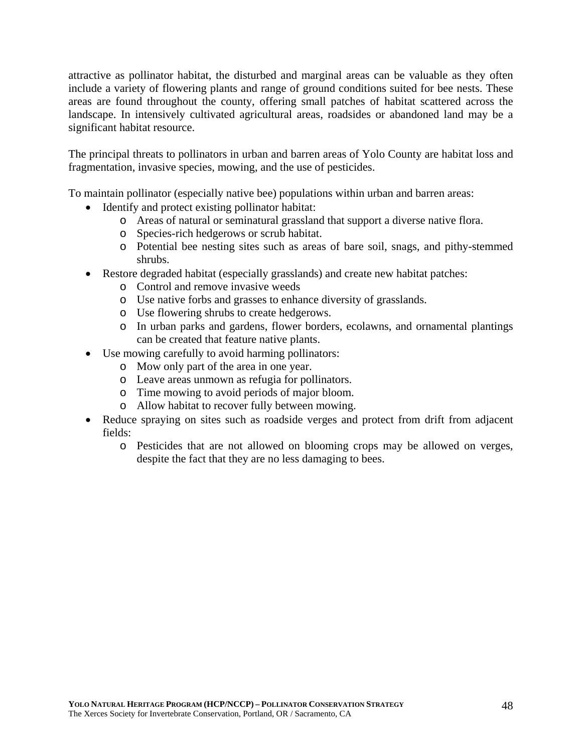attractive as pollinator habitat, the disturbed and marginal areas can be valuable as they often include a variety of flowering plants and range of ground conditions suited for bee nests. These areas are found throughout the county, offering small patches of habitat scattered across the landscape. In intensively cultivated agricultural areas, roadsides or abandoned land may be a significant habitat resource.

The principal threats to pollinators in urban and barren areas of Yolo County are habitat loss and fragmentation, invasive species, mowing, and the use of pesticides.

To maintain pollinator (especially native bee) populations within urban and barren areas:

- Identify and protect existing pollinator habitat:
  - Areas of natural or seminatural grassland that support a diverse native flora.
  - Species-rich hedgerows or scrub habitat.
  - Potential bee nesting sites such as areas of bare soil, snags, and pithy-stemmed shrubs.
- Restore degraded habitat (especially grasslands) and create new habitat patches:
  - Control and remove invasive weeds
  - Use native forbs and grasses to enhance diversity of grasslands.
  - Use flowering shrubs to create hedgerows.
  - In urban parks and gardens, flower borders, ecolawns, and ornamental plantings can be created that feature native plants.
- Use mowing carefully to avoid harming pollinators:
  - Mow only part of the area in one year.
  - Leave areas unmown as refugia for pollinators.
  - Time mowing to avoid periods of major bloom.
  - Allow habitat to recover fully between mowing.
- Reduce spraying on sites such as roadside verges and protect from drift from adjacent fields:
  - Pesticides that are not allowed on blooming crops may be allowed on verges, despite the fact that they are no less damaging to bees.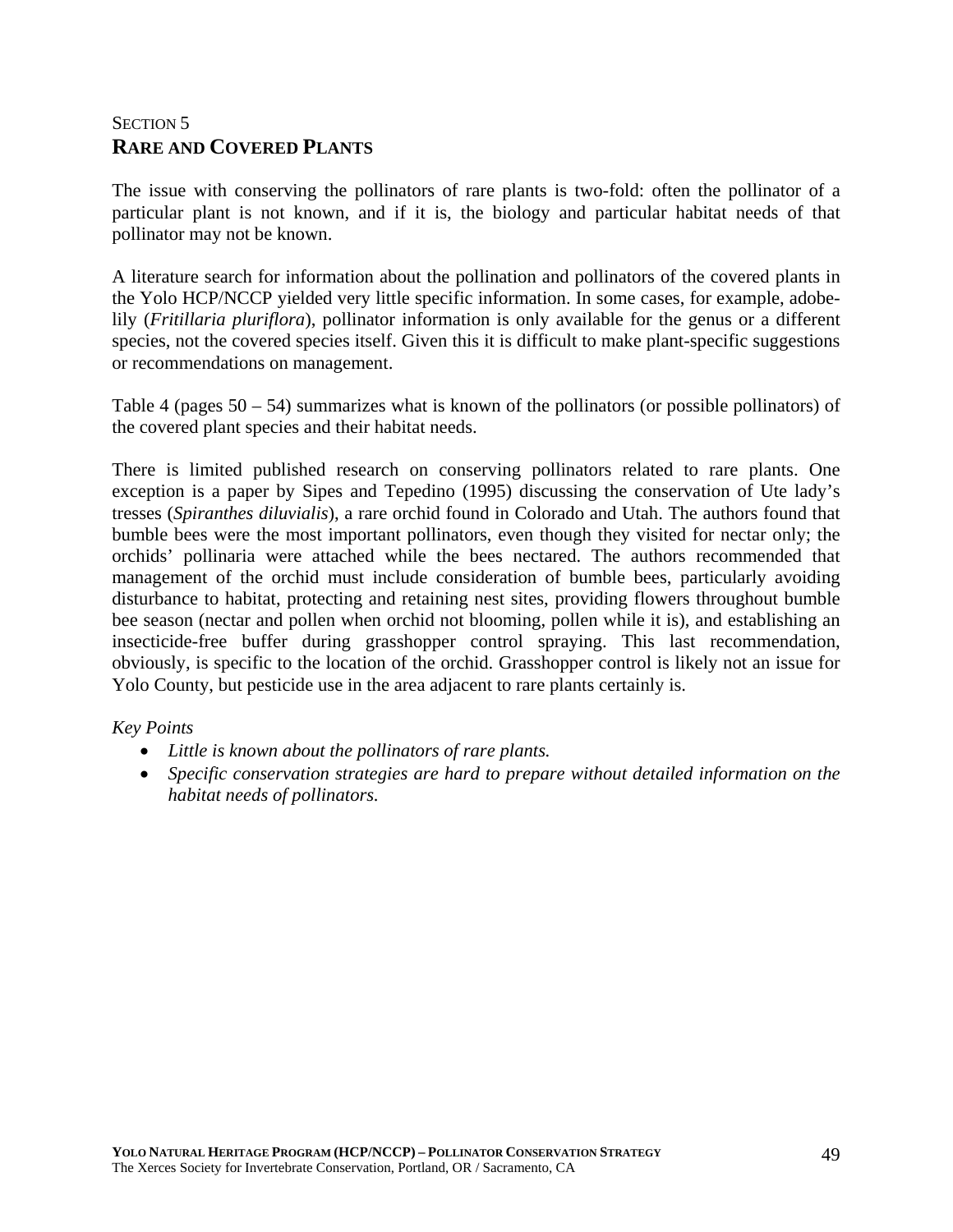SECTION 5

# RARE AND COVERED PLANTS

The issue with conserving the pollinators of rare plants is two-fold: often the pollinator of a particular plant is not known, and if it is, the biology and particular habitat needs of that pollinator may not be known.

A literature search for information about the pollination and pollinators of the covered plants in the Yolo HCP/NCCP yielded very little specific information. In some cases, for example, adobe-lily (*Fritillaria pluriflora*), pollinator information is only available for the genus or a different species, not the covered species itself. Given this it is difficult to make plant-specific suggestions or recommendations on management.

Table 4 (pages 50 – 54) summarizes what is known of the pollinators (or possible pollinators) of the covered plant species and their habitat needs.

There is limited published research on conserving pollinators related to rare plants. One exception is a paper by Sipes and Tepedino (1995) discussing the conservation of Ute lady's tresses (*Spiranthes diluvialis*), a rare orchid found in Colorado and Utah. The authors found that bumble bees were the most important pollinators, even though they visited for nectar only; the orchids' pollinaria were attached while the bees nectared. The authors recommended that management of the orchid must include consideration of bumble bees, particularly avoiding disturbance to habitat, protecting and retaining nest sites, providing flowers throughout bumble bee season (nectar and pollen when orchid not blooming, pollen while it is), and establishing an insecticide-free buffer during grasshopper control spraying. This last recommendation, obviously, is specific to the location of the orchid. Grasshopper control is likely not an issue for Yolo County, but pesticide use in the area adjacent to rare plants certainly is.

*Key Points*

- *Little is known about the pollinators of rare plants.*
- *Specific conservation strategies are hard to prepare without detailed information on the habitat needs of pollinators.*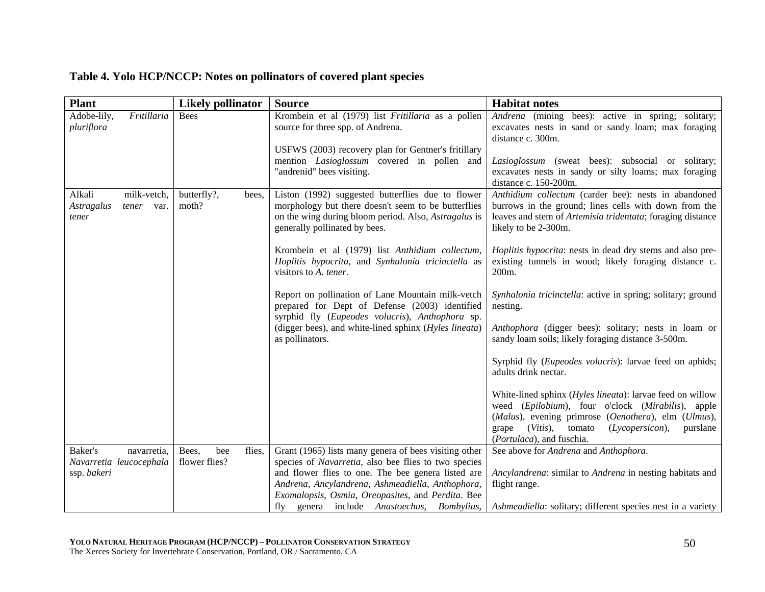**Table 4. Yolo HCP/NCCP: Notes on pollinators of covered plant species**

| Plant | Likely pollinator | Source | Habitat notes |
|---|---|---|---|
| Adobe-lily, *Fritillaria pluriflora* | Bees | Krombein et al (1979) list *Fritillaria* as a pollen source for three spp. of Andrena.<br><br>USFWS (2003) recovery plan for Gentner's fritillary mention *Lasioglossum* covered in pollen and "andrenid" bees visiting. | *Andrena* (mining bees): active in spring; solitary; excavates nests in sand or sandy loam; max foraging distance c. 300m.<br><br>*Lasioglossum* (sweat bees): subsocial or solitary; excavates nests in sandy or silty loams; max foraging distance c. 150-200m. |
| Alkali milk-vetch, *Astragalus tener* var. *tener* | butterfly?, bees, moth? | Liston (1992) suggested butterflies due to flower morphology but there doesn't seem to be butterflies on the wing during bloom period. Also, *Astragalus* is generally pollinated by bees.<br><br>Krombein et al (1979) list *Anthidium collectum*, *Hoplitis hypocrita*, and *Synhalonia tricinctella* as visitors to *A. tener*.<br><br>Report on pollination of Lane Mountain milk-vetch prepared for Dept of Defense (2003) identified syrphid fly (*Eupeodes volucris*), *Anthophora* sp. (digger bees), and white-lined sphinx (*Hyles lineata*) as pollinators. | *Anthidium collectum* (carder bee): nests in abandoned burrows in the ground; lines cells with down from the leaves and stem of *Artemisia tridentata*; foraging distance likely to be 2-300m.<br><br>*Hoplitis hypocrita*: nests in dead dry stems and also pre-existing tunnels in wood; likely foraging distance c. 200m.<br><br>*Synhalonia tricinctella*: active in spring; solitary; ground nesting.<br><br>*Anthophora* (digger bees): solitary; nests in loam or sandy loam soils; likely foraging distance 3-500m.<br><br>Syrphid fly (*Eupeodes volucris*): larvae feed on aphids; adults drink nectar.<br><br>White-lined sphinx (*Hyles lineata*): larvae feed on willow weed (*Epilobium*), four o'clock (*Mirabilis*), apple (*Malus*), evening primrose (*Oenothera*), elm (*Ulmus*), grape (*Vitis*), tomato (*Lycopersicon*), purslane (*Portulaca*), and fuschia. |
| Baker's navarretia, *Navarretia leucocephala* ssp. *bakeri* | Bees, bee flies, flower flies? | Grant (1965) lists many genera of bees visiting other species of *Navarretia*, also bee flies to two species and flower flies to one. The bee genera listed are *Andrena*, *Ancylandrena*, *Ashmeadiella*, *Anthophora*, *Exomalopsis*, *Osmia*, *Oreopasites*, and *Perdita*. Bee fly genera include *Anastoechus*, *Bombylius*, | See above for *Andrena* and *Anthophora*.<br><br>*Ancylandrena*: similar to *Andrena* in nesting habitats and flight range.<br><br>*Ashmeadiella*: solitary; different species nest in a variety |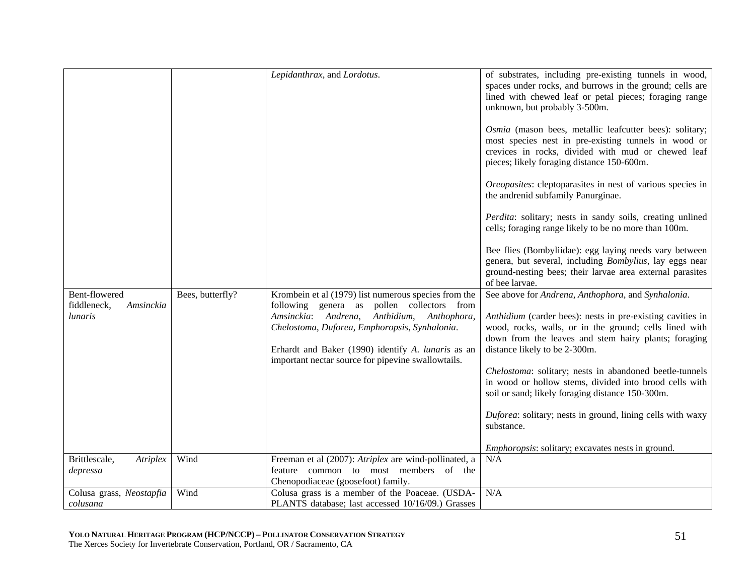| | | | |
|---|---|---|---|
| | | *Lepidanthrax*, and *Lordotus*. | of substrates, including pre-existing tunnels in wood, spaces under rocks, and burrows in the ground; cells are lined with chewed leaf or petal pieces; foraging range unknown, but probably 3-500m.<br><br>*Osmia* (mason bees, metallic leafcutter bees): solitary; most species nest in pre-existing tunnels in wood or crevices in rocks, divided with mud or chewed leaf pieces; likely foraging distance 150-600m.<br><br>*Oreopasites*: cleptoparasites in nest of various species in the andrenid subfamily Panurginae.<br><br>*Perdita*: solitary; nests in sandy soils, creating unlined cells; foraging range likely to be no more than 100m.<br><br>Bee flies (Bombyliidae): egg laying needs vary between genera, but several, including *Bombylius*, lay eggs near ground-nesting bees; their larvae area external parasites of bee larvae. |
| Bent-flowered fiddleneck, *Amsinckia lunaris* | Bees, butterfly? | Krombein et al (1979) list numerous species from the following genera as pollen collectors from *Amsinckia*: *Andrena*, *Anthidium*, *Anthophora*, *Chelostoma*, *Duforea*, *Emphoropsis*, *Synhalonia*.<br><br>Erhardt and Baker (1990) identify *A. lunaris* as an important nectar source for pipevine swallowtails. | See above for *Andrena*, *Anthophora*, and *Synhalonia*.<br><br>*Anthidium* (carder bees): nests in pre-existing cavities in wood, rocks, walls, or in the ground; cells lined with down from the leaves and stem hairy plants; foraging distance likely to be 2-300m.<br><br>*Chelostoma*: solitary; nests in abandoned beetle-tunnels in wood or hollow stems, divided into brood cells with soil or sand; likely foraging distance 150-300m.<br><br>*Duforea*: solitary; nests in ground, lining cells with waxy substance.<br><br>*Emphoropsis*: solitary; excavates nests in ground. |
| Brittlescale, *Atriplex depressa* | Wind | Freeman et al (2007): *Atriplex* are wind-pollinated, a feature common to most members of the Chenopodiaceae (goosefoot) family. | N/A |
| Colusa grass, *Neostapfia colusana* | Wind | Colusa grass is a member of the Poaceae. (USDA-PLANTS database; last accessed 10/16/09.) Grasses | N/A |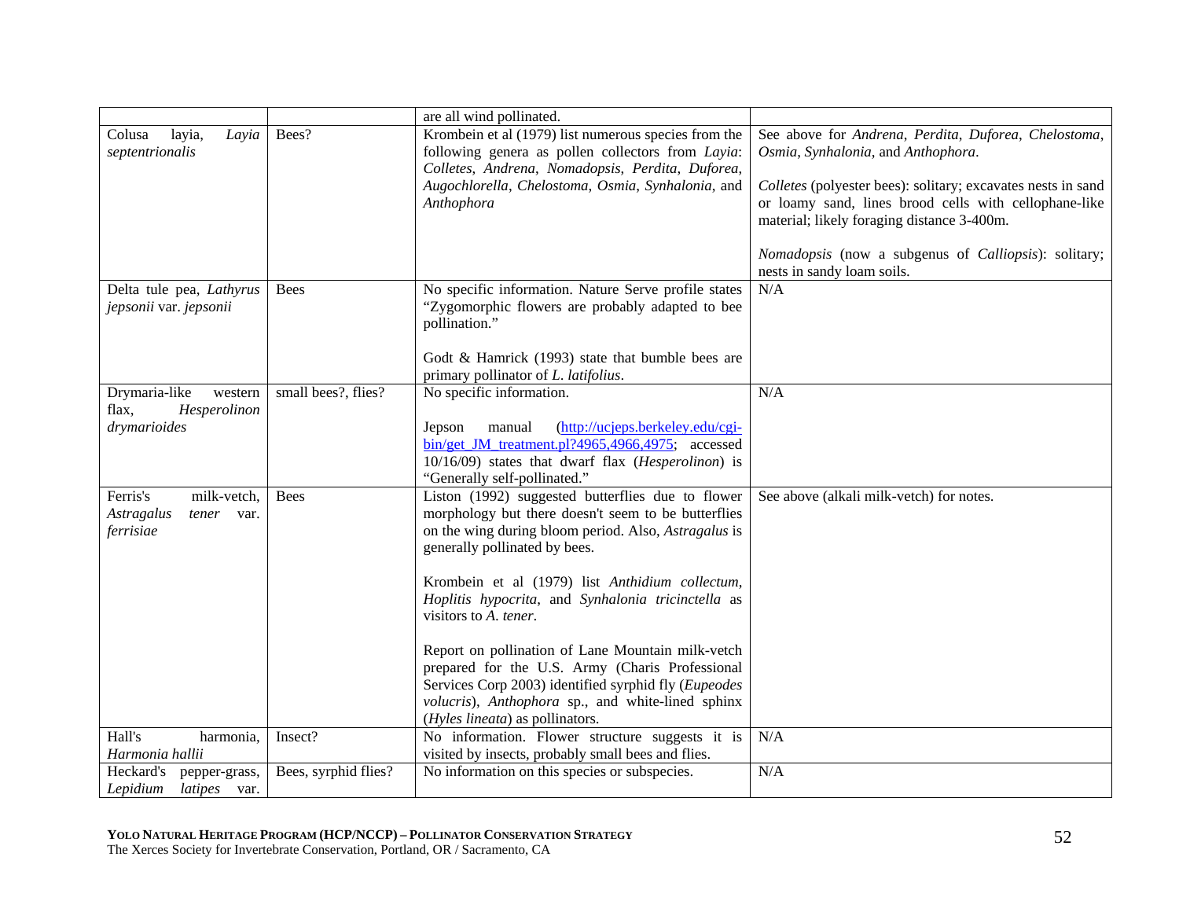| | | | |
|---|---|---|---|
| | | are all wind pollinated. | |
| Colusa layia, *Layia septentrionalis* | Bees? | Krombein et al (1979) list numerous species from the following genera as pollen collectors from *Layia*: *Colletes*, *Andrena*, *Nomadopsis*, *Perdita*, *Duforea*, *Augochlorella*, *Chelostoma*, *Osmia*, *Synhalonia*, and *Anthophora* | See above for *Andrena*, *Perdita*, *Duforea*, *Chelostoma*, *Osmia*, *Synhalonia*, and *Anthophora*.<br><br>*Colletes* (polyester bees): solitary; excavates nests in sand or loamy sand, lines brood cells with cellophane-like material; likely foraging distance 3-400m.<br><br>*Nomadopsis* (now a subgenus of *Calliopsis*): solitary; nests in sandy loam soils. |
| Delta tule pea, *Lathyrus jepsonii* var. *jepsonii* | Bees | No specific information. Nature Serve profile states "Zygomorphic flowers are probably adapted to bee pollination."<br><br>Godt & Hamrick (1993) state that bumble bees are primary pollinator of *L. latifolius*. | N/A |
| Drymaria-like western flax, *Hesperolinon drymarioides* | small bees?, flies? | No specific information.<br><br>Jepson manual (http://ucjeps.berkeley.edu/cgi-bin/get_JM_treatment.pl?4965,4966,4975; accessed 10/16/09) states that dwarf flax (*Hesperolinon*) is "Generally self-pollinated." | N/A |
| Ferris's milk-vetch, *Astragalus tener* var. *ferrisiae* | Bees | Liston (1992) suggested butterflies due to flower morphology but there doesn't seem to be butterflies on the wing during bloom period. Also, *Astragalus* is generally pollinated by bees.<br><br>Krombein et al (1979) list *Anthidium collectum*, *Hoplitis hypocrita*, and *Synhalonia tricinctella* as visitors to *A. tener*.<br><br>Report on pollination of Lane Mountain milk-vetch prepared for the U.S. Army (Charis Professional Services Corp 2003) identified syrphid fly (*Eupeodes volucris*), *Anthophora* sp., and white-lined sphinx (*Hyles lineata*) as pollinators. | See above (alkali milk-vetch) for notes. |
| Hall's harmonia, *Harmonia hallii* | Insect? | No information. Flower structure suggests it is visited by insects, probably small bees and flies. | N/A |
| Heckard's pepper-grass, *Lepidium latipes* var. | Bees, syrphid flies? | No information on this species or subspecies. | N/A |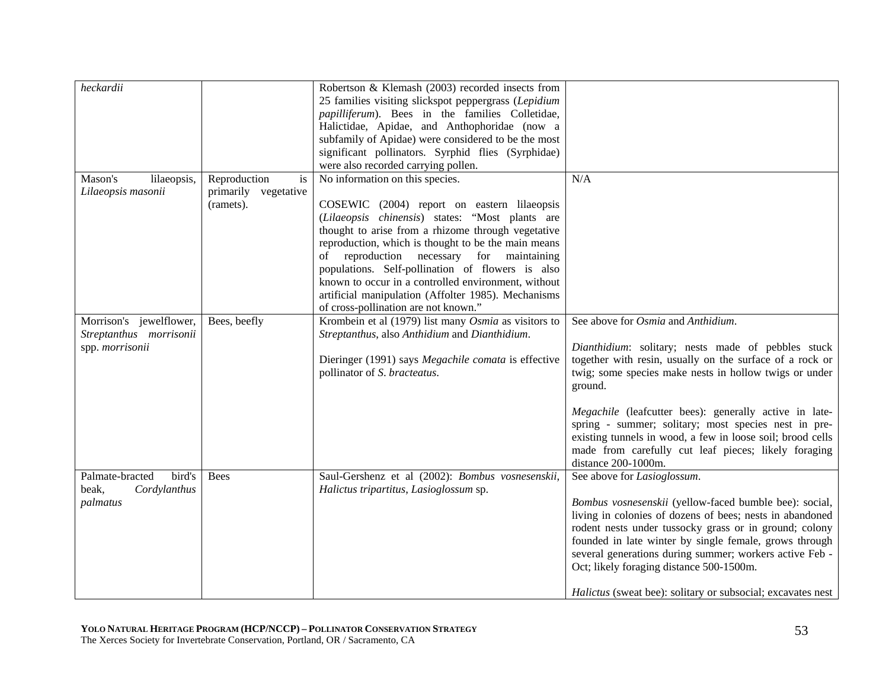| | | | |
|---|---|---|---|
| *heckardii* | | Robertson & Klemash (2003) recorded insects from 25 families visiting slickspot peppergrass (*Lepidium papilliferum*). Bees in the families Colletidae, Halictidae, Apidae, and Anthophoridae (now a subfamily of Apidae) were considered to be the most significant pollinators. Syrphid flies (Syrphidae) were also recorded carrying pollen. | |
| Mason's lilaeopsis, *Lilaeopsis masonii* | Reproduction is primarily vegetative (ramets). | No information on this species.<br><br>COSEWIC (2004) report on eastern lilaeopsis (*Lilaeopsis chinensis*) states: "Most plants are thought to arise from a rhizome through vegetative reproduction, which is thought to be the main means of reproduction necessary for maintaining populations. Self-pollination of flowers is also known to occur in a controlled environment, without artificial manipulation (Affolter 1985). Mechanisms of cross-pollination are not known." | N/A |
| Morrison's jewelflower, *Streptanthus morrisonii* spp. *morrisonii* | Bees, beefly | Krombein et al (1979) list many *Osmia* as visitors to *Streptanthus*, also *Anthidium* and *Dianthidium*.<br><br>Dieringer (1991) says *Megachile comata* is effective pollinator of *S. bracteatus*. | See above for *Osmia* and *Anthidium*.<br><br>*Dianthidium*: solitary; nests made of pebbles stuck together with resin, usually on the surface of a rock or twig; some species make nests in hollow twigs or under ground.<br><br>*Megachile* (leafcutter bees): generally active in late-spring - summer; solitary; most species nest in pre-existing tunnels in wood, a few in loose soil; brood cells made from carefully cut leaf pieces; likely foraging distance 200-1000m. |
| Palmate-bracted bird's beak, *Cordylanthus palmatus* | Bees | Saul-Gershenz et al (2002): *Bombus vosnesenskii*, *Halictus tripartitus*, *Lasioglossum* sp. | See above for *Lasioglossum*.<br><br>*Bombus vosnesenskii* (yellow-faced bumble bee): social, living in colonies of dozens of bees; nests in abandoned rodent nests under tussocky grass or in ground; colony founded in late winter by single female, grows through several generations during summer; workers active Feb - Oct; likely foraging distance 500-1500m.<br><br>*Halictus* (sweat bee): solitary or subsocial; excavates nest |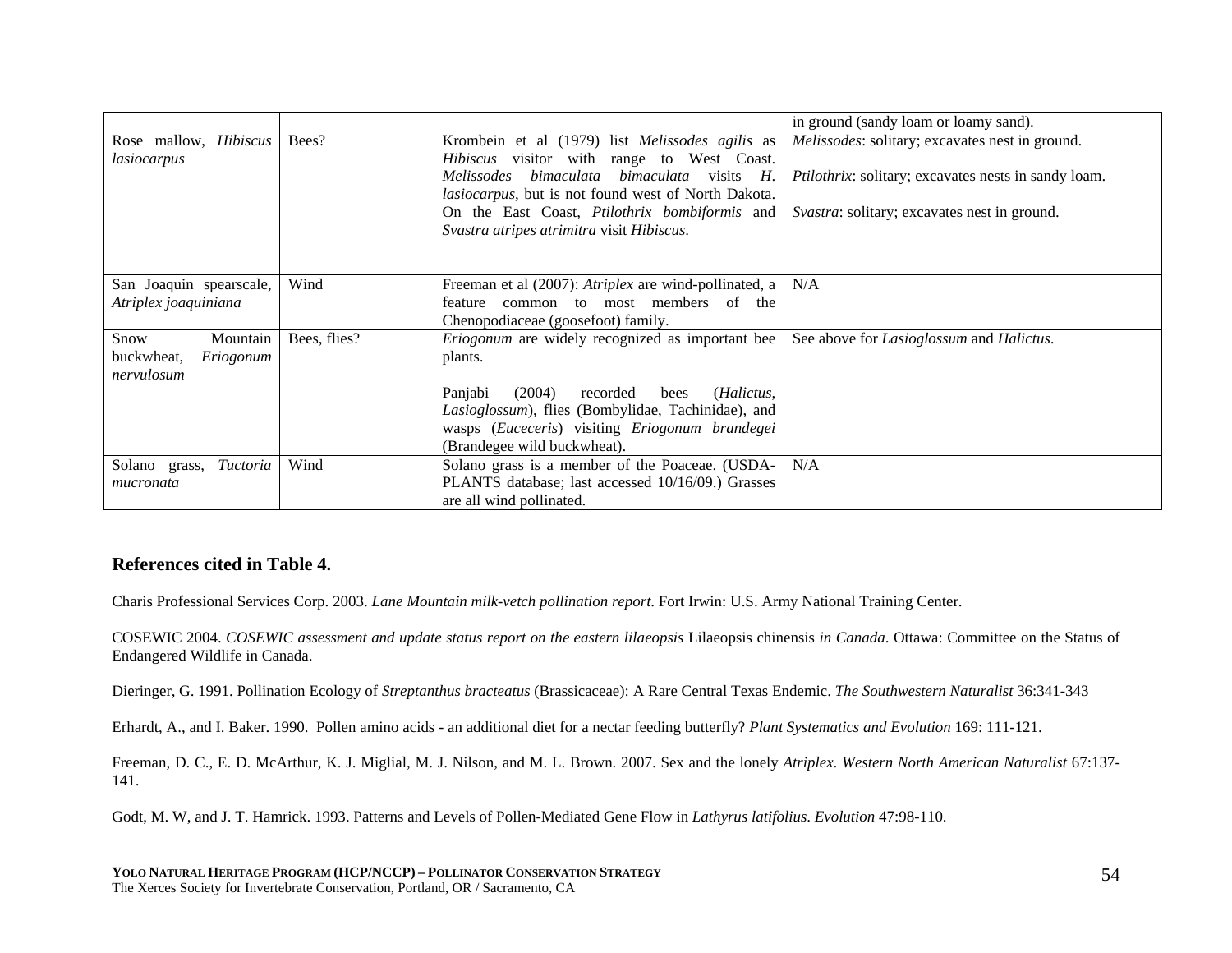| | | | |
|---|---|---|---|
| | | | in ground (sandy loam or loamy sand). |
| Rose mallow, *Hibiscus lasiocarpus* | Bees? | Krombein et al (1979) list *Melissodes agilis* as *Hibiscus* visitor with range to West Coast. *Melissodes bimaculata bimaculata* visits *H. lasiocarpus*, but is not found west of North Dakota. On the East Coast, *Ptilothrix bombiformis* and *Svastra atripes atrimitra* visit *Hibiscus*. | *Melissodes*: solitary; excavates nest in ground.<br><br>*Ptilothrix*: solitary; excavates nests in sandy loam.<br><br>*Svastra*: solitary; excavates nest in ground. |
| San Joaquin spearscale, *Atriplex joaquiniana* | Wind | Freeman et al (2007): *Atriplex* are wind-pollinated, a feature common to most members of the Chenopodiaceae (goosefoot) family. | N/A |
| Snow Mountain buckwheat, *Eriogonum nervulosum* | Bees, flies? | *Eriogonum* are widely recognized as important bee plants.<br><br>Panjabi (2004) recorded bees (*Halictus*, *Lasioglossum*), flies (Bombylidae, Tachinidae), and wasps (*Euceceris*) visiting *Eriogonum brandegei* (Brandegee wild buckwheat). | See above for *Lasioglossum* and *Halictus*. |
| Solano grass, *Tuctoria mucronata* | Wind | Solano grass is a member of the Poaceae. (USDA-PLANTS database; last accessed 10/16/09.) Grasses are all wind pollinated. | N/A |

## References cited in Table 4.

Charis Professional Services Corp. 2003. *Lane Mountain milk-vetch pollination report*. Fort Irwin: U.S. Army National Training Center.

COSEWIC 2004. *COSEWIC assessment and update status report on the eastern lilaeopsis* Lilaeopsis chinensis *in Canada*. Ottawa: Committee on the Status of Endangered Wildlife in Canada.

Dieringer, G. 1991. Pollination Ecology of *Streptanthus bracteatus* (Brassicaceae): A Rare Central Texas Endemic. *The Southwestern Naturalist* 36:341-343

Erhardt, A., and I. Baker. 1990. Pollen amino acids - an additional diet for a nectar feeding butterfly? *Plant Systematics and Evolution* 169: 111-121.

Freeman, D. C., E. D. McArthur, K. J. Miglial, M. J. Nilson, and M. L. Brown. 2007. Sex and the lonely *Atriplex*. *Western North American Naturalist* 67:137-141.

Godt, M. W, and J. T. Hamrick. 1993. Patterns and Levels of Pollen-Mediated Gene Flow in *Lathyrus latifolius*. *Evolution* 47:98-110.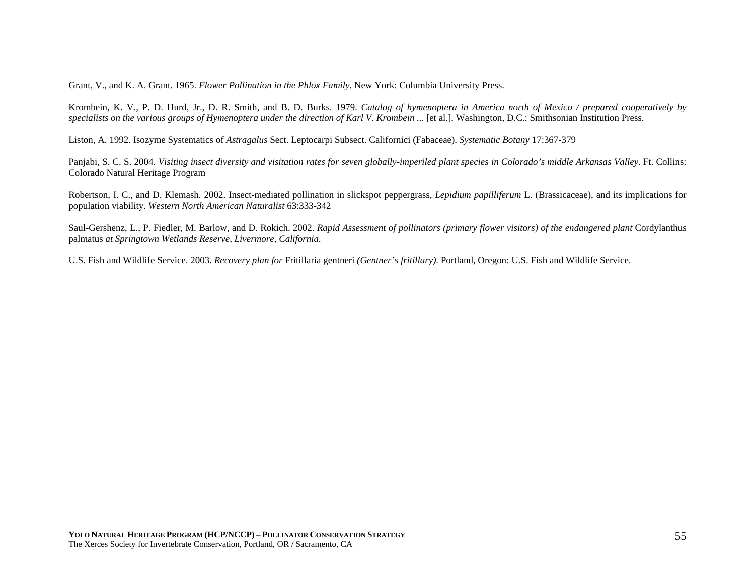Grant, V., and K. A. Grant. 1965. *Flower Pollination in the Phlox Family*. New York: Columbia University Press.

Krombein, K. V., P. D. Hurd, Jr., D. R. Smith, and B. D. Burks. 1979. *Catalog of hymenoptera in America north of Mexico / prepared cooperatively by specialists on the various groups of Hymenoptera under the direction of Karl V. Krombein ...* [et al.]. Washington, D.C.: Smithsonian Institution Press.

Liston, A. 1992. Isozyme Systematics of *Astragalus* Sect. Leptocarpi Subsect. Californici (Fabaceae). *Systematic Botany* 17:367-379

Panjabi, S. C. S. 2004. *Visiting insect diversity and visitation rates for seven globally-imperiled plant species in Colorado's middle Arkansas Valley*. Ft. Collins: Colorado Natural Heritage Program

Robertson, I. C., and D. Klemash. 2002. Insect-mediated pollination in slickspot peppergrass, *Lepidium papilliferum* L. (Brassicaceae), and its implications for population viability. *Western North American Naturalist* 63:333-342

Saul-Gershenz, L., P. Fiedler, M. Barlow, and D. Rokich. 2002. *Rapid Assessment of pollinators (primary flower visitors) of the endangered plant* Cordylanthus palmatus *at Springtown Wetlands Reserve, Livermore, California*.

U.S. Fish and Wildlife Service. 2003. *Recovery plan for* Fritillaria gentneri *(Gentner's fritillary)*. Portland, Oregon: U.S. Fish and Wildlife Service.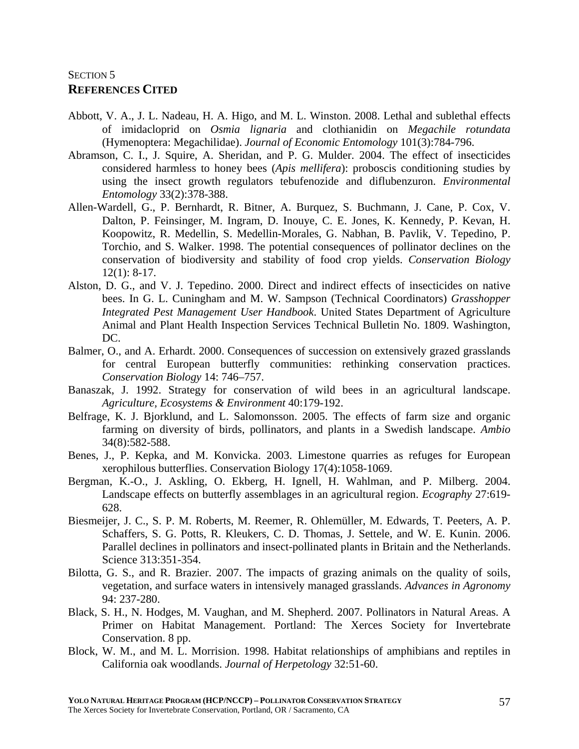SECTION 5

## REFERENCES CITED

Abbott, V. A., J. L. Nadeau, H. A. Higo, and M. L. Winston. 2008. Lethal and sublethal effects of imidacloprid on *Osmia lignaria* and clothianidin on *Megachile rotundata* (Hymenoptera: Megachilidae). *Journal of Economic Entomology* 101(3):784-796.

Abramson, C. I., J. Squire, A. Sheridan, and P. G. Mulder. 2004. The effect of insecticides considered harmless to honey bees (*Apis mellifera*): proboscis conditioning studies by using the insect growth regulators tebufenozide and diflubenzuron. *Environmental Entomology* 33(2):378-388.

Allen-Wardell, G., P. Bernhardt, R. Bitner, A. Burquez, S. Buchmann, J. Cane, P. Cox, V. Dalton, P. Feinsinger, M. Ingram, D. Inouye, C. E. Jones, K. Kennedy, P. Kevan, H. Koopowitz, R. Medellin, S. Medellin-Morales, G. Nabhan, B. Pavlik, V. Tepedino, P. Torchio, and S. Walker. 1998. The potential consequences of pollinator declines on the conservation of biodiversity and stability of food crop yields. *Conservation Biology* 12(1): 8-17.

Alston, D. G., and V. J. Tepedino. 2000. Direct and indirect effects of insecticides on native bees. In G. L. Cuningham and M. W. Sampson (Technical Coordinators) *Grasshopper Integrated Pest Management User Handbook*. United States Department of Agriculture Animal and Plant Health Inspection Services Technical Bulletin No. 1809. Washington, DC.

Balmer, O., and A. Erhardt. 2000. Consequences of succession on extensively grazed grasslands for central European butterfly communities: rethinking conservation practices. *Conservation Biology* 14: 746–757.

Banaszak, J. 1992. Strategy for conservation of wild bees in an agricultural landscape. *Agriculture, Ecosystems & Environment* 40:179-192.

Belfrage, K. J. Bjorklund, and L. Salomonsson. 2005. The effects of farm size and organic farming on diversity of birds, pollinators, and plants in a Swedish landscape. *Ambio* 34(8):582-588.

Benes, J., P. Kepka, and M. Konvicka. 2003. Limestone quarries as refuges for European xerophilous butterflies. Conservation Biology 17(4):1058-1069.

Bergman, K.-O., J. Askling, O. Ekberg, H. Ignell, H. Wahlman, and P. Milberg. 2004. Landscape effects on butterfly assemblages in an agricultural region. *Ecography* 27:619-628.

Biesmeijer, J. C., S. P. M. Roberts, M. Reemer, R. Ohlemüller, M. Edwards, T. Peeters, A. P. Schaffers, S. G. Potts, R. Kleukers, C. D. Thomas, J. Settele, and W. E. Kunin. 2006. Parallel declines in pollinators and insect-pollinated plants in Britain and the Netherlands. Science 313:351-354.

Bilotta, G. S., and R. Brazier. 2007. The impacts of grazing animals on the quality of soils, vegetation, and surface waters in intensively managed grasslands. *Advances in Agronomy* 94: 237-280.

Black, S. H., N. Hodges, M. Vaughan, and M. Shepherd. 2007. Pollinators in Natural Areas. A Primer on Habitat Management. Portland: The Xerces Society for Invertebrate Conservation. 8 pp.

Block, W. M., and M. L. Morrision. 1998. Habitat relationships of amphibians and reptiles in California oak woodlands. *Journal of Herpetology* 32:51-60.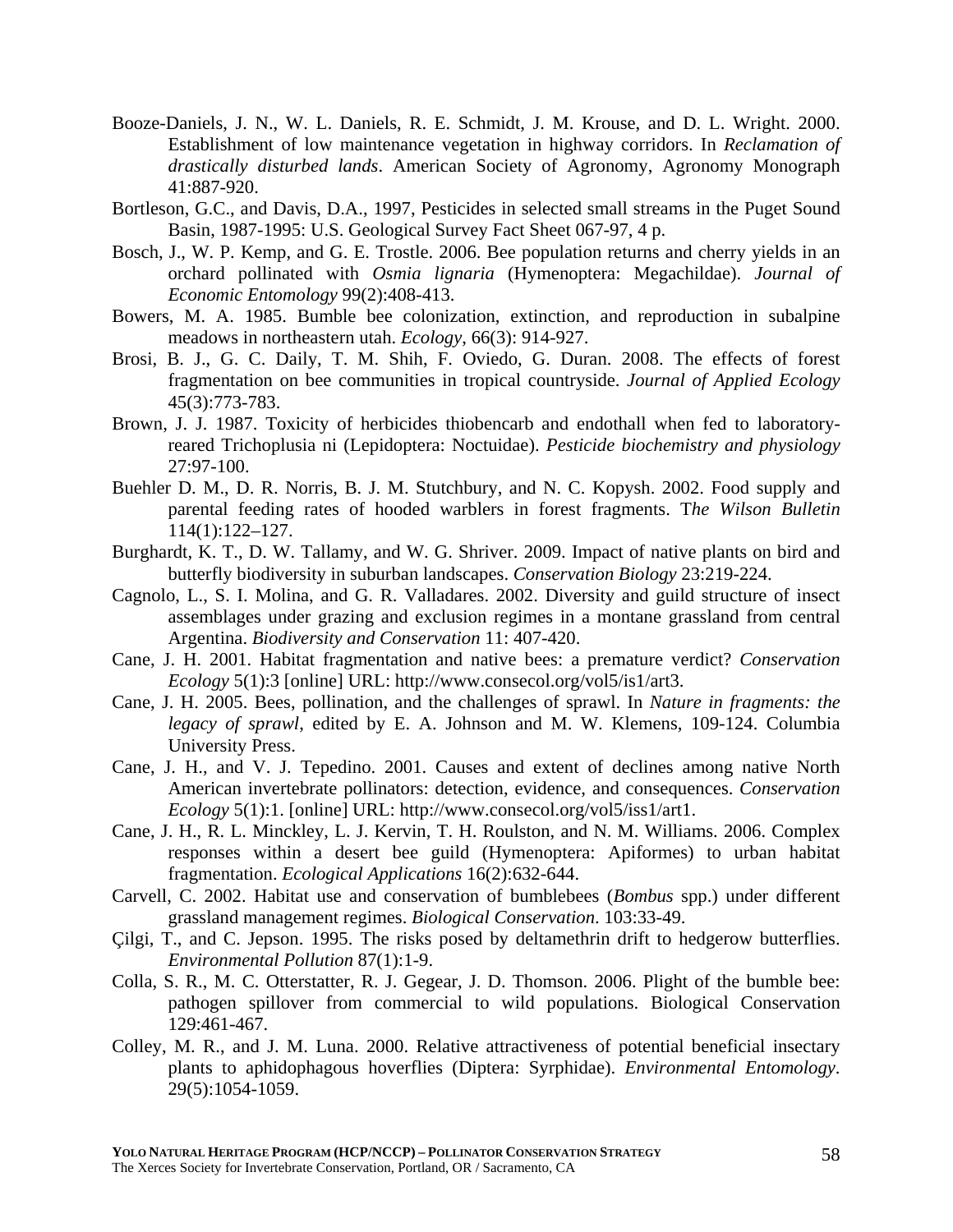Booze-Daniels, J. N., W. L. Daniels, R. E. Schmidt, J. M. Krouse, and D. L. Wright. 2000. Establishment of low maintenance vegetation in highway corridors. In *Reclamation of drastically disturbed lands*. American Society of Agronomy, Agronomy Monograph 41:887-920.

Bortleson, G.C., and Davis, D.A., 1997, Pesticides in selected small streams in the Puget Sound Basin, 1987-1995: U.S. Geological Survey Fact Sheet 067-97, 4 p.

Bosch, J., W. P. Kemp, and G. E. Trostle. 2006. Bee population returns and cherry yields in an orchard pollinated with *Osmia lignaria* (Hymenoptera: Megachildae). *Journal of Economic Entomology* 99(2):408-413.

Bowers, M. A. 1985. Bumble bee colonization, extinction, and reproduction in subalpine meadows in northeastern utah. *Ecology*, 66(3): 914-927.

Brosi, B. J., G. C. Daily, T. M. Shih, F. Oviedo, G. Duran. 2008. The effects of forest fragmentation on bee communities in tropical countryside. *Journal of Applied Ecology* 45(3):773-783.

Brown, J. J. 1987. Toxicity of herbicides thiobencarb and endothall when fed to laboratory-reared Trichoplusia ni (Lepidoptera: Noctuidae). *Pesticide biochemistry and physiology* 27:97-100.

Buehler D. M., D. R. Norris, B. J. M. Stutchbury, and N. C. Kopysh. 2002. Food supply and parental feeding rates of hooded warblers in forest fragments. T*he Wilson Bulletin* 114(1):122–127.

Burghardt, K. T., D. W. Tallamy, and W. G. Shriver. 2009. Impact of native plants on bird and butterfly biodiversity in suburban landscapes. *Conservation Biology* 23:219-224.

Cagnolo, L., S. I. Molina, and G. R. Valladares. 2002. Diversity and guild structure of insect assemblages under grazing and exclusion regimes in a montane grassland from central Argentina. *Biodiversity and Conservation* 11: 407-420.

Cane, J. H. 2001. Habitat fragmentation and native bees: a premature verdict? *Conservation Ecology* 5(1):3 [online] URL: http://www.consecol.org/vol5/is1/art3.

Cane, J. H. 2005. Bees, pollination, and the challenges of sprawl. In *Nature in fragments: the legacy of sprawl*, edited by E. A. Johnson and M. W. Klemens, 109-124. Columbia University Press.

Cane, J. H., and V. J. Tepedino. 2001. Causes and extent of declines among native North American invertebrate pollinators: detection, evidence, and consequences. *Conservation Ecology* 5(1):1. [online] URL: http://www.consecol.org/vol5/iss1/art1.

Cane, J. H., R. L. Minckley, L. J. Kervin, T. H. Roulston, and N. M. Williams. 2006. Complex responses within a desert bee guild (Hymenoptera: Apiformes) to urban habitat fragmentation. *Ecological Applications* 16(2):632-644.

Carvell, C. 2002. Habitat use and conservation of bumblebees (*Bombus* spp.) under different grassland management regimes. *Biological Conservation*. 103:33-49.

Çilgi, T., and C. Jepson. 1995. The risks posed by deltamethrin drift to hedgerow butterflies. *Environmental Pollution* 87(1):1-9.

Colla, S. R., M. C. Otterstatter, R. J. Gegear, J. D. Thomson. 2006. Plight of the bumble bee: pathogen spillover from commercial to wild populations. Biological Conservation 129:461-467.

Colley, M. R., and J. M. Luna. 2000. Relative attractiveness of potential beneficial insectary plants to aphidophagous hoverflies (Diptera: Syrphidae). *Environmental Entomology*. 29(5):1054-1059.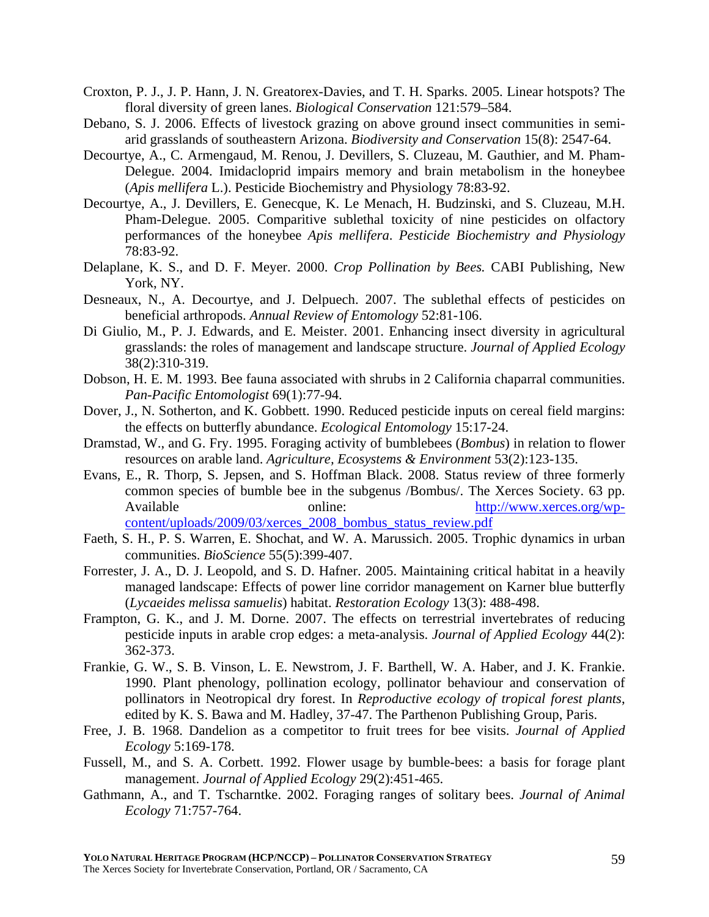Croxton, P. J., J. P. Hann, J. N. Greatorex-Davies, and T. H. Sparks. 2005. Linear hotspots? The floral diversity of green lanes. *Biological Conservation* 121:579–584.

Debano, S. J. 2006. Effects of livestock grazing on above ground insect communities in semi-arid grasslands of southeastern Arizona. *Biodiversity and Conservation* 15(8): 2547-64.

Decourtye, A., C. Armengaud, M. Renou, J. Devillers, S. Cluzeau, M. Gauthier, and M. Pham-Delegue. 2004. Imidacloprid impairs memory and brain metabolism in the honeybee (*Apis mellifera* L.). Pesticide Biochemistry and Physiology 78:83-92.

Decourtye, A., J. Devillers, E. Genecque, K. Le Menach, H. Budzinski, and S. Cluzeau, M.H. Pham-Delegue. 2005. Comparitive sublethal toxicity of nine pesticides on olfactory performances of the honeybee *Apis mellifera*. *Pesticide Biochemistry and Physiology* 78:83-92.

Delaplane, K. S., and D. F. Meyer. 2000. *Crop Pollination by Bees.* CABI Publishing, New York, NY.

Desneaux, N., A. Decourtye, and J. Delpuech. 2007. The sublethal effects of pesticides on beneficial arthropods. *Annual Review of Entomology* 52:81-106.

Di Giulio, M., P. J. Edwards, and E. Meister. 2001. Enhancing insect diversity in agricultural grasslands: the roles of management and landscape structure. *Journal of Applied Ecology* 38(2):310-319.

Dobson, H. E. M. 1993. Bee fauna associated with shrubs in 2 California chaparral communities. *Pan-Pacific Entomologist* 69(1):77-94.

Dover, J., N. Sotherton, and K. Gobbett. 1990. Reduced pesticide inputs on cereal field margins: the effects on butterfly abundance. *Ecological Entomology* 15:17-24.

Dramstad, W., and G. Fry. 1995. Foraging activity of bumblebees (*Bombus*) in relation to flower resources on arable land. *Agriculture, Ecosystems & Environment* 53(2):123-135.

Evans, E., R. Thorp, S. Jepsen, and S. Hoffman Black. 2008. Status review of three formerly common species of bumble bee in the subgenus /Bombus/. The Xerces Society. 63 pp. Available online: http://www.xerces.org/wp-content/uploads/2009/03/xerces_2008_bombus_status_review.pdf

Faeth, S. H., P. S. Warren, E. Shochat, and W. A. Marussich. 2005. Trophic dynamics in urban communities. *BioScience* 55(5):399-407.

Forrester, J. A., D. J. Leopold, and S. D. Hafner. 2005. Maintaining critical habitat in a heavily managed landscape: Effects of power line corridor management on Karner blue butterfly (*Lycaeides melissa samuelis*) habitat. *Restoration Ecology* 13(3): 488-498.

Frampton, G. K., and J. M. Dorne. 2007. The effects on terrestrial invertebrates of reducing pesticide inputs in arable crop edges: a meta-analysis. *Journal of Applied Ecology* 44(2): 362-373.

Frankie, G. W., S. B. Vinson, L. E. Newstrom, J. F. Barthell, W. A. Haber, and J. K. Frankie. 1990. Plant phenology, pollination ecology, pollinator behaviour and conservation of pollinators in Neotropical dry forest. In *Reproductive ecology of tropical forest plants*, edited by K. S. Bawa and M. Hadley, 37-47. The Parthenon Publishing Group, Paris.

Free, J. B. 1968. Dandelion as a competitor to fruit trees for bee visits. *Journal of Applied Ecology* 5:169-178.

Fussell, M., and S. A. Corbett. 1992. Flower usage by bumble-bees: a basis for forage plant management. *Journal of Applied Ecology* 29(2):451-465.

Gathmann, A., and T. Tscharntke. 2002. Foraging ranges of solitary bees. *Journal of Animal Ecology* 71:757-764.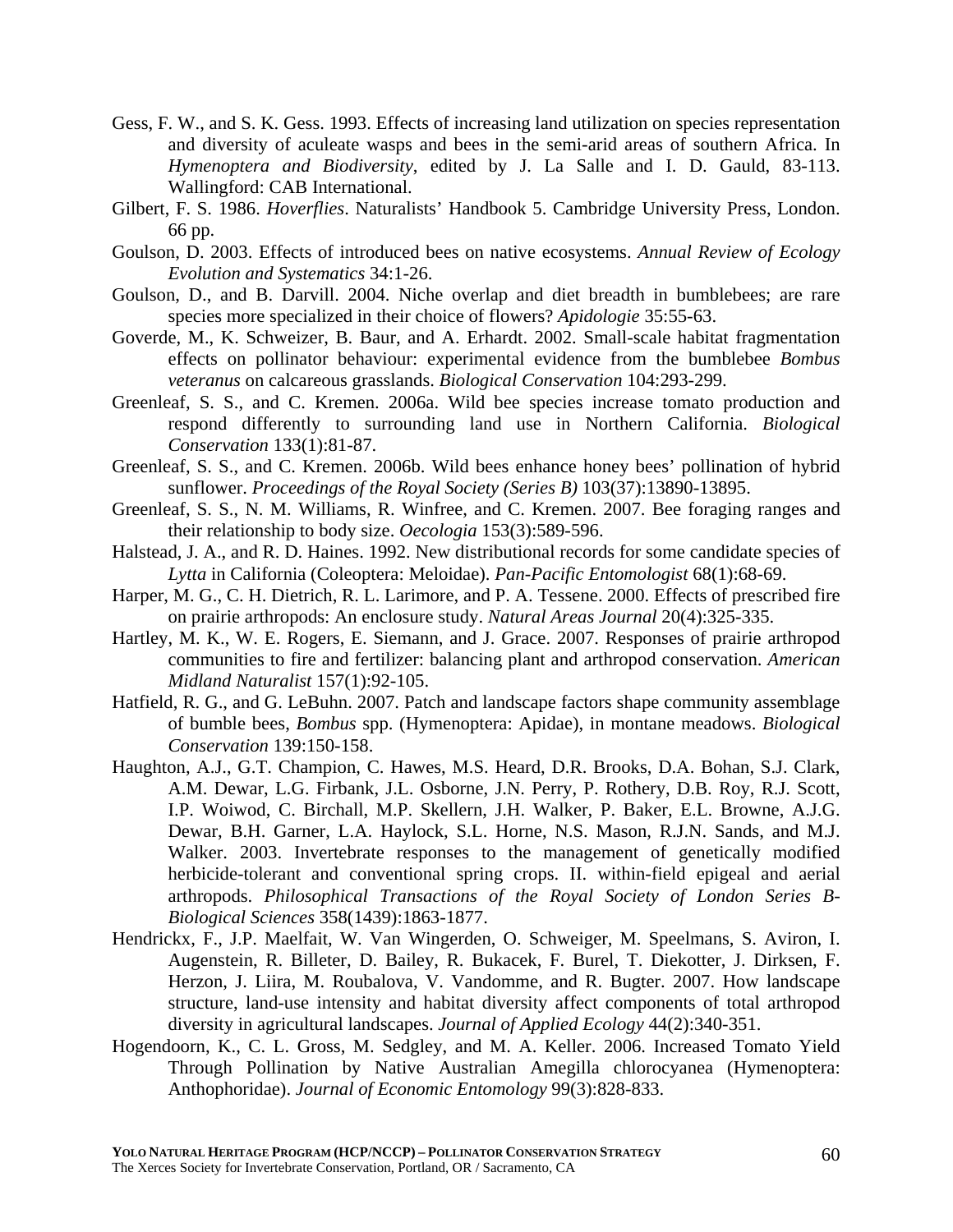Gess, F. W., and S. K. Gess. 1993. Effects of increasing land utilization on species representation and diversity of aculeate wasps and bees in the semi-arid areas of southern Africa. In *Hymenoptera and Biodiversity*, edited by J. La Salle and I. D. Gauld, 83-113. Wallingford: CAB International.

Gilbert, F. S. 1986. *Hoverflies*. Naturalists' Handbook 5. Cambridge University Press, London. 66 pp.

Goulson, D. 2003. Effects of introduced bees on native ecosystems. *Annual Review of Ecology Evolution and Systematics* 34:1-26.

Goulson, D., and B. Darvill. 2004. Niche overlap and diet breadth in bumblebees; are rare species more specialized in their choice of flowers? *Apidologie* 35:55-63.

Goverde, M., K. Schweizer, B. Baur, and A. Erhardt. 2002. Small-scale habitat fragmentation effects on pollinator behaviour: experimental evidence from the bumblebee *Bombus veteranus* on calcareous grasslands. *Biological Conservation* 104:293-299.

Greenleaf, S. S., and C. Kremen. 2006a. Wild bee species increase tomato production and respond differently to surrounding land use in Northern California. *Biological Conservation* 133(1):81-87.

Greenleaf, S. S., and C. Kremen. 2006b. Wild bees enhance honey bees' pollination of hybrid sunflower. *Proceedings of the Royal Society (Series B)* 103(37):13890-13895.

Greenleaf, S. S., N. M. Williams, R. Winfree, and C. Kremen. 2007. Bee foraging ranges and their relationship to body size. *Oecologia* 153(3):589-596.

Halstead, J. A., and R. D. Haines. 1992. New distributional records for some candidate species of *Lytta* in California (Coleoptera: Meloidae). *Pan-Pacific Entomologist* 68(1):68-69.

Harper, M. G., C. H. Dietrich, R. L. Larimore, and P. A. Tessene. 2000. Effects of prescribed fire on prairie arthropods: An enclosure study. *Natural Areas Journal* 20(4):325-335.

Hartley, M. K., W. E. Rogers, E. Siemann, and J. Grace. 2007. Responses of prairie arthropod communities to fire and fertilizer: balancing plant and arthropod conservation. *American Midland Naturalist* 157(1):92-105.

Hatfield, R. G., and G. LeBuhn. 2007. Patch and landscape factors shape community assemblage of bumble bees, *Bombus* spp. (Hymenoptera: Apidae), in montane meadows. *Biological Conservation* 139:150-158.

Haughton, A.J., G.T. Champion, C. Hawes, M.S. Heard, D.R. Brooks, D.A. Bohan, S.J. Clark, A.M. Dewar, L.G. Firbank, J.L. Osborne, J.N. Perry, P. Rothery, D.B. Roy, R.J. Scott, I.P. Woiwod, C. Birchall, M.P. Skellern, J.H. Walker, P. Baker, E.L. Browne, A.J.G. Dewar, B.H. Garner, L.A. Haylock, S.L. Horne, N.S. Mason, R.J.N. Sands, and M.J. Walker. 2003. Invertebrate responses to the management of genetically modified herbicide-tolerant and conventional spring crops. II. within-field epigeal and aerial arthropods. *Philosophical Transactions of the Royal Society of London Series B-Biological Sciences* 358(1439):1863-1877.

Hendrickx, F., J.P. Maelfait, W. Van Wingerden, O. Schweiger, M. Speelmans, S. Aviron, I. Augenstein, R. Billeter, D. Bailey, R. Bukacek, F. Burel, T. Diekotter, J. Dirksen, F. Herzon, J. Liira, M. Roubalova, V. Vandomme, and R. Bugter. 2007. How landscape structure, land-use intensity and habitat diversity affect components of total arthropod diversity in agricultural landscapes. *Journal of Applied Ecology* 44(2):340-351.

Hogendoorn, K., C. L. Gross, M. Sedgley, and M. A. Keller. 2006. Increased Tomato Yield Through Pollination by Native Australian Amegilla chlorocyanea (Hymenoptera: Anthophoridae). *Journal of Economic Entomology* 99(3):828-833.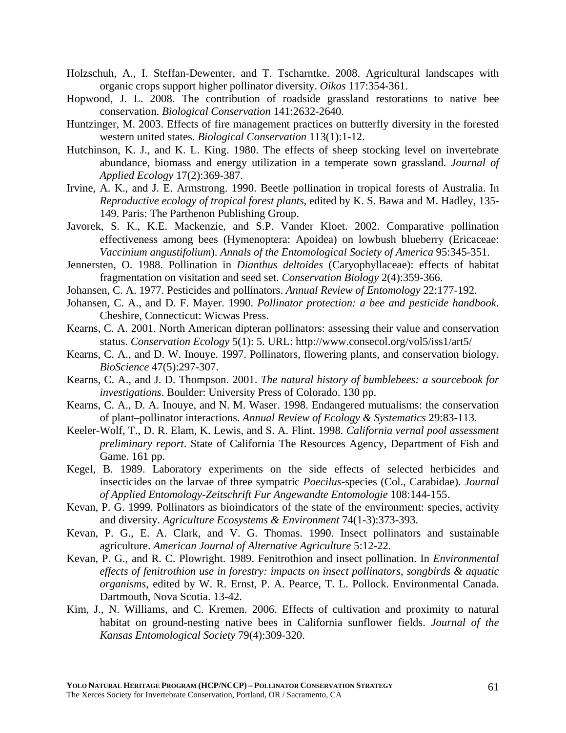Holzschuh, A., I. Steffan-Dewenter, and T. Tscharntke. 2008. Agricultural landscapes with organic crops support higher pollinator diversity. *Oikos* 117:354-361.

Hopwood, J. L. 2008. The contribution of roadside grassland restorations to native bee conservation. *Biological Conservation* 141:2632-2640.

Huntzinger, M. 2003. Effects of fire management practices on butterfly diversity in the forested western united states. *Biological Conservation* 113(1):1-12.

Hutchinson, K. J., and K. L. King. 1980. The effects of sheep stocking level on invertebrate abundance, biomass and energy utilization in a temperate sown grassland. *Journal of Applied Ecology* 17(2):369-387.

Irvine, A. K., and J. E. Armstrong. 1990. Beetle pollination in tropical forests of Australia. In *Reproductive ecology of tropical forest plants*, edited by K. S. Bawa and M. Hadley, 135-149. Paris: The Parthenon Publishing Group.

Javorek, S. K., K.E. Mackenzie, and S.P. Vander Kloet. 2002. Comparative pollination effectiveness among bees (Hymenoptera: Apoidea) on lowbush blueberry (Ericaceae: *Vaccinium angustifolium*). *Annals of the Entomological Society of America* 95:345-351.

Jennersten, O. 1988. Pollination in *Dianthus deltoides* (Caryophyllaceae): effects of habitat fragmentation on visitation and seed set. *Conservation Biology* 2(4):359-366.

Johansen, C. A. 1977. Pesticides and pollinators. *Annual Review of Entomology* 22:177-192.

Johansen, C. A., and D. F. Mayer. 1990. *Pollinator protection: a bee and pesticide handbook*. Cheshire, Connecticut: Wicwas Press.

Kearns, C. A. 2001. North American dipteran pollinators: assessing their value and conservation status. *Conservation Ecology* 5(1): 5. URL: http://www.consecol.org/vol5/iss1/art5/

Kearns, C. A., and D. W. Inouye. 1997. Pollinators, flowering plants, and conservation biology. *BioScience* 47(5):297-307.

Kearns, C. A., and J. D. Thompson. 2001. *The natural history of bumblebees: a sourcebook for investigations*. Boulder: University Press of Colorado. 130 pp.

Kearns, C. A., D. A. Inouye, and N. M. Waser. 1998. Endangered mutualisms: the conservation of plant–pollinator interactions. *Annual Review of Ecology & Systematics* 29:83-113.

Keeler-Wolf, T., D. R. Elam, K. Lewis, and S. A. Flint. 1998. *California vernal pool assessment preliminary report*. State of California The Resources Agency, Department of Fish and Game. 161 pp.

Kegel, B. 1989. Laboratory experiments on the side effects of selected herbicides and insecticides on the larvae of three sympatric *Poecilus*-species (Col., Carabidae). *Journal of Applied Entomology-Zeitschrift Fur Angewandte Entomologie* 108:144-155.

Kevan, P. G. 1999. Pollinators as bioindicators of the state of the environment: species, activity and diversity. *Agriculture Ecosystems & Environment* 74(1-3):373-393.

Kevan, P. G., E. A. Clark, and V. G. Thomas. 1990. Insect pollinators and sustainable agriculture. *American Journal of Alternative Agriculture* 5:12-22.

Kevan, P. G., and R. C. Plowright. 1989. Fenitrothion and insect pollination. In *Environmental effects of fenitrothion use in forestry: impacts on insect pollinators, songbirds & aquatic organisms*, edited by W. R. Ernst, P. A. Pearce, T. L. Pollock. Environmental Canada. Dartmouth, Nova Scotia. 13-42.

Kim, J., N. Williams, and C. Kremen. 2006. Effects of cultivation and proximity to natural habitat on ground-nesting native bees in California sunflower fields. *Journal of the Kansas Entomological Society* 79(4):309-320.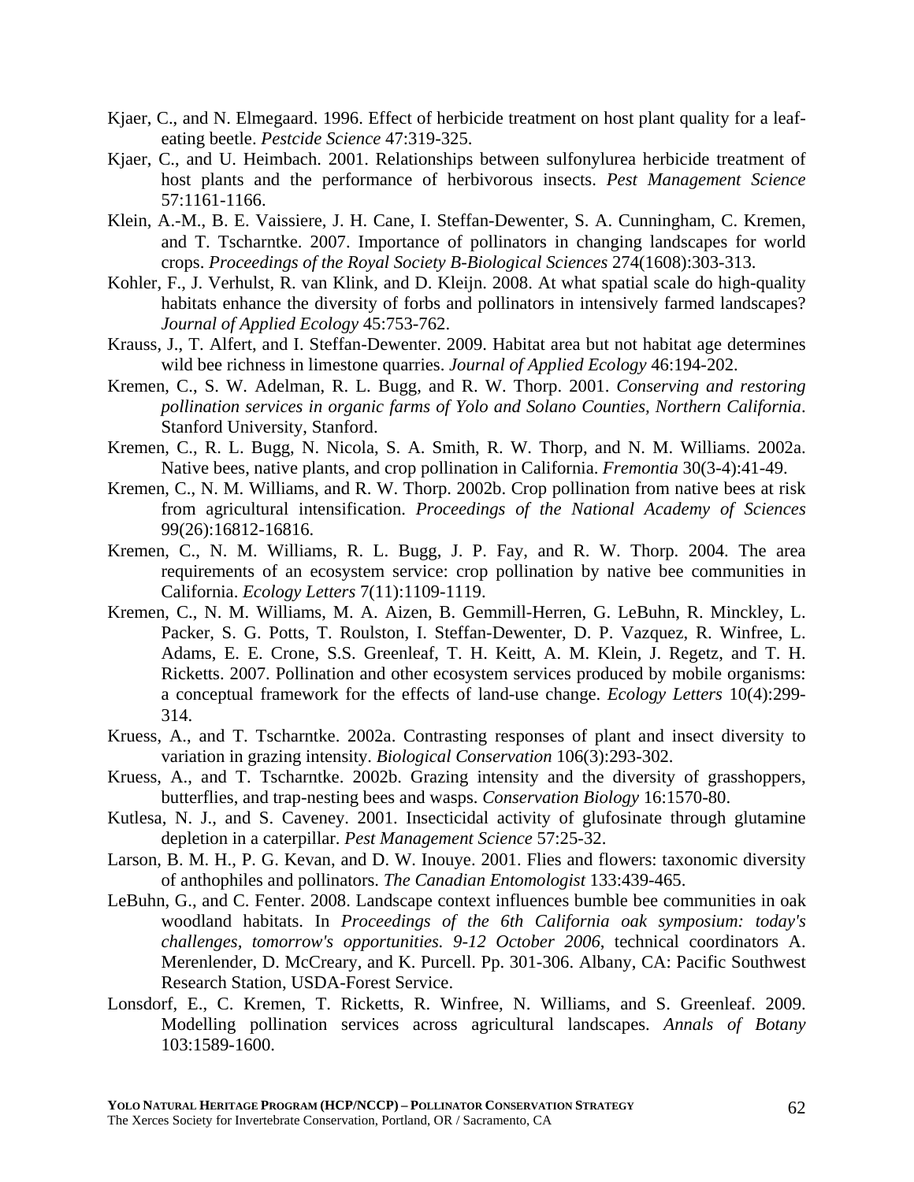Kjaer, C., and N. Elmegaard. 1996. Effect of herbicide treatment on host plant quality for a leaf-eating beetle. *Pestcide Science* 47:319-325.

Kjaer, C., and U. Heimbach. 2001. Relationships between sulfonylurea herbicide treatment of host plants and the performance of herbivorous insects. *Pest Management Science* 57:1161-1166.

Klein, A.-M., B. E. Vaissiere, J. H. Cane, I. Steffan-Dewenter, S. A. Cunningham, C. Kremen, and T. Tscharntke. 2007. Importance of pollinators in changing landscapes for world crops. *Proceedings of the Royal Society B-Biological Sciences* 274(1608):303-313.

Kohler, F., J. Verhulst, R. van Klink, and D. Kleijn. 2008. At what spatial scale do high-quality habitats enhance the diversity of forbs and pollinators in intensively farmed landscapes? *Journal of Applied Ecology* 45:753-762.

Krauss, J., T. Alfert, and I. Steffan-Dewenter. 2009. Habitat area but not habitat age determines wild bee richness in limestone quarries. *Journal of Applied Ecology* 46:194-202.

Kremen, C., S. W. Adelman, R. L. Bugg, and R. W. Thorp. 2001. *Conserving and restoring pollination services in organic farms of Yolo and Solano Counties, Northern California*. Stanford University, Stanford.

Kremen, C., R. L. Bugg, N. Nicola, S. A. Smith, R. W. Thorp, and N. M. Williams. 2002a. Native bees, native plants, and crop pollination in California. *Fremontia* 30(3-4):41-49.

Kremen, C., N. M. Williams, and R. W. Thorp. 2002b. Crop pollination from native bees at risk from agricultural intensification. *Proceedings of the National Academy of Sciences* 99(26):16812-16816.

Kremen, C., N. M. Williams, R. L. Bugg, J. P. Fay, and R. W. Thorp. 2004. The area requirements of an ecosystem service: crop pollination by native bee communities in California. *Ecology Letters* 7(11):1109-1119.

Kremen, C., N. M. Williams, M. A. Aizen, B. Gemmill-Herren, G. LeBuhn, R. Minckley, L. Packer, S. G. Potts, T. Roulston, I. Steffan-Dewenter, D. P. Vazquez, R. Winfree, L. Adams, E. E. Crone, S.S. Greenleaf, T. H. Keitt, A. M. Klein, J. Regetz, and T. H. Ricketts. 2007. Pollination and other ecosystem services produced by mobile organisms: a conceptual framework for the effects of land-use change. *Ecology Letters* 10(4):299-314.

Kruess, A., and T. Tscharntke. 2002a. Contrasting responses of plant and insect diversity to variation in grazing intensity. *Biological Conservation* 106(3):293-302.

Kruess, A., and T. Tscharntke. 2002b. Grazing intensity and the diversity of grasshoppers, butterflies, and trap-nesting bees and wasps. *Conservation Biology* 16:1570-80.

Kutlesa, N. J., and S. Caveney. 2001. Insecticidal activity of glufosinate through glutamine depletion in a caterpillar. *Pest Management Science* 57:25-32.

Larson, B. M. H., P. G. Kevan, and D. W. Inouye. 2001. Flies and flowers: taxonomic diversity of anthophiles and pollinators. *The Canadian Entomologist* 133:439-465.

LeBuhn, G., and C. Fenter. 2008. Landscape context influences bumble bee communities in oak woodland habitats. In *Proceedings of the 6th California oak symposium: today's challenges, tomorrow's opportunities. 9-12 October 2006*, technical coordinators A. Merenlender, D. McCreary, and K. Purcell. Pp. 301-306. Albany, CA: Pacific Southwest Research Station, USDA-Forest Service.

Lonsdorf, E., C. Kremen, T. Ricketts, R. Winfree, N. Williams, and S. Greenleaf. 2009. Modelling pollination services across agricultural landscapes. *Annals of Botany* 103:1589-1600.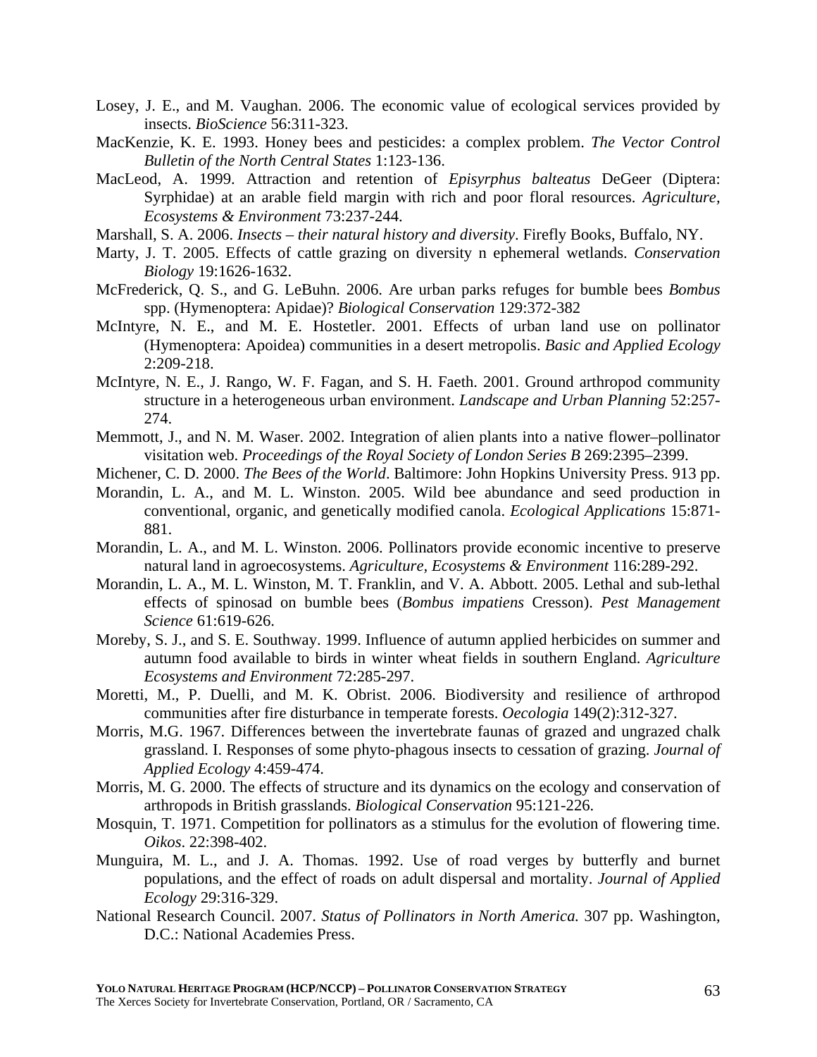Losey, J. E., and M. Vaughan. 2006. The economic value of ecological services provided by insects. *BioScience* 56:311-323.

MacKenzie, K. E. 1993. Honey bees and pesticides: a complex problem. *The Vector Control Bulletin of the North Central States* 1:123-136.

MacLeod, A. 1999. Attraction and retention of *Episyrphus balteatus* DeGeer (Diptera: Syrphidae) at an arable field margin with rich and poor floral resources. *Agriculture, Ecosystems & Environment* 73:237-244.

Marshall, S. A. 2006. *Insects – their natural history and diversity*. Firefly Books, Buffalo, NY.

Marty, J. T. 2005. Effects of cattle grazing on diversity n ephemeral wetlands. *Conservation Biology* 19:1626-1632.

McFrederick, Q. S., and G. LeBuhn. 2006. Are urban parks refuges for bumble bees *Bombus* spp. (Hymenoptera: Apidae)? *Biological Conservation* 129:372-382

McIntyre, N. E., and M. E. Hostetler. 2001. Effects of urban land use on pollinator (Hymenoptera: Apoidea) communities in a desert metropolis. *Basic and Applied Ecology* 2:209-218.

McIntyre, N. E., J. Rango, W. F. Fagan, and S. H. Faeth. 2001. Ground arthropod community structure in a heterogeneous urban environment. *Landscape and Urban Planning* 52:257-274.

Memmott, J., and N. M. Waser. 2002. Integration of alien plants into a native flower–pollinator visitation web. *Proceedings of the Royal Society of London Series B* 269:2395–2399.

Michener, C. D. 2000. *The Bees of the World*. Baltimore: John Hopkins University Press. 913 pp.

Morandin, L. A., and M. L. Winston. 2005. Wild bee abundance and seed production in conventional, organic, and genetically modified canola. *Ecological Applications* 15:871-881.

Morandin, L. A., and M. L. Winston. 2006. Pollinators provide economic incentive to preserve natural land in agroecosystems. *Agriculture, Ecosystems & Environment* 116:289-292.

Morandin, L. A., M. L. Winston, M. T. Franklin, and V. A. Abbott. 2005. Lethal and sub-lethal effects of spinosad on bumble bees (*Bombus impatiens* Cresson). *Pest Management Science* 61:619-626.

Moreby, S. J., and S. E. Southway. 1999. Influence of autumn applied herbicides on summer and autumn food available to birds in winter wheat fields in southern England. *Agriculture Ecosystems and Environment* 72:285-297.

Moretti, M., P. Duelli, and M. K. Obrist. 2006. Biodiversity and resilience of arthropod communities after fire disturbance in temperate forests. *Oecologia* 149(2):312-327.

Morris, M.G. 1967. Differences between the invertebrate faunas of grazed and ungrazed chalk grassland. I. Responses of some phyto-phagous insects to cessation of grazing. *Journal of Applied Ecology* 4:459-474.

Morris, M. G. 2000. The effects of structure and its dynamics on the ecology and conservation of arthropods in British grasslands. *Biological Conservation* 95:121-226.

Mosquin, T. 1971. Competition for pollinators as a stimulus for the evolution of flowering time. *Oikos*. 22:398-402.

Munguira, M. L., and J. A. Thomas. 1992. Use of road verges by butterfly and burnet populations, and the effect of roads on adult dispersal and mortality. *Journal of Applied Ecology* 29:316-329.

National Research Council. 2007. *Status of Pollinators in North America.* 307 pp. Washington, D.C.: National Academies Press.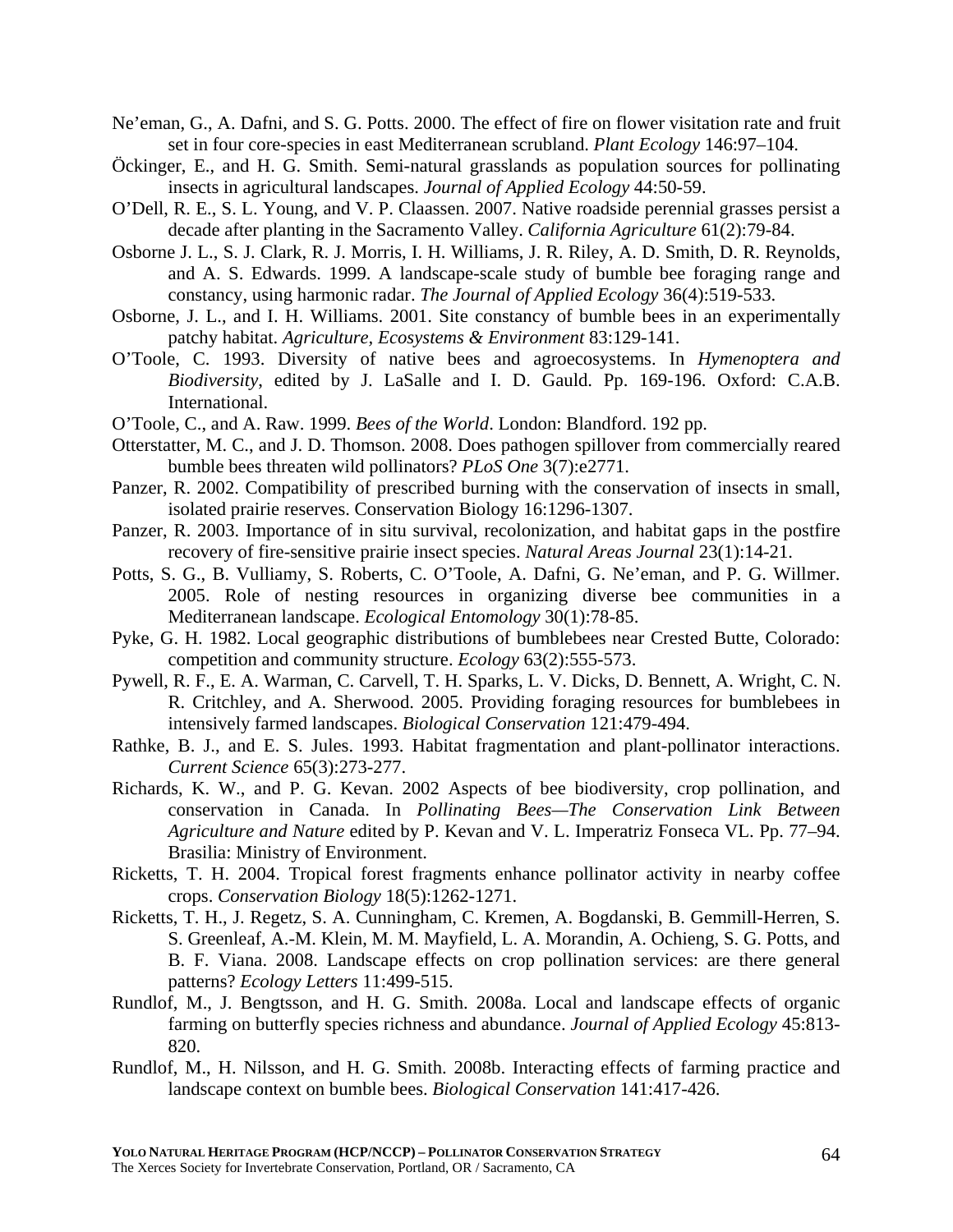Ne'eman, G., A. Dafni, and S. G. Potts. 2000. The effect of fire on flower visitation rate and fruit set in four core-species in east Mediterranean scrubland. *Plant Ecology* 146:97–104.

Öckinger, E., and H. G. Smith. Semi-natural grasslands as population sources for pollinating insects in agricultural landscapes. *Journal of Applied Ecology* 44:50-59.

O'Dell, R. E., S. L. Young, and V. P. Claassen. 2007. Native roadside perennial grasses persist a decade after planting in the Sacramento Valley. *California Agriculture* 61(2):79-84.

Osborne J. L., S. J. Clark, R. J. Morris, I. H. Williams, J. R. Riley, A. D. Smith, D. R. Reynolds, and A. S. Edwards. 1999. A landscape-scale study of bumble bee foraging range and constancy, using harmonic radar. *The Journal of Applied Ecology* 36(4):519-533.

Osborne, J. L., and I. H. Williams. 2001. Site constancy of bumble bees in an experimentally patchy habitat. *Agriculture, Ecosystems & Environment* 83:129-141.

O'Toole, C. 1993. Diversity of native bees and agroecosystems. In *Hymenoptera and Biodiversity*, edited by J. LaSalle and I. D. Gauld. Pp. 169-196. Oxford: C.A.B. International.

O'Toole, C., and A. Raw. 1999. *Bees of the World*. London: Blandford. 192 pp.

Otterstatter, M. C., and J. D. Thomson. 2008. Does pathogen spillover from commercially reared bumble bees threaten wild pollinators? *PLoS One* 3(7):e2771.

Panzer, R. 2002. Compatibility of prescribed burning with the conservation of insects in small, isolated prairie reserves. Conservation Biology 16:1296-1307.

Panzer, R. 2003. Importance of in situ survival, recolonization, and habitat gaps in the postfire recovery of fire-sensitive prairie insect species. *Natural Areas Journal* 23(1):14-21.

Potts, S. G., B. Vulliamy, S. Roberts, C. O'Toole, A. Dafni, G. Ne'eman, and P. G. Willmer. 2005. Role of nesting resources in organizing diverse bee communities in a Mediterranean landscape. *Ecological Entomology* 30(1):78-85.

Pyke, G. H. 1982. Local geographic distributions of bumblebees near Crested Butte, Colorado: competition and community structure. *Ecology* 63(2):555-573.

Pywell, R. F., E. A. Warman, C. Carvell, T. H. Sparks, L. V. Dicks, D. Bennett, A. Wright, C. N. R. Critchley, and A. Sherwood. 2005. Providing foraging resources for bumblebees in intensively farmed landscapes. *Biological Conservation* 121:479-494.

Rathke, B. J., and E. S. Jules. 1993. Habitat fragmentation and plant-pollinator interactions. *Current Science* 65(3):273-277.

Richards, K. W., and P. G. Kevan. 2002 Aspects of bee biodiversity, crop pollination, and conservation in Canada. In *Pollinating Bees—The Conservation Link Between Agriculture and Nature* edited by P. Kevan and V. L. Imperatriz Fonseca VL. Pp. 77–94. Brasilia: Ministry of Environment.

Ricketts, T. H. 2004. Tropical forest fragments enhance pollinator activity in nearby coffee crops. *Conservation Biology* 18(5):1262-1271.

Ricketts, T. H., J. Regetz, S. A. Cunningham, C. Kremen, A. Bogdanski, B. Gemmill-Herren, S. S. Greenleaf, A.-M. Klein, M. M. Mayfield, L. A. Morandin, A. Ochieng, S. G. Potts, and B. F. Viana. 2008. Landscape effects on crop pollination services: are there general patterns? *Ecology Letters* 11:499-515.

Rundlof, M., J. Bengtsson, and H. G. Smith. 2008a. Local and landscape effects of organic farming on butterfly species richness and abundance. *Journal of Applied Ecology* 45:813-820.

Rundlof, M., H. Nilsson, and H. G. Smith. 2008b. Interacting effects of farming practice and landscape context on bumble bees. *Biological Conservation* 141:417-426.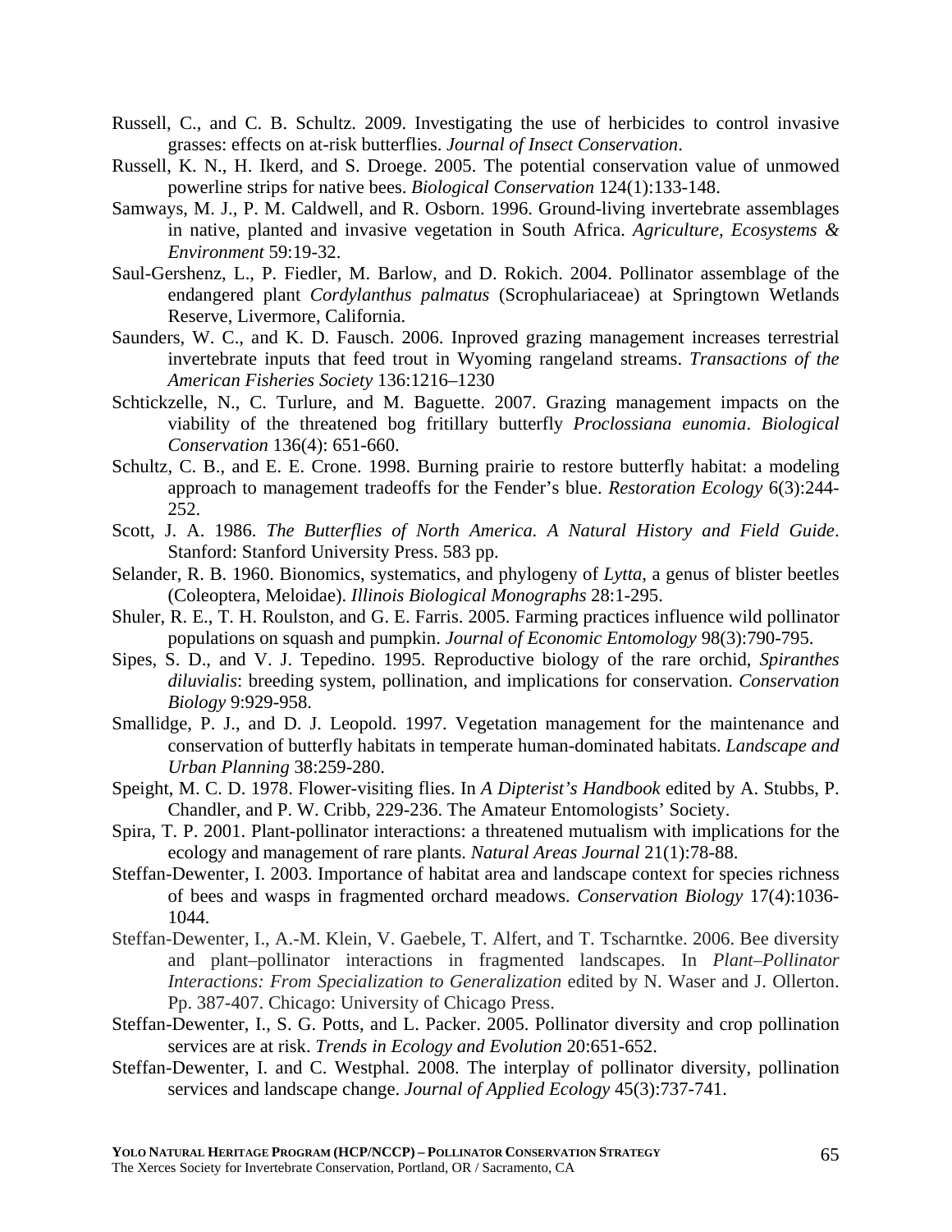Russell, C., and C. B. Schultz. 2009. Investigating the use of herbicides to control invasive grasses: effects on at-risk butterflies. *Journal of Insect Conservation*.

Russell, K. N., H. Ikerd, and S. Droege. 2005. The potential conservation value of unmowed powerline strips for native bees. *Biological Conservation* 124(1):133-148.

Samways, M. J., P. M. Caldwell, and R. Osborn. 1996. Ground-living invertebrate assemblages in native, planted and invasive vegetation in South Africa. *Agriculture, Ecosystems & Environment* 59:19-32.

Saul-Gershenz, L., P. Fiedler, M. Barlow, and D. Rokich. 2004. Pollinator assemblage of the endangered plant *Cordylanthus palmatus* (Scrophulariaceae) at Springtown Wetlands Reserve, Livermore, California.

Saunders, W. C., and K. D. Fausch. 2006. Inproved grazing management increases terrestrial invertebrate inputs that feed trout in Wyoming rangeland streams. *Transactions of the American Fisheries Society* 136:1216–1230

Schtickzelle, N., C. Turlure, and M. Baguette. 2007. Grazing management impacts on the viability of the threatened bog fritillary butterfly *Proclossiana eunomia*. *Biological Conservation* 136(4): 651-660.

Schultz, C. B., and E. E. Crone. 1998. Burning prairie to restore butterfly habitat: a modeling approach to management tradeoffs for the Fender's blue. *Restoration Ecology* 6(3):244-252.

Scott, J. A. 1986. *The Butterflies of North America. A Natural History and Field Guide*. Stanford: Stanford University Press. 583 pp.

Selander, R. B. 1960. Bionomics, systematics, and phylogeny of *Lytta*, a genus of blister beetles (Coleoptera, Meloidae). *Illinois Biological Monographs* 28:1-295.

Shuler, R. E., T. H. Roulston, and G. E. Farris. 2005. Farming practices influence wild pollinator populations on squash and pumpkin. *Journal of Economic Entomology* 98(3):790-795.

Sipes, S. D., and V. J. Tepedino. 1995. Reproductive biology of the rare orchid, *Spiranthes diluvialis*: breeding system, pollination, and implications for conservation. *Conservation Biology* 9:929-958.

Smallidge, P. J., and D. J. Leopold. 1997. Vegetation management for the maintenance and conservation of butterfly habitats in temperate human-dominated habitats. *Landscape and Urban Planning* 38:259-280.

Speight, M. C. D. 1978. Flower-visiting flies. In *A Dipterist's Handbook* edited by A. Stubbs, P. Chandler, and P. W. Cribb, 229-236. The Amateur Entomologists' Society.

Spira, T. P. 2001. Plant-pollinator interactions: a threatened mutualism with implications for the ecology and management of rare plants. *Natural Areas Journal* 21(1):78-88.

Steffan-Dewenter, I. 2003. Importance of habitat area and landscape context for species richness of bees and wasps in fragmented orchard meadows. *Conservation Biology* 17(4):1036-1044.

Steffan-Dewenter, I., A.-M. Klein, V. Gaebele, T. Alfert, and T. Tscharntke. 2006. Bee diversity and plant–pollinator interactions in fragmented landscapes. In *Plant–Pollinator Interactions: From Specialization to Generalization* edited by N. Waser and J. Ollerton. Pp. 387-407. Chicago: University of Chicago Press.

Steffan-Dewenter, I., S. G. Potts, and L. Packer. 2005. Pollinator diversity and crop pollination services are at risk. *Trends in Ecology and Evolution* 20:651-652.

Steffan-Dewenter, I. and C. Westphal. 2008. The interplay of pollinator diversity, pollination services and landscape change. *Journal of Applied Ecology* 45(3):737-741.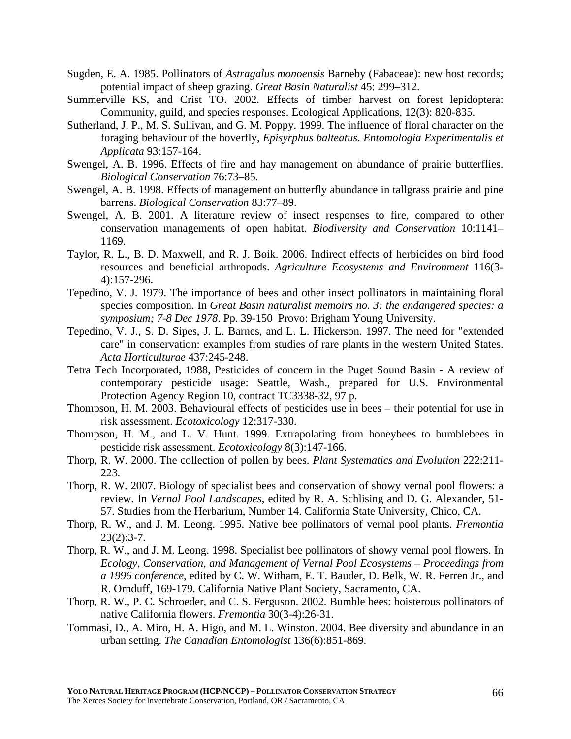Sugden, E. A. 1985. Pollinators of *Astragalus monoensis* Barneby (Fabaceae): new host records; potential impact of sheep grazing. *Great Basin Naturalist* 45: 299–312.

Summerville KS, and Crist TO. 2002. Effects of timber harvest on forest lepidoptera: Community, guild, and species responses. Ecological Applications, 12(3): 820-835.

Sutherland, J. P., M. S. Sullivan, and G. M. Poppy. 1999. The influence of floral character on the foraging behaviour of the hoverfly, *Episyrphus balteatus*. *Entomologia Experimentalis et Applicata* 93:157-164.

Swengel, A. B. 1996. Effects of fire and hay management on abundance of prairie butterflies. *Biological Conservation* 76:73–85.

Swengel, A. B. 1998. Effects of management on butterfly abundance in tallgrass prairie and pine barrens. *Biological Conservation* 83:77–89.

Swengel, A. B. 2001. A literature review of insect responses to fire, compared to other conservation managements of open habitat. *Biodiversity and Conservation* 10:1141–1169.

Taylor, R. L., B. D. Maxwell, and R. J. Boik. 2006. Indirect effects of herbicides on bird food resources and beneficial arthropods. *Agriculture Ecosystems and Environment* 116(3-4):157-296.

Tepedino, V. J. 1979. The importance of bees and other insect pollinators in maintaining floral species composition. In *Great Basin naturalist memoirs no. 3: the endangered species: a symposium; 7-8 Dec 1978*. Pp. 39-150 Provo: Brigham Young University.

Tepedino, V. J., S. D. Sipes, J. L. Barnes, and L. L. Hickerson. 1997. The need for "extended care" in conservation: examples from studies of rare plants in the western United States. *Acta Horticulturae* 437:245-248.

Tetra Tech Incorporated, 1988, Pesticides of concern in the Puget Sound Basin - A review of contemporary pesticide usage: Seattle, Wash., prepared for U.S. Environmental Protection Agency Region 10, contract TC3338-32, 97 p.

Thompson, H. M. 2003. Behavioural effects of pesticides use in bees – their potential for use in risk assessment. *Ecotoxicology* 12:317-330.

Thompson, H. M., and L. V. Hunt. 1999. Extrapolating from honeybees to bumblebees in pesticide risk assessment. *Ecotoxicology* 8(3):147-166.

Thorp, R. W. 2000. The collection of pollen by bees. *Plant Systematics and Evolution* 222:211-223.

Thorp, R. W. 2007. Biology of specialist bees and conservation of showy vernal pool flowers: a review. In *Vernal Pool Landscapes*, edited by R. A. Schlising and D. G. Alexander, 51-57. Studies from the Herbarium, Number 14. California State University, Chico, CA.

Thorp, R. W., and J. M. Leong. 1995. Native bee pollinators of vernal pool plants. *Fremontia* 23(2):3-7.

Thorp, R. W., and J. M. Leong. 1998. Specialist bee pollinators of showy vernal pool flowers. In *Ecology, Conservation, and Management of Vernal Pool Ecosystems – Proceedings from a 1996 conference*, edited by C. W. Witham, E. T. Bauder, D. Belk, W. R. Ferren Jr., and R. Ornduff, 169-179. California Native Plant Society, Sacramento, CA.

Thorp, R. W., P. C. Schroeder, and C. S. Ferguson. 2002. Bumble bees: boisterous pollinators of native California flowers. *Fremontia* 30(3-4):26-31.

Tommasi, D., A. Miro, H. A. Higo, and M. L. Winston. 2004. Bee diversity and abundance in an urban setting. *The Canadian Entomologist* 136(6):851-869.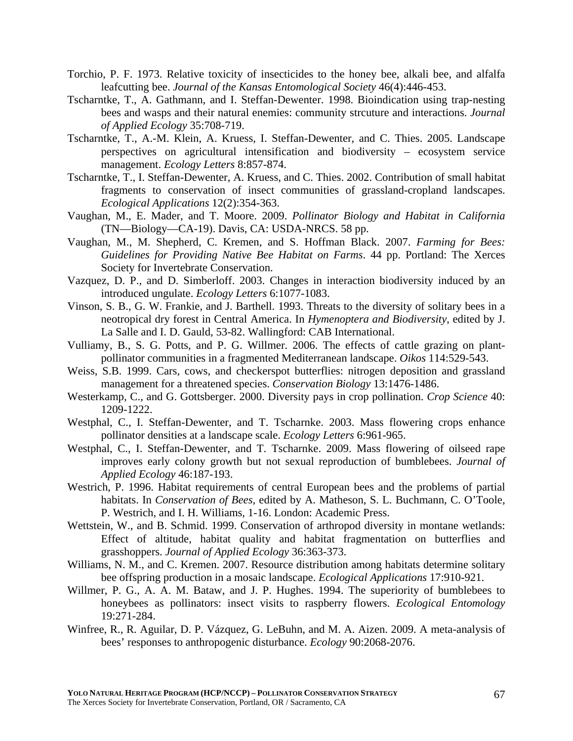Torchio, P. F. 1973. Relative toxicity of insecticides to the honey bee, alkali bee, and alfalfa leafcutting bee. *Journal of the Kansas Entomological Society* 46(4):446-453.

Tscharntke, T., A. Gathmann, and I. Steffan-Dewenter. 1998. Bioindication using trap-nesting bees and wasps and their natural enemies: community strcuture and interactions. *Journal of Applied Ecology* 35:708-719.

Tscharntke, T., A.-M. Klein, A. Kruess, I. Steffan-Dewenter, and C. Thies. 2005. Landscape perspectives on agricultural intensification and biodiversity – ecosystem service management. *Ecology Letters* 8:857-874.

Tscharntke, T., I. Steffan-Dewenter, A. Kruess, and C. Thies. 2002. Contribution of small habitat fragments to conservation of insect communities of grassland-cropland landscapes. *Ecological Applications* 12(2):354-363.

Vaughan, M., E. Mader, and T. Moore. 2009. *Pollinator Biology and Habitat in California* (TN—Biology—CA-19). Davis, CA: USDA-NRCS. 58 pp.

Vaughan, M., M. Shepherd, C. Kremen, and S. Hoffman Black. 2007. *Farming for Bees: Guidelines for Providing Native Bee Habitat on Farms*. 44 pp. Portland: The Xerces Society for Invertebrate Conservation.

Vazquez, D. P., and D. Simberloff. 2003. Changes in interaction biodiversity induced by an introduced ungulate. *Ecology Letters* 6:1077-1083.

Vinson, S. B., G. W. Frankie, and J. Barthell. 1993. Threats to the diversity of solitary bees in a neotropical dry forest in Central America. In *Hymenoptera and Biodiversity*, edited by J. La Salle and I. D. Gauld, 53-82. Wallingford: CAB International.

Vulliamy, B., S. G. Potts, and P. G. Willmer. 2006. The effects of cattle grazing on plant-pollinator communities in a fragmented Mediterranean landscape. *Oikos* 114:529-543.

Weiss, S.B. 1999. Cars, cows, and checkerspot butterflies: nitrogen deposition and grassland management for a threatened species. *Conservation Biology* 13:1476-1486.

Westerkamp, C., and G. Gottsberger. 2000. Diversity pays in crop pollination. *Crop Science* 40: 1209-1222.

Westphal, C., I. Steffan-Dewenter, and T. Tscharnke. 2003. Mass flowering crops enhance pollinator densities at a landscape scale. *Ecology Letters* 6:961-965.

Westphal, C., I. Steffan-Dewenter, and T. Tscharnke. 2009. Mass flowering of oilseed rape improves early colony growth but not sexual reproduction of bumblebees. *Journal of Applied Ecology* 46:187-193.

Westrich, P. 1996. Habitat requirements of central European bees and the problems of partial habitats. In *Conservation of Bees*, edited by A. Matheson, S. L. Buchmann, C. O'Toole, P. Westrich, and I. H. Williams, 1-16. London: Academic Press.

Wettstein, W., and B. Schmid. 1999. Conservation of arthropod diversity in montane wetlands: Effect of altitude, habitat quality and habitat fragmentation on butterflies and grasshoppers. *Journal of Applied Ecology* 36:363-373.

Williams, N. M., and C. Kremen. 2007. Resource distribution among habitats determine solitary bee offspring production in a mosaic landscape. *Ecological Applications* 17:910-921.

Willmer, P. G., A. A. M. Bataw, and J. P. Hughes. 1994. The superiority of bumblebees to honeybees as pollinators: insect visits to raspberry flowers. *Ecological Entomology* 19:271-284.

Winfree, R., R. Aguilar, D. P. Vázquez, G. LeBuhn, and M. A. Aizen. 2009. A meta-analysis of bees' responses to anthropogenic disturbance. *Ecology* 90:2068-2076.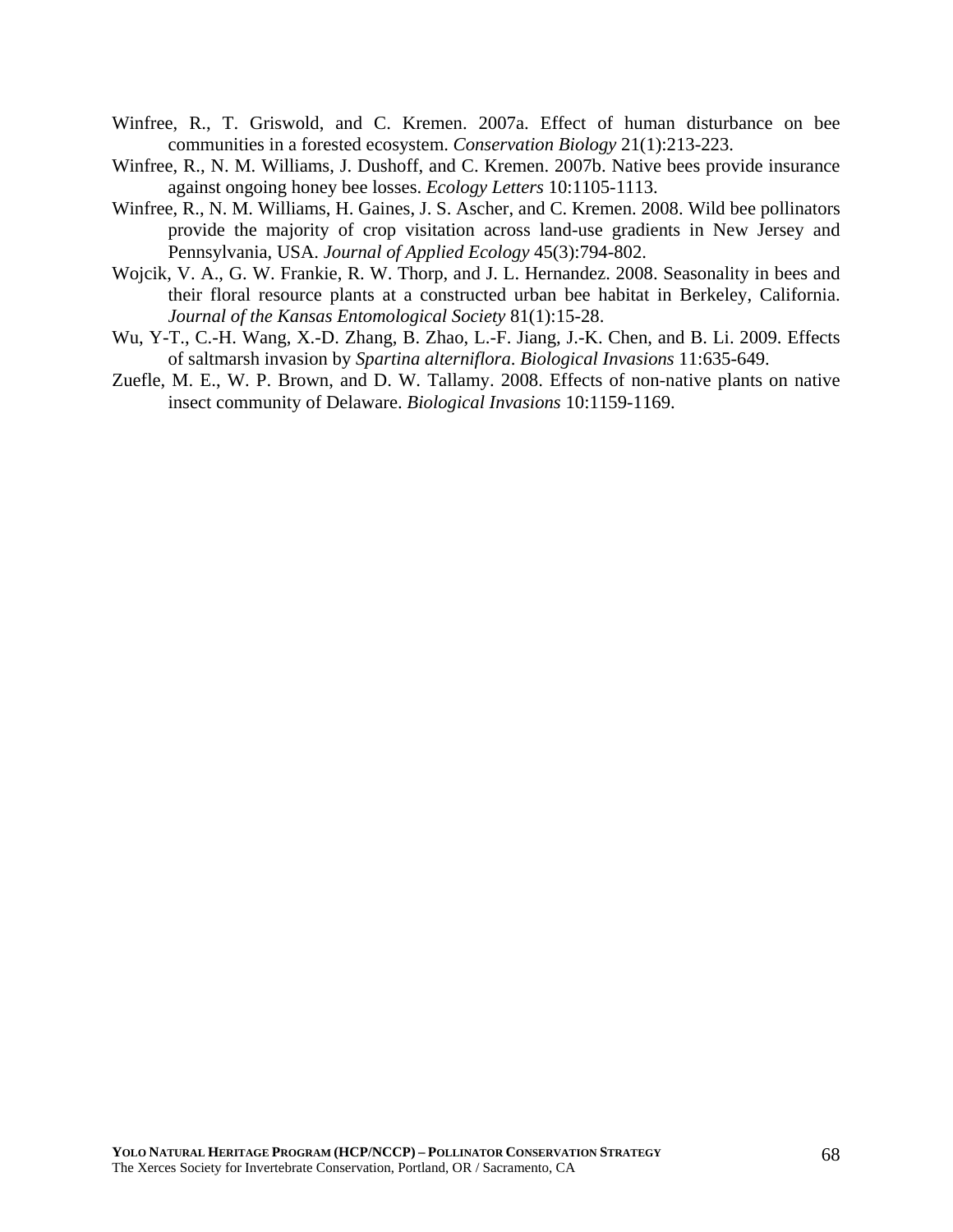Winfree, R., T. Griswold, and C. Kremen. 2007a. Effect of human disturbance on bee communities in a forested ecosystem. *Conservation Biology* 21(1):213-223.

Winfree, R., N. M. Williams, J. Dushoff, and C. Kremen. 2007b. Native bees provide insurance against ongoing honey bee losses. *Ecology Letters* 10:1105-1113.

Winfree, R., N. M. Williams, H. Gaines, J. S. Ascher, and C. Kremen. 2008. Wild bee pollinators provide the majority of crop visitation across land-use gradients in New Jersey and Pennsylvania, USA. *Journal of Applied Ecology* 45(3):794-802.

Wojcik, V. A., G. W. Frankie, R. W. Thorp, and J. L. Hernandez. 2008. Seasonality in bees and their floral resource plants at a constructed urban bee habitat in Berkeley, California. *Journal of the Kansas Entomological Society* 81(1):15-28.

Wu, Y-T., C.-H. Wang, X.-D. Zhang, B. Zhao, L.-F. Jiang, J.-K. Chen, and B. Li. 2009. Effects of saltmarsh invasion by *Spartina alterniflora*. *Biological Invasions* 11:635-649.

Zuefle, M. E., W. P. Brown, and D. W. Tallamy. 2008. Effects of non-native plants on native insect community of Delaware. *Biological Invasions* 10:1159-1169.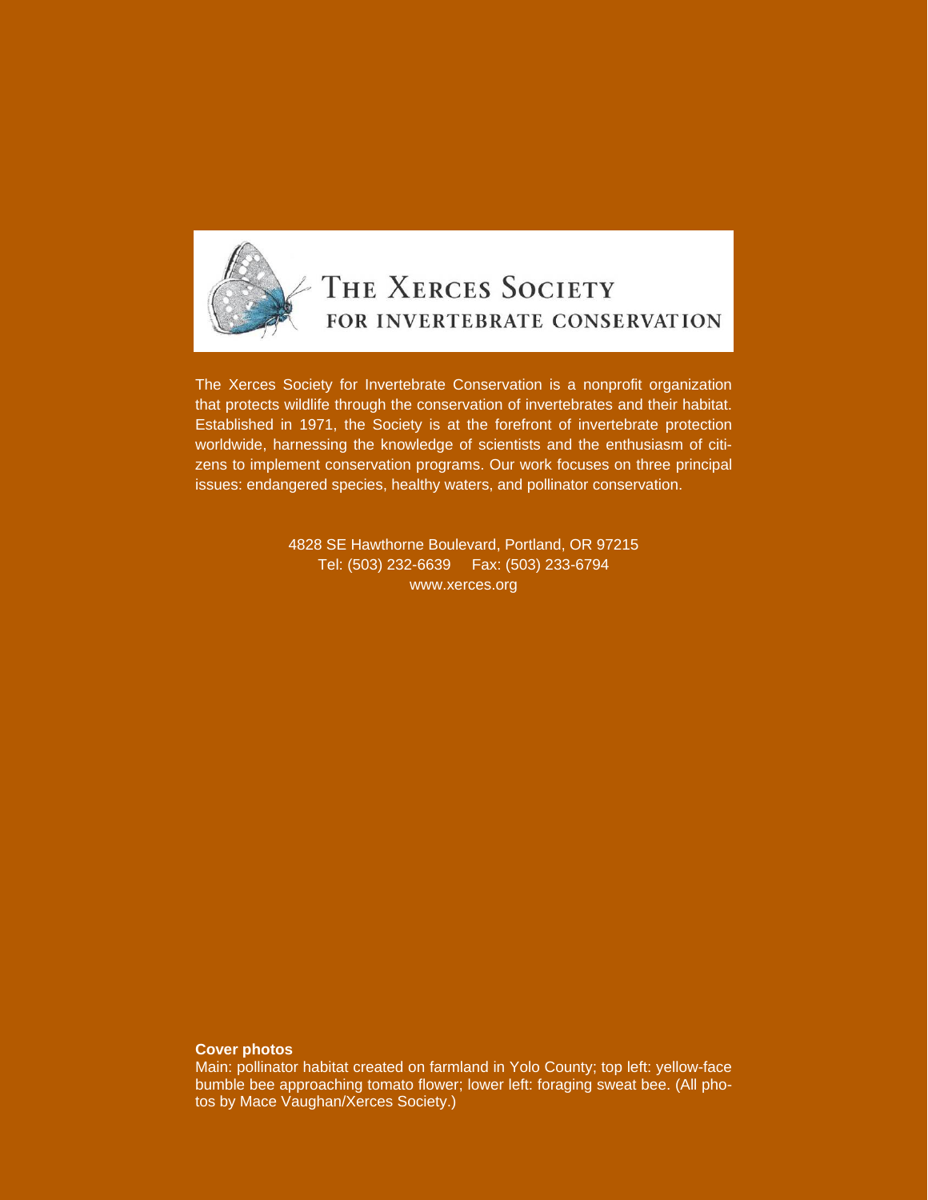# The Xerces Society for Invertebrate Conservation

The Xerces Society for Invertebrate Conservation is a nonprofit organization that protects wildlife through the conservation of invertebrates and their habitat. Established in 1971, the Society is at the forefront of invertebrate protection worldwide, harnessing the knowledge of scientists and the enthusiasm of citizens to implement conservation programs. Our work focuses on three principal issues: endangered species, healthy waters, and pollinator conservation.

4828 SE Hawthorne Boulevard, Portland, OR 97215
Tel: (503) 232-6639 Fax: (503) 233-6794
www.xerces.org

**Cover photos**
Main: pollinator habitat created on farmland in Yolo County; top left: yellow-face bumble bee approaching tomato flower; lower left: foraging sweat bee. (All photos by Mace Vaughan/Xerces Society.)